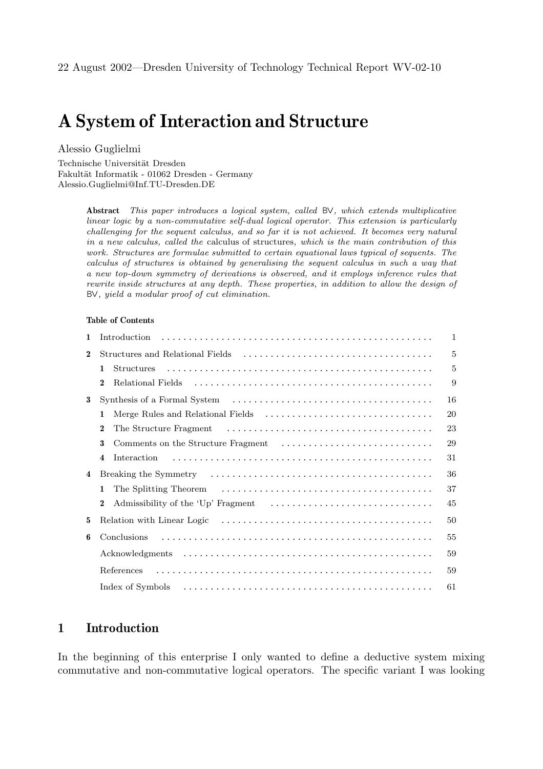22 August 2002—Dresden University of Technology Technical Report WV-02-10

# A System of Interaction and Structure

Alessio Guglielmi

Technische Universität Dresden
Fakultät Informatik - 01062 Dresden - Germany
Alessio.Guglielmi@Inf.TU-Dresden.DE

> **Abstract** *This paper introduces a logical system, called* BV*, which extends multiplicative linear logic by a non-commutative self-dual logical operator. This extension is particularly challenging for the sequent calculus, and so far it is not achieved. It becomes very natural in a new calculus, called the* calculus of structures*, which is the main contribution of this work. Structures are formulae submitted to certain equational laws typical of sequents. The calculus of structures is obtained by generalising the sequent calculus in such a way that a new top-down symmetry of derivations is observed, and it employs inference rules that rewrite inside structures at any depth. These properties, in addition to allow the design of* BV*, yield a modular proof of cut elimination.*

**Table of Contents**

| | | |
|---|---|---|
| **1** | Introduction | 1 |
| **2** | Structures and Relational Fields | 5 |
| | **1** Structures | 5 |
| | **2** Relational Fields | 9 |
| **3** | Synthesis of a Formal System | 16 |
| | **1** Merge Rules and Relational Fields | 20 |
| | **2** The Structure Fragment | 23 |
| | **3** Comments on the Structure Fragment | 29 |
| | **4** Interaction | 31 |
| **4** | Breaking the Symmetry | 36 |
| | **1** The Splitting Theorem | 37 |
| | **2** Admissibility of the 'Up' Fragment | 45 |
| **5** | Relation with Linear Logic | 50 |
| **6** | Conclusions | 55 |
| | Acknowledgments | 59 |
| | References | 59 |
| | Index of Symbols | 61 |

## 1 Introduction

In the beginning of this enterprise I only wanted to define a deductive system mixing commutative and non-commutative logical operators. The specific variant I was looking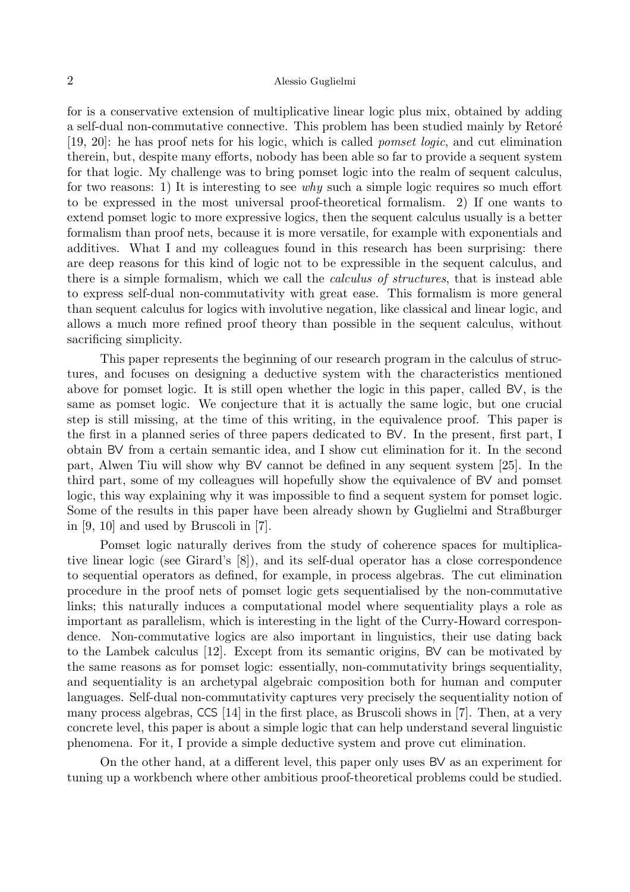for is a conservative extension of multiplicative linear logic plus mix, obtained by adding a self-dual non-commutative connective. This problem has been studied mainly by Retoré [19, 20]: he has proof nets for his logic, which is called *pomset logic*, and cut elimination therein, but, despite many efforts, nobody has been able so far to provide a sequent system for that logic. My challenge was to bring pomset logic into the realm of sequent calculus, for two reasons: 1) It is interesting to see *why* such a simple logic requires so much effort to be expressed in the most universal proof-theoretical formalism. 2) If one wants to extend pomset logic to more expressive logics, then the sequent calculus usually is a better formalism than proof nets, because it is more versatile, for example with exponentials and additives. What I and my colleagues found in this research has been surprising: there are deep reasons for this kind of logic not to be expressible in the sequent calculus, and there is a simple formalism, which we call the *calculus of structures*, that is instead able to express self-dual non-commutativity with great ease. This formalism is more general than sequent calculus for logics with involutive negation, like classical and linear logic, and allows a much more refined proof theory than possible in the sequent calculus, without sacrificing simplicity.

This paper represents the beginning of our research program in the calculus of structures, and focuses on designing a deductive system with the characteristics mentioned above for pomset logic. It is still open whether the logic in this paper, called BV, is the same as pomset logic. We conjecture that it is actually the same logic, but one crucial step is still missing, at the time of this writing, in the equivalence proof. This paper is the first in a planned series of three papers dedicated to BV. In the present, first part, I obtain BV from a certain semantic idea, and I show cut elimination for it. In the second part, Alwen Tiu will show why BV cannot be defined in any sequent system [25]. In the third part, some of my colleagues will hopefully show the equivalence of BV and pomset logic, this way explaining why it was impossible to find a sequent system for pomset logic. Some of the results in this paper have been already shown by Guglielmi and Straßburger in [9, 10] and used by Bruscoli in [7].

Pomset logic naturally derives from the study of coherence spaces for multiplicative linear logic (see Girard's [8]), and its self-dual operator has a close correspondence to sequential operators as defined, for example, in process algebras. The cut elimination procedure in the proof nets of pomset logic gets sequentialised by the non-commutative links; this naturally induces a computational model where sequentiality plays a role as important as parallelism, which is interesting in the light of the Curry-Howard correspondence. Non-commutative logics are also important in linguistics, their use dating back to the Lambek calculus [12]. Except from its semantic origins, BV can be motivated by the same reasons as for pomset logic: essentially, non-commutativity brings sequentiality, and sequentiality is an archetypal algebraic composition both for human and computer languages. Self-dual non-commutativity captures very precisely the sequentiality notion of many process algebras, CCS [14] in the first place, as Bruscoli shows in [7]. Then, at a very concrete level, this paper is about a simple logic that can help understand several linguistic phenomena. For it, I provide a simple deductive system and prove cut elimination.

On the other hand, at a different level, this paper only uses BV as an experiment for tuning up a workbench where other ambitious proof-theoretical problems could be studied.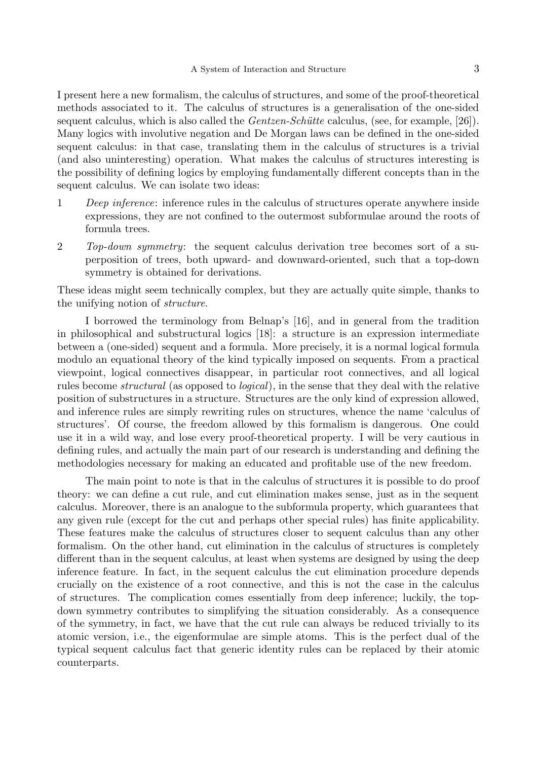I present here a new formalism, the calculus of structures, and some of the proof-theoretical methods associated to it. The calculus of structures is a generalisation of the one-sided sequent calculus, which is also called the *Gentzen-Schütte* calculus, (see, for example, [26]). Many logics with involutive negation and De Morgan laws can be defined in the one-sided sequent calculus: in that case, translating them in the calculus of structures is a trivial (and also uninteresting) operation. What makes the calculus of structures interesting is the possibility of defining logics by employing fundamentally different concepts than in the sequent calculus. We can isolate two ideas:

1. *Deep inference*: inference rules in the calculus of structures operate anywhere inside expressions, they are not confined to the outermost subformulae around the roots of formula trees.

2. *Top-down symmetry*: the sequent calculus derivation tree becomes sort of a superposition of trees, both upward- and downward-oriented, such that a top-down symmetry is obtained for derivations.

These ideas might seem technically complex, but they are actually quite simple, thanks to the unifying notion of *structure*.

I borrowed the terminology from Belnap's [16], and in general from the tradition in philosophical and substructural logics [18]: a structure is an expression intermediate between a (one-sided) sequent and a formula. More precisely, it is a normal logical formula modulo an equational theory of the kind typically imposed on sequents. From a practical viewpoint, logical connectives disappear, in particular root connectives, and all logical rules become *structural* (as opposed to *logical*), in the sense that they deal with the relative position of substructures in a structure. Structures are the only kind of expression allowed, and inference rules are simply rewriting rules on structures, whence the name 'calculus of structures'. Of course, the freedom allowed by this formalism is dangerous. One could use it in a wild way, and lose every proof-theoretical property. I will be very cautious in defining rules, and actually the main part of our research is understanding and defining the methodologies necessary for making an educated and profitable use of the new freedom.

The main point to note is that in the calculus of structures it is possible to do proof theory: we can define a cut rule, and cut elimination makes sense, just as in the sequent calculus. Moreover, there is an analogue to the subformula property, which guarantees that any given rule (except for the cut and perhaps other special rules) has finite applicability. These features make the calculus of structures closer to sequent calculus than any other formalism. On the other hand, cut elimination in the calculus of structures is completely different than in the sequent calculus, at least when systems are designed by using the deep inference feature. In fact, in the sequent calculus the cut elimination procedure depends crucially on the existence of a root connective, and this is not the case in the calculus of structures. The complication comes essentially from deep inference; luckily, the top-down symmetry contributes to simplifying the situation considerably. As a consequence of the symmetry, in fact, we have that the cut rule can always be reduced trivially to its atomic version, i.e., the eigenformulae are simple atoms. This is the perfect dual of the typical sequent calculus fact that generic identity rules can be replaced by their atomic counterparts.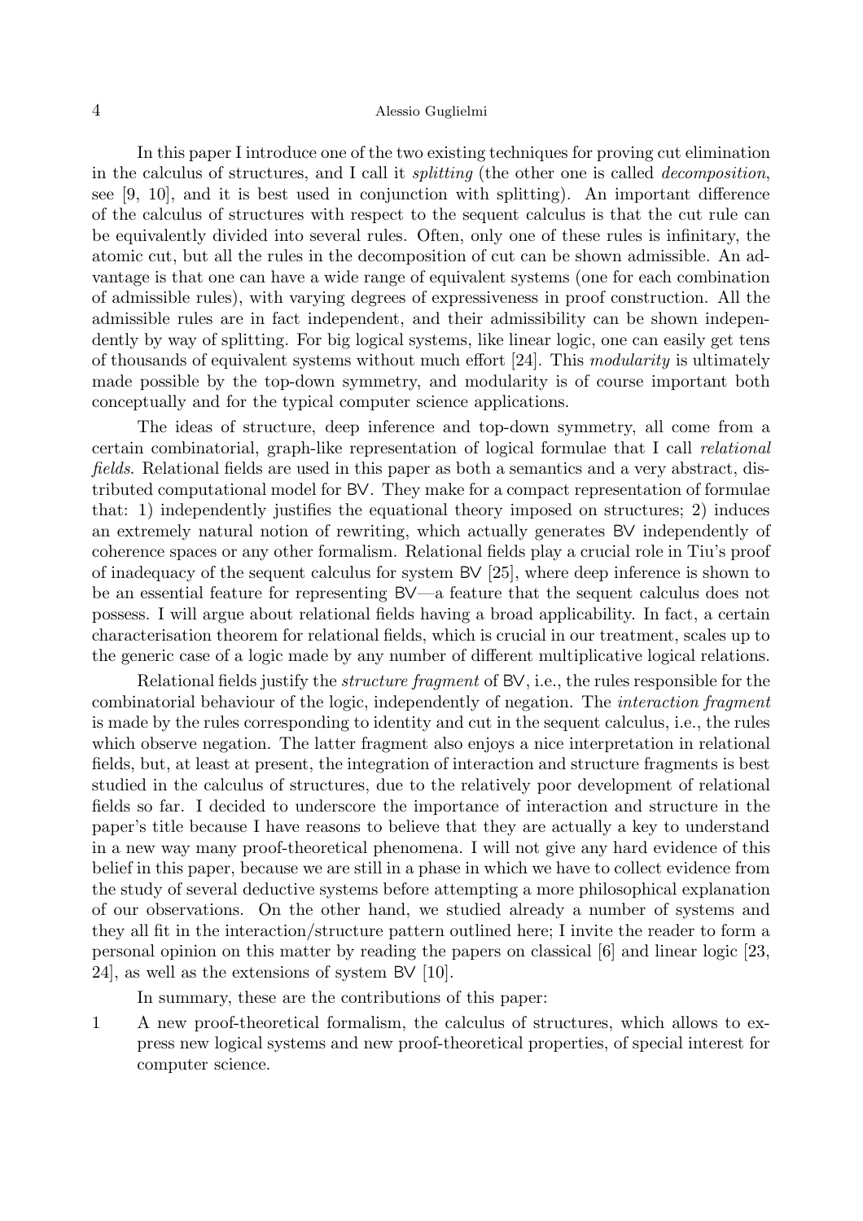In this paper I introduce one of the two existing techniques for proving cut elimination in the calculus of structures, and I call it *splitting* (the other one is called *decomposition*, see [9, 10], and it is best used in conjunction with splitting). An important difference of the calculus of structures with respect to the sequent calculus is that the cut rule can be equivalently divided into several rules. Often, only one of these rules is infinitary, the atomic cut, but all the rules in the decomposition of cut can be shown admissible. An advantage is that one can have a wide range of equivalent systems (one for each combination of admissible rules), with varying degrees of expressiveness in proof construction. All the admissible rules are in fact independent, and their admissibility can be shown independently by way of splitting. For big logical systems, like linear logic, one can easily get tens of thousands of equivalent systems without much effort [24]. This *modularity* is ultimately made possible by the top-down symmetry, and modularity is of course important both conceptually and for the typical computer science applications.

The ideas of structure, deep inference and top-down symmetry, all come from a certain combinatorial, graph-like representation of logical formulae that I call *relational fields*. Relational fields are used in this paper as both a semantics and a very abstract, distributed computational model for BV. They make for a compact representation of formulae that: 1) independently justifies the equational theory imposed on structures; 2) induces an extremely natural notion of rewriting, which actually generates BV independently of coherence spaces or any other formalism. Relational fields play a crucial role in Tiu's proof of inadequacy of the sequent calculus for system BV [25], where deep inference is shown to be an essential feature for representing BV—a feature that the sequent calculus does not possess. I will argue about relational fields having a broad applicability. In fact, a certain characterisation theorem for relational fields, which is crucial in our treatment, scales up to the generic case of a logic made by any number of different multiplicative logical relations.

Relational fields justify the *structure fragment* of BV, i.e., the rules responsible for the combinatorial behaviour of the logic, independently of negation. The *interaction fragment* is made by the rules corresponding to identity and cut in the sequent calculus, i.e., the rules which observe negation. The latter fragment also enjoys a nice interpretation in relational fields, but, at least at present, the integration of interaction and structure fragments is best studied in the calculus of structures, due to the relatively poor development of relational fields so far. I decided to underscore the importance of interaction and structure in the paper's title because I have reasons to believe that they are actually a key to understand in a new way many proof-theoretical phenomena. I will not give any hard evidence of this belief in this paper, because we are still in a phase in which we have to collect evidence from the study of several deductive systems before attempting a more philosophical explanation of our observations. On the other hand, we studied already a number of systems and they all fit in the interaction/structure pattern outlined here; I invite the reader to form a personal opinion on this matter by reading the papers on classical [6] and linear logic [23, 24], as well as the extensions of system BV [10].

In summary, these are the contributions of this paper:

1 A new proof-theoretical formalism, the calculus of structures, which allows to express new logical systems and new proof-theoretical properties, of special interest for computer science.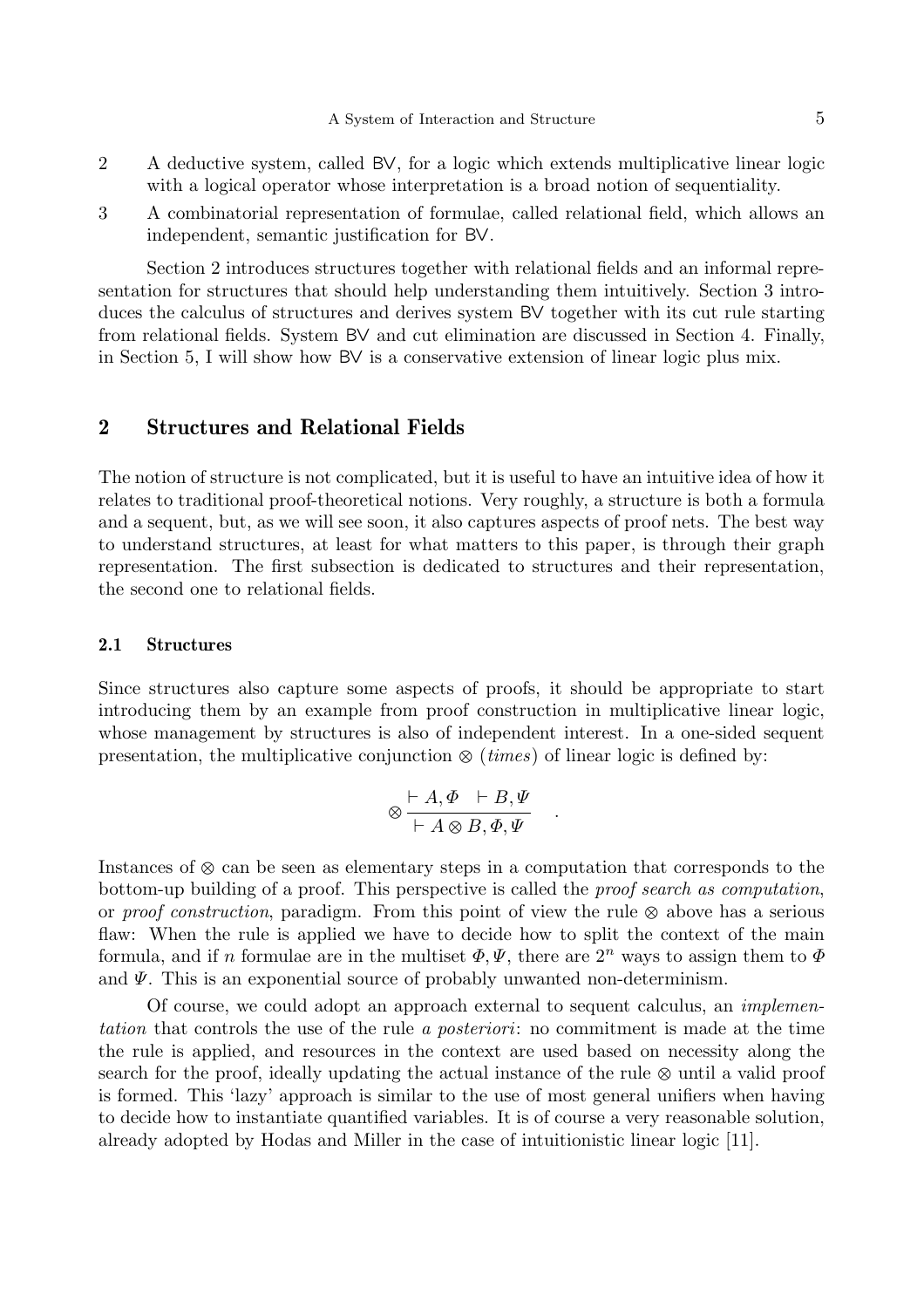2 A deductive system, called BV, for a logic which extends multiplicative linear logic with a logical operator whose interpretation is a broad notion of sequentiality.

3 A combinatorial representation of formulae, called relational field, which allows an independent, semantic justification for BV.

Section 2 introduces structures together with relational fields and an informal representation for structures that should help understanding them intuitively. Section 3 introduces the calculus of structures and derives system BV together with its cut rule starting from relational fields. System BV and cut elimination are discussed in Section 4. Finally, in Section 5, I will show how BV is a conservative extension of linear logic plus mix.

## 2 Structures and Relational Fields

The notion of structure is not complicated, but it is useful to have an intuitive idea of how it relates to traditional proof-theoretical notions. Very roughly, a structure is both a formula and a sequent, but, as we will see soon, it also captures aspects of proof nets. The best way to understand structures, at least for what matters to this paper, is through their graph representation. The first subsection is dedicated to structures and their representation, the second one to relational fields.

### 2.1 Structures

Since structures also capture some aspects of proofs, it should be appropriate to start introducing them by an example from proof construction in multiplicative linear logic, whose management by structures is also of independent interest. In a one-sided sequent presentation, the multiplicative conjunction $\otimes$ (*times*) of linear logic is defined by:

$$\otimes \frac{\vdash A, \Phi \quad \vdash B, \Psi}{\vdash A \otimes B, \Phi, \Psi} \quad .$$

Instances of $\otimes$ can be seen as elementary steps in a computation that corresponds to the bottom-up building of a proof. This perspective is called the *proof search as computation*, or *proof construction*, paradigm. From this point of view the rule $\otimes$ above has a serious flaw: When the rule is applied we have to decide how to split the context of the main formula, and if $n$ formulae are in the multiset $\Phi, \Psi$, there are $2^n$ ways to assign them to $\Phi$ and $\Psi$. This is an exponential source of probably unwanted non-determinism.

Of course, we could adopt an approach external to sequent calculus, an *implementation* that controls the use of the rule *a posteriori*: no commitment is made at the time the rule is applied, and resources in the context are used based on necessity along the search for the proof, ideally updating the actual instance of the rule $\otimes$ until a valid proof is formed. This 'lazy' approach is similar to the use of most general unifiers when having to decide how to instantiate quantified variables. It is of course a very reasonable solution, already adopted by Hodas and Miller in the case of intuitionistic linear logic [11].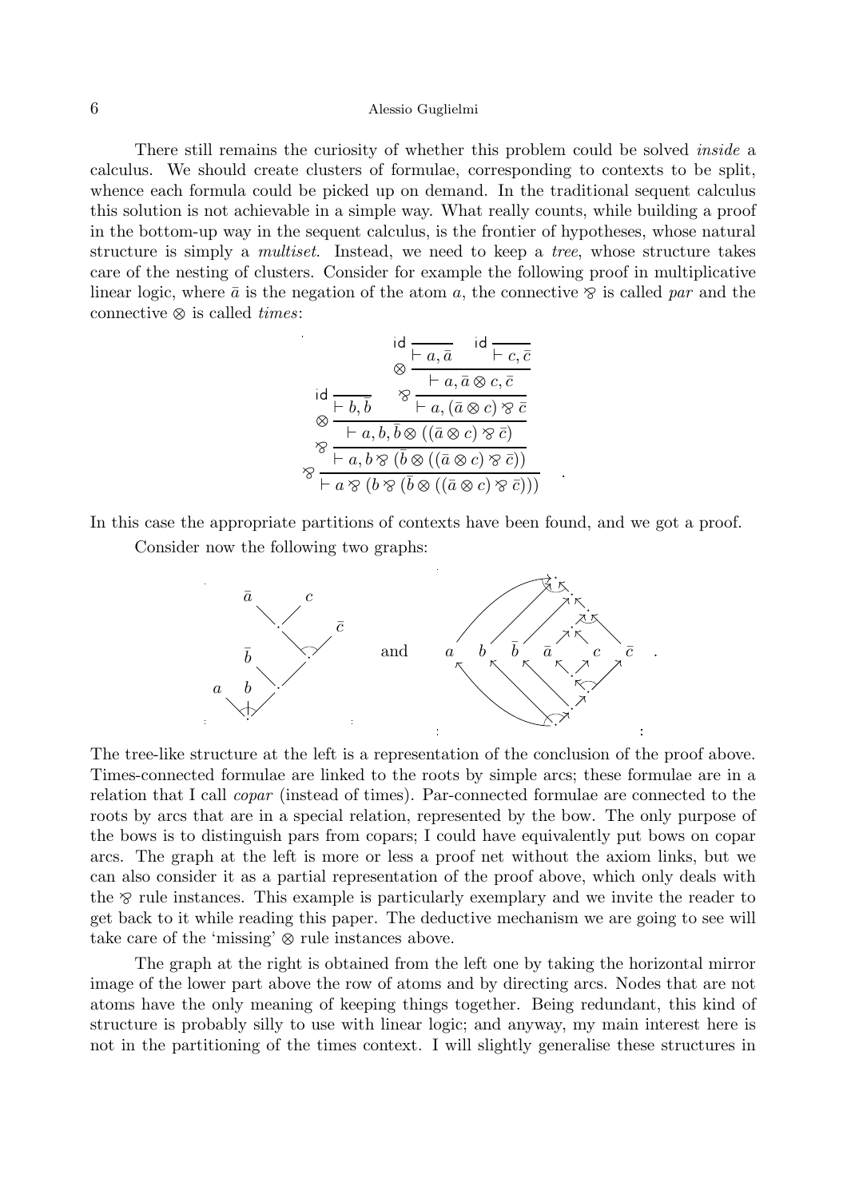There still remains the curiosity of whether this problem could be solved *inside* a calculus. We should create clusters of formulae, corresponding to contexts to be split, whence each formula could be picked up on demand. In the traditional sequent calculus this solution is not achievable in a simple way. What really counts, while building a proof in the bottom-up way in the sequent calculus, is the frontier of hypotheses, whose natural structure is simply a *multiset*. Instead, we need to keep a *tree*, whose structure takes care of the nesting of clusters. Consider for example the following proof in multiplicative linear logic, where $\bar{a}$ is the negation of the atom $a$, the connective $⅋$ is called *par* and the connective $\otimes$ is called *times*:

$$
\cfrac{\cfrac{\mathsf{id}\,\cfrac{}{\vdash b, \bar{b}} \qquad ⅋\,\cfrac{\otimes\,\cfrac{\mathsf{id}\,\cfrac{}{\vdash a, \bar{a}} \qquad \mathsf{id}\,\cfrac{}{\vdash c, \bar{c}}}{\vdash a, \bar{a} \otimes c, \bar{c}}}{\vdash a, (\bar{a} \otimes c) ⅋ \bar{c}}}{\otimes\;\vdash a, b, \bar{b} \otimes ((\bar{a} \otimes c) ⅋ \bar{c})}}{\cfrac{⅋\;\vdash a, b ⅋ (\bar{b} \otimes ((\bar{a} \otimes c) ⅋ \bar{c}))}{⅋\;\vdash a ⅋ (b ⅋ (\bar{b} \otimes ((\bar{a} \otimes c) ⅋ \bar{c})))}}
\quad .
$$

In this case the appropriate partitions of contexts have been found, and we got a proof.

Consider now the following two graphs:

[Two graphs: left, a tree over atoms $a$, $b$, $\bar{b}$, $\bar{a}$, $c$, $\bar{c}$; right, a directed graph over atoms $a$, $b$, $\bar{b}$, $\bar{a}$, $c$, $\bar{c}$.]

The tree-like structure at the left is a representation of the conclusion of the proof above. Times-connected formulae are linked to the roots by simple arcs; these formulae are in a relation that I call *copar* (instead of times). Par-connected formulae are connected to the roots by arcs that are in a special relation, represented by the bow. The only purpose of the bows is to distinguish pars from copars; I could have equivalently put bows on copar arcs. The graph at the left is more or less a proof net without the axiom links, but we can also consider it as a partial representation of the proof above, which only deals with the $⅋$ rule instances. This example is particularly exemplary and we invite the reader to get back to it while reading this paper. The deductive mechanism we are going to see will take care of the 'missing' $\otimes$ rule instances above.

The graph at the right is obtained from the left one by taking the horizontal mirror image of the lower part above the row of atoms and by directing arcs. Nodes that are not atoms have the only meaning of keeping things together. Being redundant, this kind of structure is probably silly to use with linear logic; and anyway, my main interest here is not in the partitioning of the times context. I will slightly generalise these structures in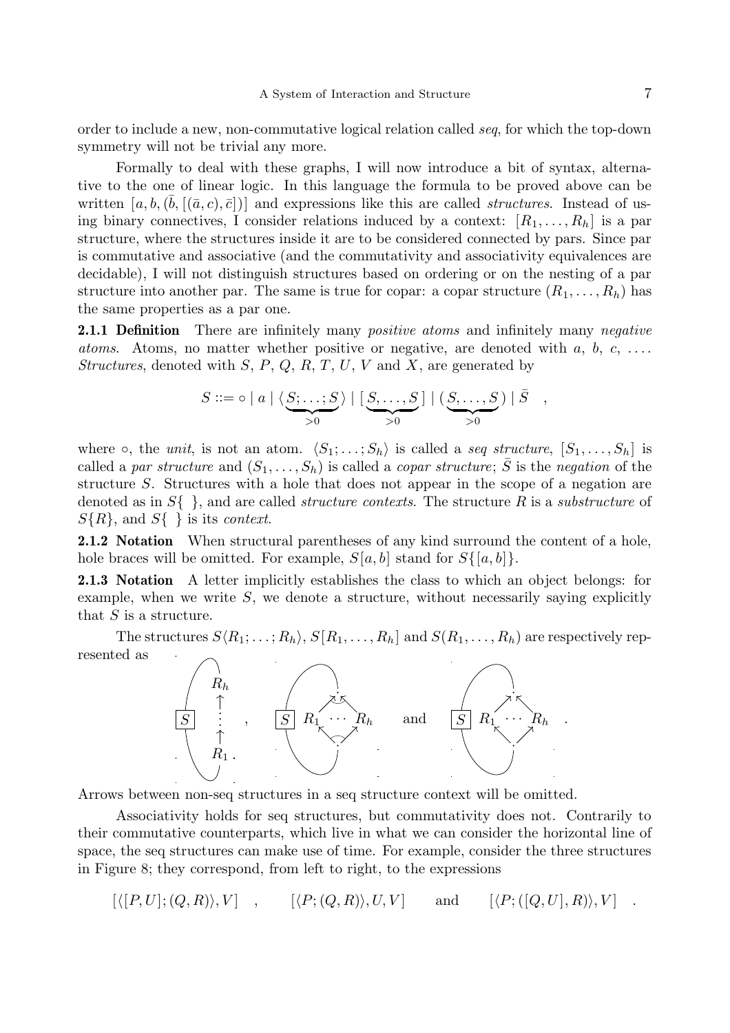order to include a new, non-commutative logical relation called *seq*, for which the top-down symmetry will not be trivial any more.

Formally to deal with these graphs, I will now introduce a bit of syntax, alternative to the one of linear logic. In this language the formula to be proved above can be written $[a, b, (\bar{b}, [(\bar{a}, c), \bar{c}])]$ and expressions like this are called *structures*. Instead of using binary connectives, I consider relations induced by a context: $[R_1, \ldots, R_h]$ is a par structure, where the structures inside it are to be considered connected by pars. Since par is commutative and associative (and the commutativity and associativity equivalences are decidable), I will not distinguish structures based on ordering or on the nesting of a par structure into another par. The same is true for copar: a copar structure $(R_1, \ldots, R_h)$ has the same properties as a par one.

**2.1.1 Definition** There are infinitely many *positive atoms* and infinitely many *negative atoms*. Atoms, no matter whether positive or negative, are denoted with $a$, $b$, $c$, .... *Structures*, denoted with $S$, $P$, $Q$, $R$, $T$, $U$, $V$ and $X$, are generated by

$$S ::= \circ \mid a \mid \langle \underbrace{S; \ldots; S}_{>0} \rangle \mid [\underbrace{S, \ldots, S}_{>0}] \mid (\underbrace{S, \ldots, S}_{>0}) \mid \bar{S} \quad ,$$

where $\circ$, the *unit*, is not an atom. $\langle S_1; \ldots; S_h \rangle$ is called a *seq structure*, $[S_1, \ldots, S_h]$ is called a *par structure* and $(S_1, \ldots, S_h)$ is called a *copar structure*; $\bar{S}$ is the *negation* of the structure $S$. Structures with a hole that does not appear in the scope of a negation are denoted as in $S\{\ \}$, and are called *structure contexts*. The structure $R$ is a *substructure* of $S\{R\}$, and $S\{\ \}$ is its *context*.

**2.1.2 Notation** When structural parentheses of any kind surround the content of a hole, hole braces will be omitted. For example, $S[a, b]$ stand for $S\{[a, b]\}$.

**2.1.3 Notation** A letter implicitly establishes the class to which an object belongs: for example, when we write $S$, we denote a structure, without necessarily saying explicitly that $S$ is a structure.

The structures $S\langle R_1; \ldots; R_h \rangle$, $S[R_1, \ldots, R_h]$ and $S(R_1, \ldots, R_h)$ are respectively represented as

[Diagrams: a seq structure with $S$ and $R_1 \uparrow \cdots \uparrow R_h$ stacked vertically; a par structure with $S$ and $R_1 \cdots R_h$; and a copar structure with $S$ and $R_1 \cdots R_h$.]

Arrows between non-seq structures in a seq structure context will be omitted.

Associativity holds for seq structures, but commutativity does not. Contrarily to their commutative counterparts, which live in what we can consider the horizontal line of space, the seq structures can make use of time. For example, consider the three structures in Figure 8; they correspond, from left to right, to the expressions

$$[\langle [P, U]; (Q, R) \rangle, V] \quad , \qquad [\langle P; (Q, R) \rangle, U, V] \qquad \text{and} \qquad [\langle P; ([Q, U], R) \rangle, V] \quad .$$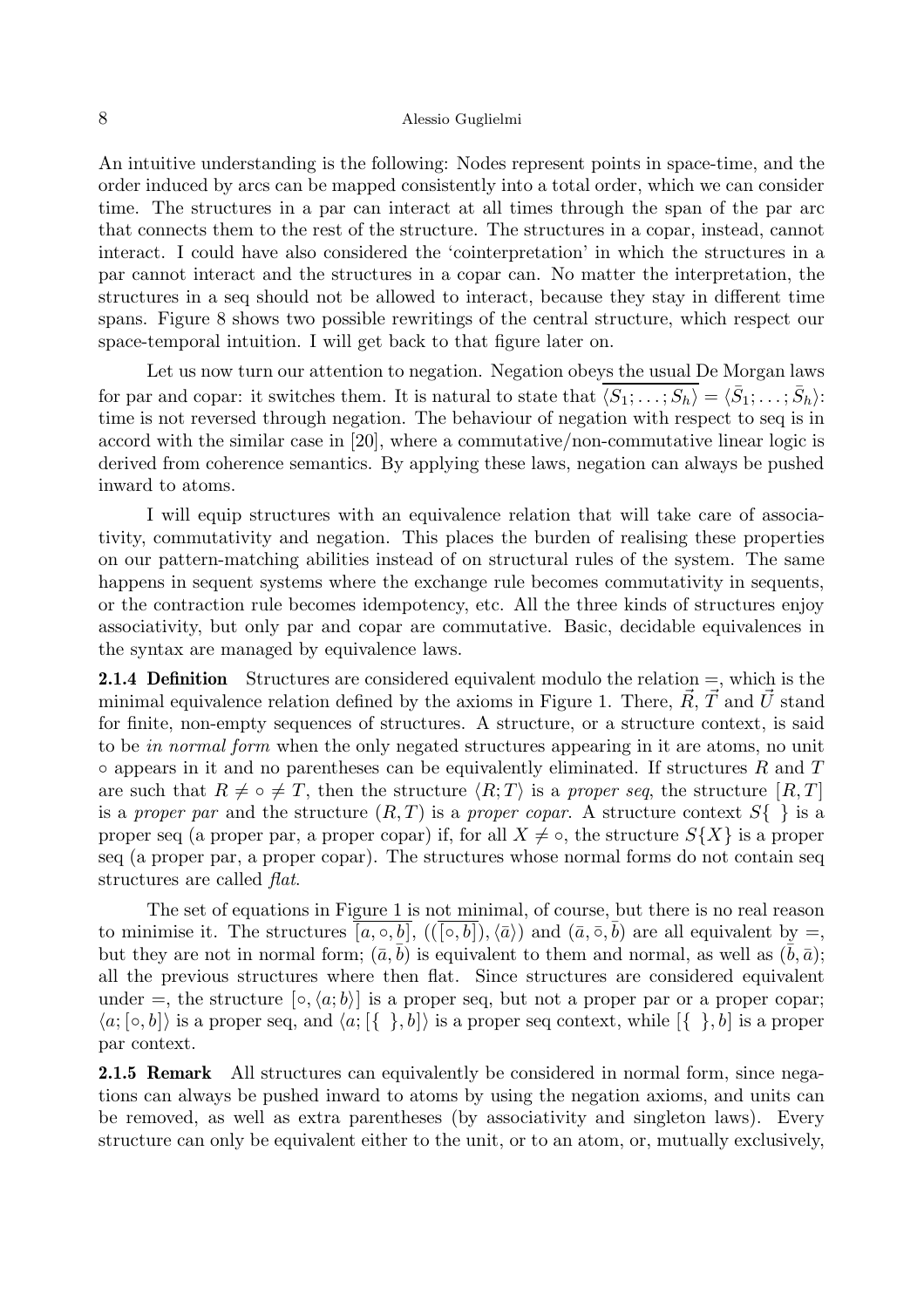An intuitive understanding is the following: Nodes represent points in space-time, and the order induced by arcs can be mapped consistently into a total order, which we can consider time. The structures in a par can interact at all times through the span of the par arc that connects them to the rest of the structure. The structures in a copar, instead, cannot interact. I could have also considered the 'cointerpretation' in which the structures in a par cannot interact and the structures in a copar can. No matter the interpretation, the structures in a seq should not be allowed to interact, because they stay in different time spans. Figure 8 shows two possible rewritings of the central structure, which respect our space-temporal intuition. I will get back to that figure later on.

Let us now turn our attention to negation. Negation obeys the usual De Morgan laws for par and copar: it switches them. It is natural to state that $\overline{\langle S_1; \dots; S_h \rangle} = \langle \bar{S}_1; \dots; \bar{S}_h \rangle$: time is not reversed through negation. The behaviour of negation with respect to seq is in accord with the similar case in [20], where a commutative/non-commutative linear logic is derived from coherence semantics. By applying these laws, negation can always be pushed inward to atoms.

I will equip structures with an equivalence relation that will take care of associativity, commutativity and negation. This places the burden of realising these properties on our pattern-matching abilities instead of on structural rules of the system. The same happens in sequent systems where the exchange rule becomes commutativity in sequents, or the contraction rule becomes idempotency, etc. All the three kinds of structures enjoy associativity, but only par and copar are commutative. Basic, decidable equivalences in the syntax are managed by equivalence laws.

**2.1.4 Definition** Structures are considered equivalent modulo the relation $=$, which is the minimal equivalence relation defined by the axioms in Figure 1. There, $\vec{R}$, $\vec{T}$ and $\vec{U}$ stand for finite, non-empty sequences of structures. A structure, or a structure context, is said to be *in normal form* when the only negated structures appearing in it are atoms, no unit $\circ$ appears in it and no parentheses can be equivalently eliminated. If structures $R$ and $T$ are such that $R \neq \circ \neq T$, then the structure $\langle R; T \rangle$ is a *proper seq*, the structure $[R, T]$ is a *proper par* and the structure $(R, T)$ is a *proper copar*. A structure context $S\{\ \}$ is a proper seq (a proper par, a proper copar) if, for all $X \neq \circ$, the structure $S\{X\}$ is a proper seq (a proper par, a proper copar). The structures whose normal forms do not contain seq structures are called *flat*.

The set of equations in Figure 1 is not minimal, of course, but there is no real reason to minimise it. The structures $\overline{[a, \circ, b]}$, $((\overline{[\circ, b]}), \langle \bar{a} \rangle)$ and $(\bar{a}, \bar{\circ}, \bar{b})$ are all equivalent by $=$, but they are not in normal form; $(\bar{a}, \bar{b})$ is equivalent to them and normal, as well as $(\bar{b}, \bar{a})$; all the previous structures where then flat. Since structures are considered equivalent under $=$, the structure $[\circ, \langle a; b \rangle]$ is a proper seq, but not a proper par or a proper copar; $\langle a; [\circ, b] \rangle$ is a proper seq, and $\langle a; [\{\ \}, b] \rangle$ is a proper seq context, while $[\{\ \}, b]$ is a proper par context.

**2.1.5 Remark** All structures can equivalently be considered in normal form, since negations can always be pushed inward to atoms by using the negation axioms, and units can be removed, as well as extra parentheses (by associativity and singleton laws). Every structure can only be equivalent either to the unit, or to an atom, or, mutually exclusively,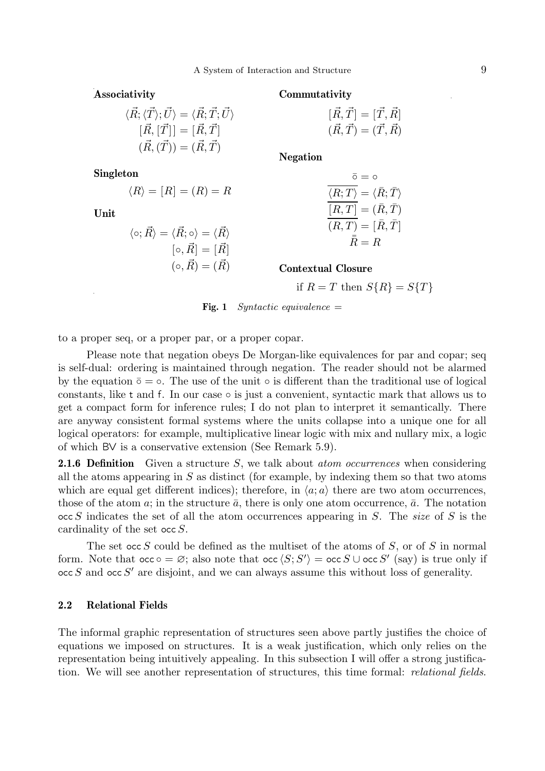**Associativity**

$$\langle \vec{R}; \langle \vec{T} \rangle; \vec{U} \rangle = \langle \vec{R}; \vec{T}; \vec{U} \rangle$$
$$[\vec{R}, [\vec{T}]] = [\vec{R}, \vec{T}]$$
$$(\vec{R}, (\vec{T})) = (\vec{R}, \vec{T})$$

**Singleton**

$$\langle R \rangle = [R] = (R) = R$$

**Unit**

$$\langle \circ; \vec{R} \rangle = \langle \vec{R}; \circ \rangle = \langle \vec{R} \rangle$$
$$[\circ, \vec{R}] = [\vec{R}]$$
$$(\circ, \vec{R}) = (\vec{R})$$

**Commutativity**

$$[\vec{R}, \vec{T}] = [\vec{T}, \vec{R}]$$
$$(\vec{R}, \vec{T}) = (\vec{T}, \vec{R})$$

**Negation**

$$\bar{\circ} = \circ$$
$$\overline{\langle R; T \rangle} = \langle \bar{R}; \bar{T} \rangle$$
$$\overline{[R, T]} = (\bar{R}, \bar{T})$$
$$\overline{(R, T)} = [\bar{R}, \bar{T}]$$
$$\bar{\bar{R}} = R$$

**Contextual Closure**

$$\text{if } R = T \text{ then } S\{R\} = S\{T\}$$

**Fig. 1** *Syntactic equivalence* $=$

to a proper seq, or a proper par, or a proper copar.

Please note that negation obeys De Morgan-like equivalences for par and copar; seq is self-dual: ordering is maintained through negation. The reader should not be alarmed by the equation $\bar{\circ} = \circ$. The use of the unit $\circ$ is different than the traditional use of logical constants, like $\mathsf{t}$ and $\mathsf{f}$. In our case $\circ$ is just a convenient, syntactic mark that allows us to get a compact form for inference rules; I do not plan to interpret it semantically. There are anyway consistent formal systems where the units collapse into a unique one for all logical operators: for example, multiplicative linear logic with mix and nullary mix, a logic of which $\mathsf{BV}$ is a conservative extension (See Remark 5.9).

**2.1.6 Definition** Given a structure $S$, we talk about *atom occurrences* when considering all the atoms appearing in $S$ as distinct (for example, by indexing them so that two atoms which are equal get different indices); therefore, in $\langle a; a \rangle$ there are two atom occurrences, those of the atom $a$; in the structure $\bar{a}$, there is only one atom occurrence, $\bar{a}$. The notation $\mathsf{occ}\, S$ indicates the set of all the atom occurrences appearing in $S$. The *size* of $S$ is the cardinality of the set $\mathsf{occ}\, S$.

The set $\mathsf{occ}\, S$ could be defined as the multiset of the atoms of $S$, or of $S$ in normal form. Note that $\mathsf{occ}\, \circ = \varnothing$; also note that $\mathsf{occ}\, \langle S; S' \rangle = \mathsf{occ}\, S \cup \mathsf{occ}\, S'$ (say) is true only if $\mathsf{occ}\, S$ and $\mathsf{occ}\, S'$ are disjoint, and we can always assume this without loss of generality.

## 2.2 Relational Fields

The informal graphic representation of structures seen above partly justifies the choice of equations we imposed on structures. It is a weak justification, which only relies on the representation being intuitively appealing. In this subsection I will offer a strong justification. We will see another representation of structures, this time formal: *relational fields.*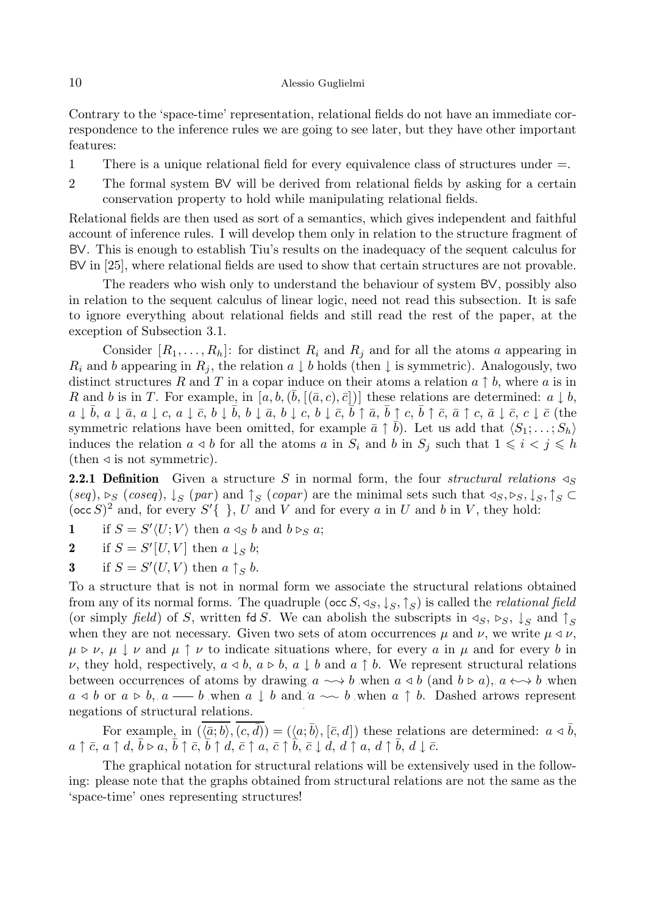Contrary to the 'space-time' representation, relational fields do not have an immediate correspondence to the inference rules we are going to see later, but they have other important features:

1 There is a unique relational field for every equivalence class of structures under $=$.

2 The formal system BV will be derived from relational fields by asking for a certain conservation property to hold while manipulating relational fields.

Relational fields are then used as sort of a semantics, which gives independent and faithful account of inference rules. I will develop them only in relation to the structure fragment of BV. This is enough to establish Tiu's results on the inadequacy of the sequent calculus for BV in [25], where relational fields are used to show that certain structures are not provable.

The readers who wish only to understand the behaviour of system BV, possibly also in relation to the sequent calculus of linear logic, need not read this subsection. It is safe to ignore everything about relational fields and still read the rest of the paper, at the exception of Subsection 3.1.

Consider $[R_1, \dots, R_h]$: for distinct $R_i$ and $R_j$ and for all the atoms $a$ appearing in $R_i$ and $b$ appearing in $R_j$, the relation $a \downarrow b$ holds (then $\downarrow$ is symmetric). Analogously, two distinct structures $R$ and $T$ in a copar induce on their atoms a relation $a \uparrow b$, where $a$ is in $R$ and $b$ is in $T$. For example, in $[a, b, (\bar{b}, [(\bar{a}, c), \bar{c}])]$ these relations are determined: $a \downarrow b$, $a \downarrow \bar{b}$, $a \downarrow \bar{a}$, $a \downarrow c$, $a \downarrow \bar{c}$, $b \downarrow \bar{b}$, $b \downarrow \bar{a}$, $b \downarrow c$, $b \downarrow \bar{c}$, $\bar{b} \uparrow \bar{a}$, $\bar{b} \uparrow c$, $\bar{b} \uparrow \bar{c}$, $\bar{a} \uparrow c$, $\bar{a} \downarrow \bar{c}$, $c \downarrow \bar{c}$ (the symmetric relations have been omitted, for example $\bar{a} \uparrow \bar{b}$). Let us add that $\langle S_1; \dots; S_h \rangle$ induces the relation $a \lhd b$ for all the atoms $a$ in $S_i$ and $b$ in $S_j$ such that $1 \leqslant i < j \leqslant h$ (then $\lhd$ is not symmetric).

**2.2.1 Definition** Given a structure $S$ in normal form, the four *structural relations* $\lhd_S$ (*seq*), $\rhd_S$ (*coseq*), $\downarrow_S$ (*par*) and $\uparrow_S$ (*copar*) are the minimal sets such that $\lhd_S, \rhd_S, \downarrow_S, \uparrow_S \subset (\mathsf{occ}\, S)^2$ and, for every $S'\{\ \}$, $U$ and $V$ and for every $a$ in $U$ and $b$ in $V$, they hold:

**1** if $S = S'\langle U; V \rangle$ then $a \lhd_S b$ and $b \rhd_S a$;

**2** if $S = S'[U, V]$ then $a \downarrow_S b$;

**3** if $S = S'(U, V)$ then $a \uparrow_S b$.

To a structure that is not in normal form we associate the structural relations obtained from any of its normal forms. The quadruple $(\mathsf{occ}\, S, \lhd_S, \downarrow_S, \uparrow_S)$ is called the *relational field* (or simply *field*) of $S$, written $\mathsf{fd}\, S$. We can abolish the subscripts in $\lhd_S$, $\rhd_S$, $\downarrow_S$ and $\uparrow_S$ when they are not necessary. Given two sets of atom occurrences $\mu$ and $\nu$, we write $\mu \lhd \nu$, $\mu \rhd \nu$, $\mu \downarrow \nu$ and $\mu \uparrow \nu$ to indicate situations where, for every $a$ in $\mu$ and for every $b$ in $\nu$, they hold, respectively, $a \lhd b$, $a \rhd b$, $a \downarrow b$ and $a \uparrow b$. We represent structural relations between occurrences of atoms by drawing $a \rightsquigarrow b$ when $a \lhd b$ (and $b \rhd a$), $a \leftrightsquigarrow b$ when $a \lhd b$ or $a \rhd b$, $a$ —— $b$ when $a \downarrow b$ and $a \sim\!\sim b$ when $a \uparrow b$. Dashed arrows represent negations of structural relations.

For example, in $(\overline{\langle \bar{a}; b \rangle}, \overline{(c, \bar{d})}) = (\langle a; \bar{b} \rangle, [\bar{c}, d])$ these relations are determined: $a \lhd \bar{b}$, $a \uparrow \bar{c}$, $a \uparrow d$, $\bar{b} \rhd a$, $\bar{b} \uparrow \bar{c}$, $\bar{b} \uparrow d$, $\bar{c} \uparrow a$, $\bar{c} \uparrow \bar{b}$, $\bar{c} \downarrow d$, $d \uparrow a$, $d \uparrow \bar{b}$, $d \downarrow \bar{c}$.

The graphical notation for structural relations will be extensively used in the following: please note that the graphs obtained from structural relations are not the same as the 'space-time' ones representing structures!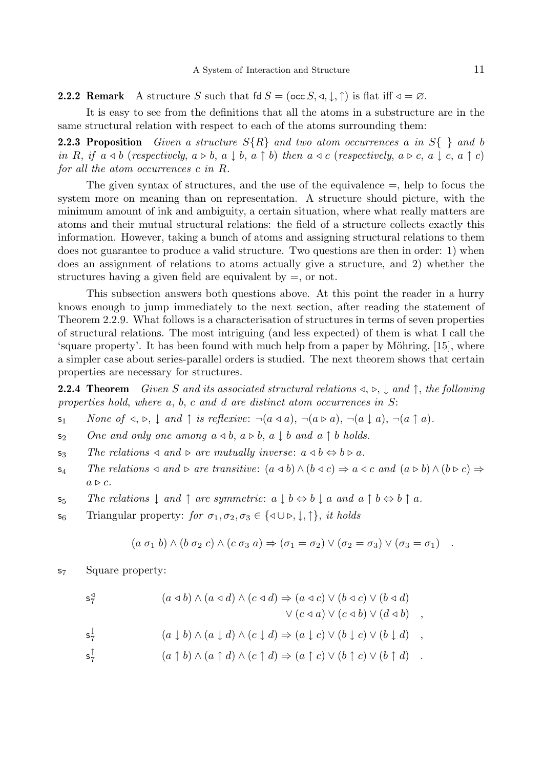**2.2.2 Remark** A structure $S$ such that $\mathsf{fd}\, S = (\mathsf{occ}\, S, \lhd, \downarrow, \uparrow)$ is flat iff $\lhd = \varnothing$.

It is easy to see from the definitions that all the atoms in a substructure are in the same structural relation with respect to each of the atoms surrounding them:

**2.2.3 Proposition** *Given a structure $S\{R\}$ and two atom occurrences $a$ in $S\{\ \}$ and $b$ in $R$, if $a \lhd b$ (respectively, $a \rhd b$, $a \downarrow b$, $a \uparrow b$) then $a \lhd c$ (respectively, $a \rhd c$, $a \downarrow c$, $a \uparrow c$) for all the atom occurrences $c$ in $R$.*

The given syntax of structures, and the use of the equivalence $=$, help to focus the system more on meaning than on representation. A structure should picture, with the minimum amount of ink and ambiguity, a certain situation, where what really matters are atoms and their mutual structural relations: the field of a structure collects exactly this information. However, taking a bunch of atoms and assigning structural relations to them does not guarantee to produce a valid structure. Two questions are then in order: 1) when does an assignment of relations to atoms actually give a structure, and 2) whether the structures having a given field are equivalent by $=$, or not.

This subsection answers both questions above. At this point the reader in a hurry knows enough to jump immediately to the next section, after reading the statement of Theorem 2.2.9. What follows is a characterisation of structures in terms of seven properties of structural relations. The most intriguing (and less expected) of them is what I call the 'square property'. It has been found with much help from a paper by Möhring, [15], where a simpler case about series-parallel orders is studied. The next theorem shows that certain properties are necessary for structures.

**2.2.4 Theorem** *Given $S$ and its associated structural relations $\lhd$, $\rhd$, $\downarrow$ and $\uparrow$, the following properties hold, where $a$, $b$, $c$ and $d$ are distinct atom occurrences in $S$:*

$\mathsf{s}_1$ *None of $\lhd$, $\rhd$, $\downarrow$ and $\uparrow$ is reflexive: $\neg(a \lhd a)$, $\neg(a \rhd a)$, $\neg(a \downarrow a)$, $\neg(a \uparrow a)$.*

$\mathsf{s}_2$ *One and only one among $a \lhd b$, $a \rhd b$, $a \downarrow b$ and $a \uparrow b$ holds.*

$\mathsf{s}_3$ *The relations $\lhd$ and $\rhd$ are mutually inverse: $a \lhd b \Leftrightarrow b \rhd a$.*

$\mathsf{s}_4$ *The relations $\lhd$ and $\rhd$ are transitive: $(a \lhd b) \wedge (b \lhd c) \Rightarrow a \lhd c$ and $(a \rhd b) \wedge (b \rhd c) \Rightarrow a \rhd c$.*

$\mathsf{s}_5$ *The relations $\downarrow$ and $\uparrow$ are symmetric: $a \downarrow b \Leftrightarrow b \downarrow a$ and $a \uparrow b \Leftrightarrow b \uparrow a$.*

$\mathsf{s}_6$ Triangular property: *for $\sigma_1, \sigma_2, \sigma_3 \in \{\lhd \cup \rhd, \downarrow, \uparrow\}$, it holds*

$$(a\ \sigma_1\ b) \wedge (b\ \sigma_2\ c) \wedge (c\ \sigma_3\ a) \Rightarrow (\sigma_1 = \sigma_2) \vee (\sigma_2 = \sigma_3) \vee (\sigma_3 = \sigma_1) \quad .$$

$\mathsf{s}_7$ Square property:

$$\mathsf{s}_7^{\lhd} \qquad (a \lhd b) \wedge (a \lhd d) \wedge (c \lhd d) \Rightarrow (a \lhd c) \vee (b \lhd c) \vee (b \lhd d) \vee (c \lhd a) \vee (c \lhd b) \vee (d \lhd b) \quad ,$$

$$\mathsf{s}_7^{\downarrow} \qquad (a \downarrow b) \wedge (a \downarrow d) \wedge (c \downarrow d) \Rightarrow (a \downarrow c) \vee (b \downarrow c) \vee (b \downarrow d) \quad ,$$

$$\mathsf{s}_7^{\uparrow} \qquad (a \uparrow b) \wedge (a \uparrow d) \wedge (c \uparrow d) \Rightarrow (a \uparrow c) \vee (b \uparrow c) \vee (b \uparrow d) \quad .$$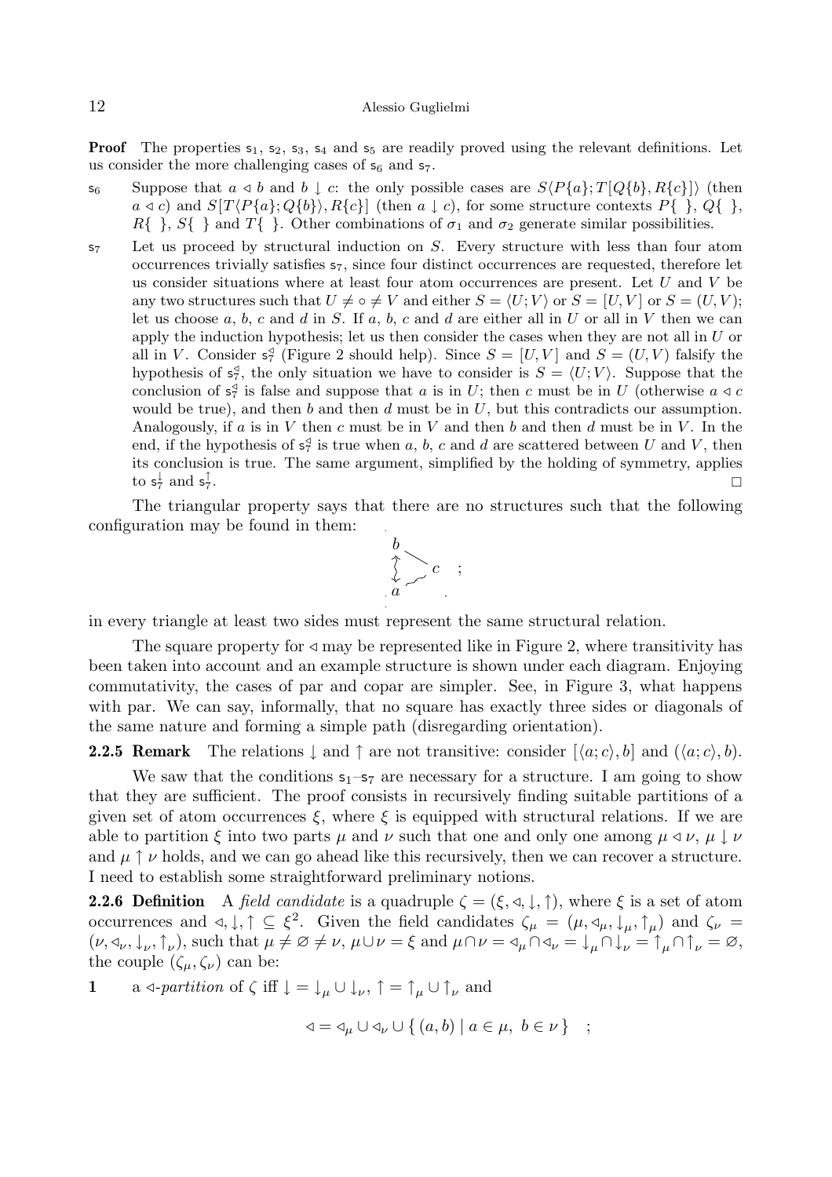**Proof** The properties $\mathsf{s}_1$, $\mathsf{s}_2$, $\mathsf{s}_3$, $\mathsf{s}_4$ and $\mathsf{s}_5$ are readily proved using the relevant definitions. Let us consider the more challenging cases of $\mathsf{s}_6$ and $\mathsf{s}_7$.

$\mathsf{s}_6$ Suppose that $a \lhd b$ and $b \downarrow c$: the only possible cases are $S\langle P\{a\}; T[Q\{b\}, R\{c\}]\rangle$ (then $a \lhd c$) and $S[T\langle P\{a\}; Q\{b\}\rangle, R\{c\}]$ (then $a \downarrow c$), for some structure contexts $P\{\ \}$, $Q\{\ \}$, $R\{\ \}$, $S\{\ \}$ and $T\{\ \}$. Other combinations of $\sigma_1$ and $\sigma_2$ generate similar possibilities.

$\mathsf{s}_7$ Let us proceed by structural induction on $S$. Every structure with less than four atom occurrences trivially satisfies $\mathsf{s}_7$, since four distinct occurrences are requested, therefore let us consider situations where at least four atom occurrences are present. Let $U$ and $V$ be any two structures such that $U \neq \circ \neq V$ and either $S = \langle U; V\rangle$ or $S = [U, V]$ or $S = (U, V)$; let us choose $a$, $b$, $c$ and $d$ in $S$. If $a$, $b$, $c$ and $d$ are either all in $U$ or all in $V$ then we can apply the induction hypothesis; let us then consider the cases when they are not all in $U$ or all in $V$. Consider $\mathsf{s}_7^{\lhd}$ (Figure 2 should help). Since $S = [U, V]$ and $S = (U, V)$ falsify the hypothesis of $\mathsf{s}_7^{\lhd}$, the only situation we have to consider is $S = \langle U; V\rangle$. Suppose that the conclusion of $\mathsf{s}_7^{\lhd}$ is false and suppose that $a$ is in $U$; then $c$ must be in $U$ (otherwise $a \lhd c$ would be true), and then $b$ and then $d$ must be in $U$, but this contradicts our assumption. Analogously, if $a$ is in $V$ then $c$ must be in $V$ and then $b$ and then $d$ must be in $V$. In the end, if the hypothesis of $\mathsf{s}_7^{\lhd}$ is true when $a$, $b$, $c$ and $d$ are scattered between $U$ and $V$, then its conclusion is true. The same argument, simplified by the holding of symmetry, applies to $\mathsf{s}_7^{\downarrow}$ and $\mathsf{s}_7^{\uparrow}$. □

The triangular property says that there are no structures such that the following configuration may be found in them:

$$
\begin{array}{c} b \\ \updownarrow \\ a \end{array} \begin{array}{l} \searrow \\ \quad c \\ \nearrow \end{array} \quad ;
$$

in every triangle at least two sides must represent the same structural relation.

The square property for $\lhd$ may be represented like in Figure 2, where transitivity has been taken into account and an example structure is shown under each diagram. Enjoying commutativity, the cases of par and copar are simpler. See, in Figure 3, what happens with par. We can say, informally, that no square has exactly three sides or diagonals of the same nature and forming a simple path (disregarding orientation).

**2.2.5 Remark** The relations $\downarrow$ and $\uparrow$ are not transitive: consider $[\langle a; c\rangle, b]$ and $(\langle a; c\rangle, b)$.

We saw that the conditions $\mathsf{s}_1$–$\mathsf{s}_7$ are necessary for a structure. I am going to show that they are sufficient. The proof consists in recursively finding suitable partitions of a given set of atom occurrences $\xi$, where $\xi$ is equipped with structural relations. If we are able to partition $\xi$ into two parts $\mu$ and $\nu$ such that one and only one among $\mu \lhd \nu$, $\mu \downarrow \nu$ and $\mu \uparrow \nu$ holds, and we can go ahead like this recursively, then we can recover a structure. I need to establish some straightforward preliminary notions.

**2.2.6 Definition** A *field candidate* is a quadruple $\zeta = (\xi, \lhd, \downarrow, \uparrow)$, where $\xi$ is a set of atom occurrences and $\lhd, \downarrow, \uparrow \subseteq \xi^2$. Given the field candidates $\zeta_\mu = (\mu, \lhd_\mu, \downarrow_\mu, \uparrow_\mu)$ and $\zeta_\nu = (\nu, \lhd_\nu, \downarrow_\nu, \uparrow_\nu)$, such that $\mu \neq \varnothing \neq \nu$, $\mu \cup \nu = \xi$ and $\mu \cap \nu = \lhd_\mu \cap \lhd_\nu = \downarrow_\mu \cap \downarrow_\nu = \uparrow_\mu \cap \uparrow_\nu = \varnothing$, the couple $(\zeta_\mu, \zeta_\nu)$ can be:

**1** a $\lhd$-*partition* of $\zeta$ iff $\downarrow = \downarrow_\mu \cup \downarrow_\nu$, $\uparrow = \uparrow_\mu \cup \uparrow_\nu$ and

$$
\lhd = \lhd_\mu \cup \lhd_\nu \cup \{\, (a, b) \mid a \in \mu,\ b \in \nu \,\} \quad ;
$$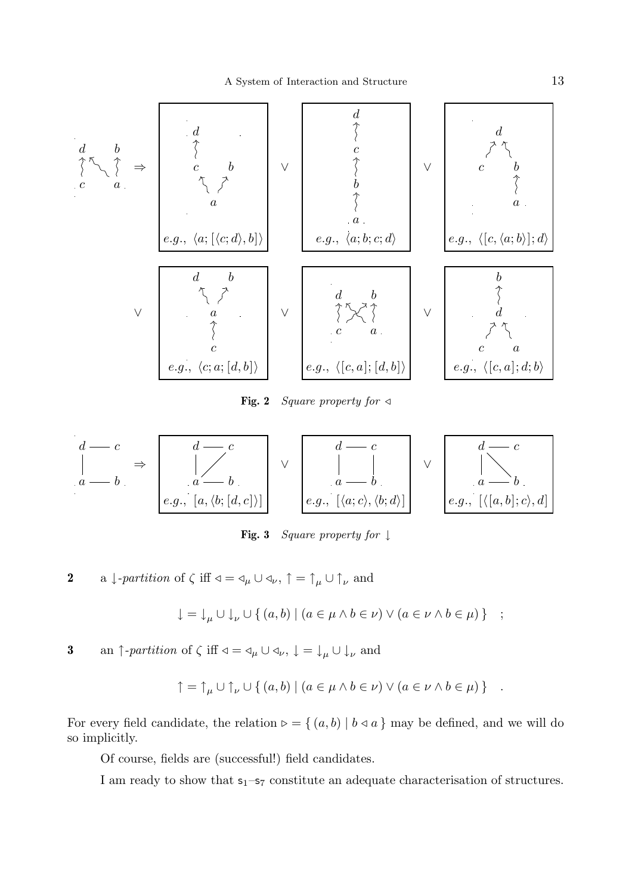$e.g.,\ \langle a;[\langle c;d\rangle,b]\rangle$ $\vee$ $e.g.,\ \langle a;b;c;d\rangle$ $\vee$ $e.g.,\ \langle [c,\langle a;b\rangle];d\rangle$

$\vee$ $e.g.,\ \langle c;a;[d,b]\rangle$ $\vee$ $e.g.,\ \langle [c,a];[d,b]\rangle$ $\vee$ $e.g.,\ \langle [c,a];d;b\rangle$

**Fig. 2** *Square property for* $\triangleleft$

$e.g.,\ [a,\langle b;[d,c]\rangle]$ $\vee$ $e.g.,\ [\langle a;c\rangle,\langle b;d\rangle]$ $\vee$ $e.g.,\ [\langle [a,b];c\rangle,d]$

**Fig. 3** *Square property for* $\downarrow$

**2** a $\downarrow$*-partition* of $\zeta$ iff $\triangleleft = \triangleleft_\mu \cup \triangleleft_\nu$, $\uparrow = \uparrow_\mu \cup \uparrow_\nu$ and

$$\downarrow = \downarrow_\mu \cup \downarrow_\nu \cup \{\, (a,b) \mid (a \in \mu \wedge b \in \nu) \vee (a \in \nu \wedge b \in \mu) \,\} \quad ;$$

**3** an $\uparrow$*-partition* of $\zeta$ iff $\triangleleft = \triangleleft_\mu \cup \triangleleft_\nu$, $\downarrow = \downarrow_\mu \cup \downarrow_\nu$ and

$$\uparrow = \uparrow_\mu \cup \uparrow_\nu \cup \{\, (a,b) \mid (a \in \mu \wedge b \in \nu) \vee (a \in \nu \wedge b \in \mu) \,\} \quad .$$

For every field candidate, the relation $\triangleright = \{\, (a,b) \mid b \triangleleft a \,\}$ may be defined, and we will do so implicitly.

Of course, fields are (successful!) field candidates.

I am ready to show that $\mathsf{s}_1$–$\mathsf{s}_7$ constitute an adequate characterisation of structures.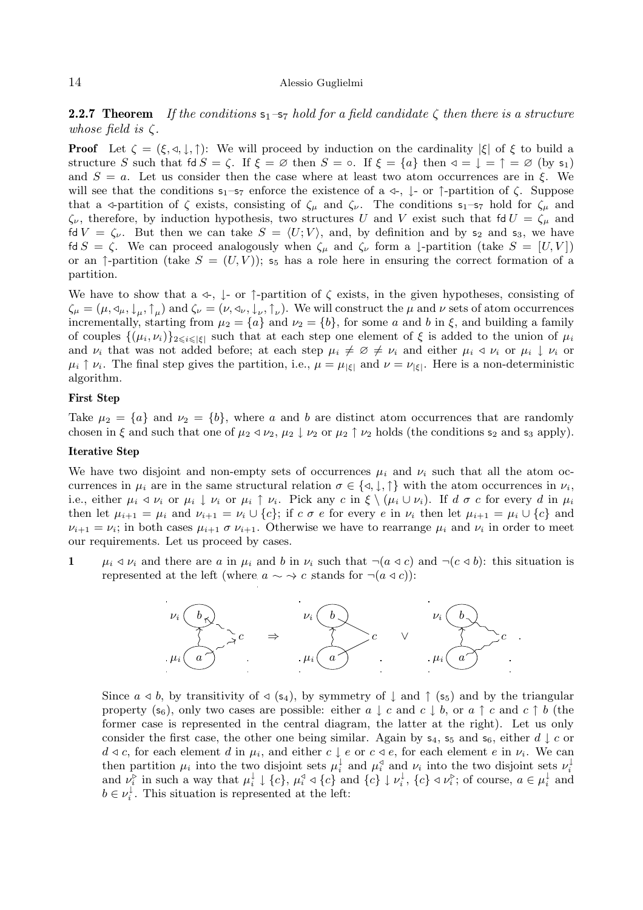**2.2.7 Theorem** *If the conditions* $\mathsf{s}_1$–$\mathsf{s}_7$ *hold for a field candidate* $\zeta$ *then there is a structure whose field is* $\zeta$.

**Proof** Let $\zeta = (\xi, \lhd, \downarrow, \uparrow)$: We will proceed by induction on the cardinality $|\xi|$ of $\xi$ to build a structure $S$ such that $\mathsf{fd}\, S = \zeta$. If $\xi = \varnothing$ then $S = \circ$. If $\xi = \{a\}$ then $\lhd = \downarrow = \uparrow = \varnothing$ (by $\mathsf{s}_1$) and $S = a$. Let us consider then the case where at least two atom occurrences are in $\xi$. We will see that the conditions $\mathsf{s}_1$–$\mathsf{s}_7$ enforce the existence of a $\lhd$-, $\downarrow$- or $\uparrow$-partition of $\zeta$. Suppose that a $\lhd$-partition of $\zeta$ exists, consisting of $\zeta_\mu$ and $\zeta_\nu$. The conditions $\mathsf{s}_1$–$\mathsf{s}_7$ hold for $\zeta_\mu$ and $\zeta_\nu$, therefore, by induction hypothesis, two structures $U$ and $V$ exist such that $\mathsf{fd}\, U = \zeta_\mu$ and $\mathsf{fd}\, V = \zeta_\nu$. But then we can take $S = \langle U; V\rangle$, and, by definition and by $\mathsf{s}_2$ and $\mathsf{s}_3$, we have $\mathsf{fd}\, S = \zeta$. We can proceed analogously when $\zeta_\mu$ and $\zeta_\nu$ form a $\downarrow$-partition (take $S = [U, V]$) or an $\uparrow$-partition (take $S = (U, V)$); $\mathsf{s}_5$ has a role here in ensuring the correct formation of a partition.

We have to show that a $\lhd$-, $\downarrow$- or $\uparrow$-partition of $\zeta$ exists, in the given hypotheses, consisting of $\zeta_\mu = (\mu, \lhd_\mu, \downarrow_\mu, \uparrow_\mu)$ and $\zeta_\nu = (\nu, \lhd_\nu, \downarrow_\nu, \uparrow_\nu)$. We will construct the $\mu$ and $\nu$ sets of atom occurrences incrementally, starting from $\mu_2 = \{a\}$ and $\nu_2 = \{b\}$, for some $a$ and $b$ in $\xi$, and building a family of couples $\{(\mu_i, \nu_i)\}_{2 \leqslant i \leqslant |\xi|}$ such that at each step one element of $\xi$ is added to the union of $\mu_i$ and $\nu_i$ that was not added before; at each step $\mu_i \neq \varnothing \neq \nu_i$ and either $\mu_i \lhd \nu_i$ or $\mu_i \downarrow \nu_i$ or $\mu_i \uparrow \nu_i$. The final step gives the partition, i.e., $\mu = \mu_{|\xi|}$ and $\nu = \nu_{|\xi|}$. Here is a non-deterministic algorithm.

**First Step**

Take $\mu_2 = \{a\}$ and $\nu_2 = \{b\}$, where $a$ and $b$ are distinct atom occurrences that are randomly chosen in $\xi$ and such that one of $\mu_2 \lhd \nu_2$, $\mu_2 \downarrow \nu_2$ or $\mu_2 \uparrow \nu_2$ holds (the conditions $\mathsf{s}_2$ and $\mathsf{s}_3$ apply).

**Iterative Step**

We have two disjoint and non-empty sets of occurrences $\mu_i$ and $\nu_i$ such that all the atom occurrences in $\mu_i$ are in the same structural relation $\sigma \in \{\lhd, \downarrow, \uparrow\}$ with the atom occurrences in $\nu_i$, i.e., either $\mu_i \lhd \nu_i$ or $\mu_i \downarrow \nu_i$ or $\mu_i \uparrow \nu_i$. Pick any $c$ in $\xi \setminus (\mu_i \cup \nu_i)$. If $d \;\sigma\; c$ for every $d$ in $\mu_i$ then let $\mu_{i+1} = \mu_i$ and $\nu_{i+1} = \nu_i \cup \{c\}$; if $c \;\sigma\; e$ for every $e$ in $\nu_i$ then let $\mu_{i+1} = \mu_i \cup \{c\}$ and $\nu_{i+1} = \nu_i$; in both cases $\mu_{i+1} \;\sigma\; \nu_{i+1}$. Otherwise we have to rearrange $\mu_i$ and $\nu_i$ in order to meet our requirements. Let us proceed by cases.

**1** $\mu_i \lhd \nu_i$ and there are $a$ in $\mu_i$ and $b$ in $\nu_i$ such that $\neg(a \lhd c)$ and $\neg(c \lhd b)$: this situation is represented at the left (where $a \sim\!\rightsquigarrow c$ stands for $\neg(a \lhd c)$):

Since $a \lhd b$, by transitivity of $\lhd$ ($\mathsf{s}_4$), by symmetry of $\downarrow$ and $\uparrow$ ($\mathsf{s}_5$) and by the triangular property ($\mathsf{s}_6$), only two cases are possible: either $a \downarrow c$ and $c \downarrow b$, or $a \uparrow c$ and $c \uparrow b$ (the former case is represented in the central diagram, the latter at the right). Let us only consider the first case, the other one being similar. Again by $\mathsf{s}_4$, $\mathsf{s}_5$ and $\mathsf{s}_6$, either $d \downarrow c$ or $d \lhd c$, for each element $d$ in $\mu_i$, and either $c \downarrow e$ or $c \lhd e$, for each element $e$ in $\nu_i$. We can then partition $\mu_i$ into the two disjoint sets $\mu_i^{\downarrow}$ and $\mu_i^{\lhd}$ and $\nu_i$ into the two disjoint sets $\nu_i^{\downarrow}$ and $\nu_i^{\rhd}$ in such a way that $\mu_i^{\downarrow} \downarrow \{c\}$, $\mu_i^{\lhd} \lhd \{c\}$ and $\{c\} \downarrow \nu_i^{\downarrow}$, $\{c\} \lhd \nu_i^{\rhd}$; of course, $a \in \mu_i^{\downarrow}$ and $b \in \nu_i^{\downarrow}$. This situation is represented at the left: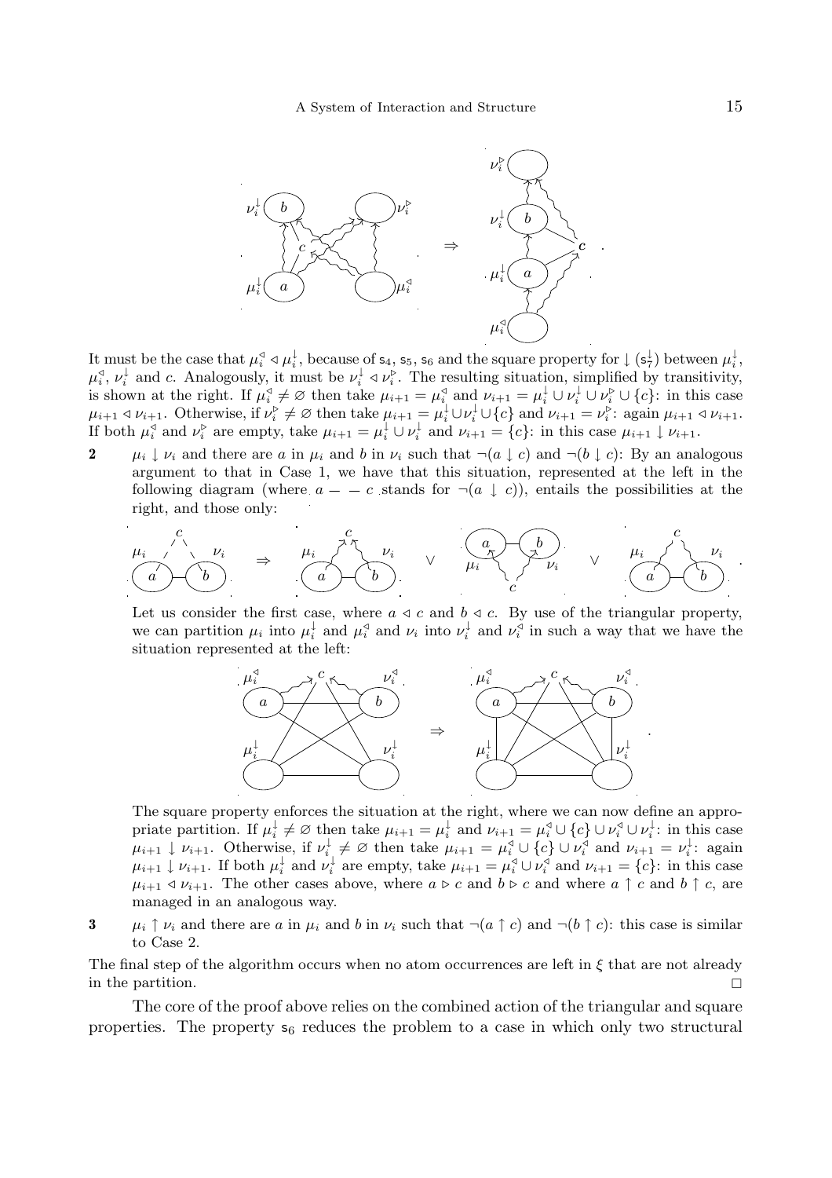It must be the case that $\mu_i^{\triangleleft} \triangleleft \mu_i^{\downarrow}$, because of $\mathsf{s}_4$, $\mathsf{s}_5$, $\mathsf{s}_6$ and the square property for $\downarrow$ ($\mathsf{s}_7^{\downarrow}$) between $\mu_i^{\downarrow}$, $\mu_i^{\triangleleft}$, $\nu_i^{\downarrow}$ and $c$. Analogously, it must be $\nu_i^{\downarrow} \triangleleft \nu_i^{\triangleright}$. The resulting situation, simplified by transitivity, is shown at the right. If $\mu_i^{\triangleleft} \neq \varnothing$ then take $\mu_{i+1} = \mu_i^{\triangleleft}$ and $\nu_{i+1} = \mu_i^{\downarrow} \cup \nu_i^{\downarrow} \cup \nu_i^{\triangleright} \cup \{c\}$: in this case $\mu_{i+1} \triangleleft \nu_{i+1}$. Otherwise, if $\nu_i^{\triangleright} \neq \varnothing$ then take $\mu_{i+1} = \mu_i^{\downarrow} \cup \nu_i^{\downarrow} \cup \{c\}$ and $\nu_{i+1} = \nu_i^{\triangleright}$: again $\mu_{i+1} \triangleleft \nu_{i+1}$. If both $\mu_i^{\triangleleft}$ and $\nu_i^{\triangleright}$ are empty, take $\mu_{i+1} = \mu_i^{\downarrow} \cup \nu_i^{\downarrow}$ and $\nu_{i+1} = \{c\}$: in this case $\mu_{i+1} \downarrow \nu_{i+1}$.

**2** $\mu_i \downarrow \nu_i$ and there are $a$ in $\mu_i$ and $b$ in $\nu_i$ such that $\neg(a \downarrow c)$ and $\neg(b \downarrow c)$: By an analogous argument to that in Case 1, we have that this situation, represented at the left in the following diagram (where $a - - c$ stands for $\neg(a \downarrow c)$), entails the possibilities at the right, and those only:

Let us consider the first case, where $a \triangleleft c$ and $b \triangleleft c$. By use of the triangular property, we can partition $\mu_i$ into $\mu_i^{\downarrow}$ and $\mu_i^{\triangleleft}$ and $\nu_i$ into $\nu_i^{\downarrow}$ and $\nu_i^{\triangleleft}$ in such a way that we have the situation represented at the left:

The square property enforces the situation at the right, where we can now define an appropriate partition. If $\mu_i^{\downarrow} \neq \varnothing$ then take $\mu_{i+1} = \mu_i^{\downarrow}$ and $\nu_{i+1} = \mu_i^{\triangleleft} \cup \{c\} \cup \nu_i^{\triangleleft} \cup \nu_i^{\downarrow}$: in this case $\mu_{i+1} \downarrow \nu_{i+1}$. Otherwise, if $\nu_i^{\downarrow} \neq \varnothing$ then take $\mu_{i+1} = \mu_i^{\triangleleft} \cup \{c\} \cup \nu_i^{\triangleleft}$ and $\nu_{i+1} = \nu_i^{\downarrow}$: again $\mu_{i+1} \downarrow \nu_{i+1}$. If both $\mu_i^{\downarrow}$ and $\nu_i^{\downarrow}$ are empty, take $\mu_{i+1} = \mu_i^{\triangleleft} \cup \nu_i^{\triangleleft}$ and $\nu_{i+1} = \{c\}$: in this case $\mu_{i+1} \triangleleft \nu_{i+1}$. The other cases above, where $a \triangleright c$ and $b \triangleright c$ and where $a \uparrow c$ and $b \uparrow c$, are managed in an analogous way.

**3** $\mu_i \uparrow \nu_i$ and there are $a$ in $\mu_i$ and $b$ in $\nu_i$ such that $\neg(a \uparrow c)$ and $\neg(b \uparrow c)$: this case is similar to Case 2.

The final step of the algorithm occurs when no atom occurrences are left in $\xi$ that are not already in the partition. □

The core of the proof above relies on the combined action of the triangular and square properties. The property $\mathsf{s}_6$ reduces the problem to a case in which only two structural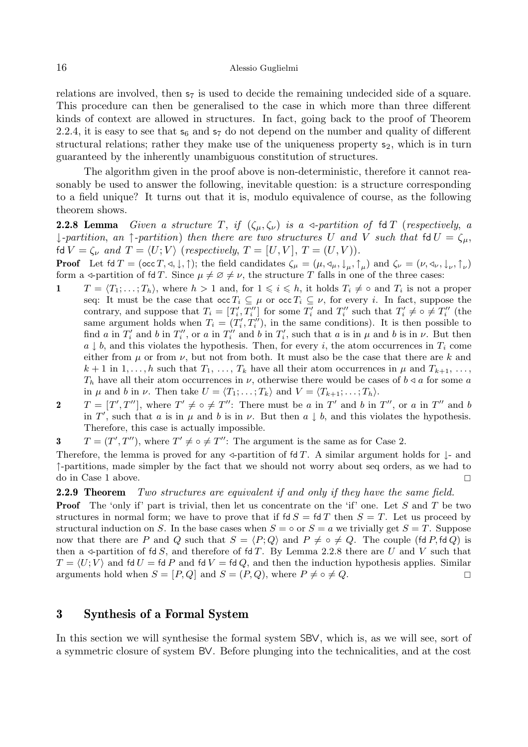relations are involved, then $\mathsf{s}_7$ is used to decide the remaining undecided side of a square. This procedure can then be generalised to the case in which more than three different kinds of context are allowed in structures. In fact, going back to the proof of Theorem 2.2.4, it is easy to see that $\mathsf{s}_6$ and $\mathsf{s}_7$ do not depend on the number and quality of different structural relations; rather they make use of the uniqueness property $\mathsf{s}_2$, which is in turn guaranteed by the inherently unambiguous constitution of structures.

The algorithm given in the proof above is non-deterministic, therefore it cannot reasonably be used to answer the following, inevitable question: is a structure corresponding to a field unique? It turns out that it is, modulo equivalence of course, as the following theorem shows.

**2.2.8 Lemma** *Given a structure $T$, if $(\zeta_\mu, \zeta_\nu)$ is a $\triangleleft$-partition of $\mathsf{fd}\, T$ (respectively, a $\downarrow$-partition, an $\uparrow$-partition) then there are two structures $U$ and $V$ such that $\mathsf{fd}\, U = \zeta_\mu$, $\mathsf{fd}\, V = \zeta_\nu$ and $T = \langle U; V\rangle$ (respectively, $T = [U, V]$, $T = (U, V)$).*

**Proof** Let $\mathsf{fd}\, T = (\mathsf{occ}\, T, \triangleleft, \downarrow, \uparrow)$; the field candidates $\zeta_\mu = (\mu, \triangleleft_\mu, \downarrow_\mu, \uparrow_\mu)$ and $\zeta_\nu = (\nu, \triangleleft_\nu, \downarrow_\nu, \uparrow_\nu)$ form a $\triangleleft$-partition of $\mathsf{fd}\, T$. Since $\mu \neq \varnothing \neq \nu$, the structure $T$ falls in one of the three cases:

**1** $T = \langle T_1; \dots; T_h\rangle$, where $h > 1$ and, for $1 \leqslant i \leqslant h$, it holds $T_i \neq \circ$ and $T_i$ is not a proper seq: It must be the case that $\mathsf{occ}\, T_i \subseteq \mu$ or $\mathsf{occ}\, T_i \subseteq \nu$, for every $i$. In fact, suppose the contrary, and suppose that $T_i = [T_i', T_i'']$ for some $T_i'$ and $T_i''$ such that $T_i' \neq \circ \neq T_i''$ (the same argument holds when $T_i = (T_i', T_i'')$, in the same conditions). It is then possible to find $a$ in $T_i'$ and $b$ in $T_i''$, or $a$ in $T_i''$ and $b$ in $T_i'$, such that $a$ is in $\mu$ and $b$ is in $\nu$. But then $a \downarrow b$, and this violates the hypothesis. Then, for every $i$, the atom occurrences in $T_i$ come either from $\mu$ or from $\nu$, but not from both. It must also be the case that there are $k$ and $k+1$ in $1, \dots, h$ such that $T_1, \dots, T_k$ have all their atom occurrences in $\mu$ and $T_{k+1}, \dots, T_h$ have all their atom occurrences in $\nu$, otherwise there would be cases of $b \triangleleft a$ for some $a$ in $\mu$ and $b$ in $\nu$. Then take $U = \langle T_1; \dots; T_k\rangle$ and $V = \langle T_{k+1}; \dots; T_h\rangle$.

**2** $T = [T', T'']$, where $T' \neq \circ \neq T''$: There must be $a$ in $T'$ and $b$ in $T''$, or $a$ in $T''$ and $b$ in $T'$, such that $a$ is in $\mu$ and $b$ is in $\nu$. But then $a \downarrow b$, and this violates the hypothesis. Therefore, this case is actually impossible.

**3** $T = (T', T'')$, where $T' \neq \circ \neq T''$: The argument is the same as for Case 2.

Therefore, the lemma is proved for any $\triangleleft$-partition of $\mathsf{fd}\, T$. A similar argument holds for $\downarrow$- and $\uparrow$-partitions, made simpler by the fact that we should not worry about seq orders, as we had to do in Case 1 above. $\square$

**2.2.9 Theorem** *Two structures are equivalent if and only if they have the same field.*

**Proof** The 'only if' part is trivial, then let us concentrate on the 'if' one. Let $S$ and $T$ be two structures in normal form; we have to prove that if $\mathsf{fd}\, S = \mathsf{fd}\, T$ then $S = T$. Let us proceed by structural induction on $S$. In the base cases when $S = \circ$ or $S = a$ we trivially get $S = T$. Suppose now that there are $P$ and $Q$ such that $S = \langle P; Q\rangle$ and $P \neq \circ \neq Q$. The couple $(\mathsf{fd}\, P, \mathsf{fd}\, Q)$ is then a $\triangleleft$-partition of $\mathsf{fd}\, S$, and therefore of $\mathsf{fd}\, T$. By Lemma 2.2.8 there are $U$ and $V$ such that $T = \langle U; V\rangle$ and $\mathsf{fd}\, U = \mathsf{fd}\, P$ and $\mathsf{fd}\, V = \mathsf{fd}\, Q$, and then the induction hypothesis applies. Similar arguments hold when $S = [P, Q]$ and $S = (P, Q)$, where $P \neq \circ \neq Q$. $\square$

## 3 Synthesis of a Formal System

In this section we will synthesise the formal system SBV, which is, as we will see, sort of a symmetric closure of system BV. Before plunging into the technicalities, and at the cost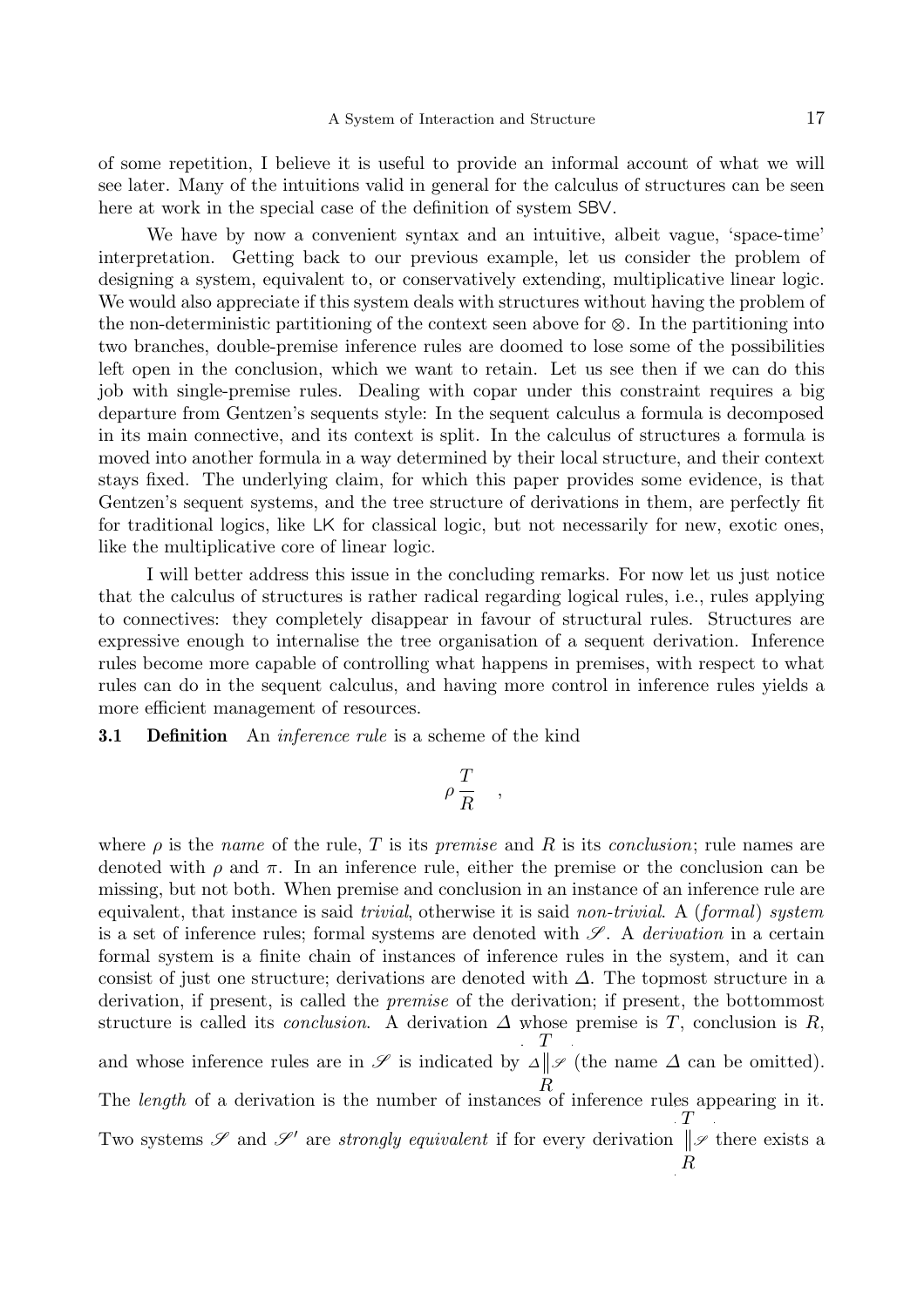of some repetition, I believe it is useful to provide an informal account of what we will see later. Many of the intuitions valid in general for the calculus of structures can be seen here at work in the special case of the definition of system SBV.

We have by now a convenient syntax and an intuitive, albeit vague, 'space-time' interpretation. Getting back to our previous example, let us consider the problem of designing a system, equivalent to, or conservatively extending, multiplicative linear logic. We would also appreciate if this system deals with structures without having the problem of the non-deterministic partitioning of the context seen above for $\otimes$. In the partitioning into two branches, double-premise inference rules are doomed to lose some of the possibilities left open in the conclusion, which we want to retain. Let us see then if we can do this job with single-premise rules. Dealing with copar under this constraint requires a big departure from Gentzen's sequents style: In the sequent calculus a formula is decomposed in its main connective, and its context is split. In the calculus of structures a formula is moved into another formula in a way determined by their local structure, and their context stays fixed. The underlying claim, for which this paper provides some evidence, is that Gentzen's sequent systems, and the tree structure of derivations in them, are perfectly fit for traditional logics, like LK for classical logic, but not necessarily for new, exotic ones, like the multiplicative core of linear logic.

I will better address this issue in the concluding remarks. For now let us just notice that the calculus of structures is rather radical regarding logical rules, i.e., rules applying to connectives: they completely disappear in favour of structural rules. Structures are expressive enough to internalise the tree organisation of a sequent derivation. Inference rules become more capable of controlling what happens in premises, with respect to what rules can do in the sequent calculus, and having more control in inference rules yields a more efficient management of resources.

**3.1 Definition** An *inference rule* is a scheme of the kind

$$\rho\,\frac{T}{R} \quad ,$$

where $\rho$ is the *name* of the rule, $T$ is its *premise* and $R$ is its *conclusion*; rule names are denoted with $\rho$ and $\pi$. In an inference rule, either the premise or the conclusion can be missing, but not both. When premise and conclusion in an instance of an inference rule are equivalent, that instance is said *trivial*, otherwise it is said *non-trivial*. A (*formal*) *system* is a set of inference rules; formal systems are denoted with $\mathscr{S}$. A *derivation* in a certain formal system is a finite chain of instances of inference rules in the system, and it can consist of just one structure; derivations are denoted with $\Delta$. The topmost structure in a derivation, if present, is called the *premise* of the derivation; if present, the bottommost structure is called its *conclusion*. A derivation $\Delta$ whose premise is $T$, conclusion is $R$, and whose inference rules are in $\mathscr{S}$ is indicated by $\begin{array}{c}T\\ \Delta\|\mathscr{S}\\ R\end{array}$ (the name $\Delta$ can be omitted). The *length* of a derivation is the number of instances of inference rules appearing in it. Two systems $\mathscr{S}$ and $\mathscr{S}'$ are *strongly equivalent* if for every derivation $\begin{array}{c}T\\ \|\mathscr{S}\\ R\end{array}$ there exists a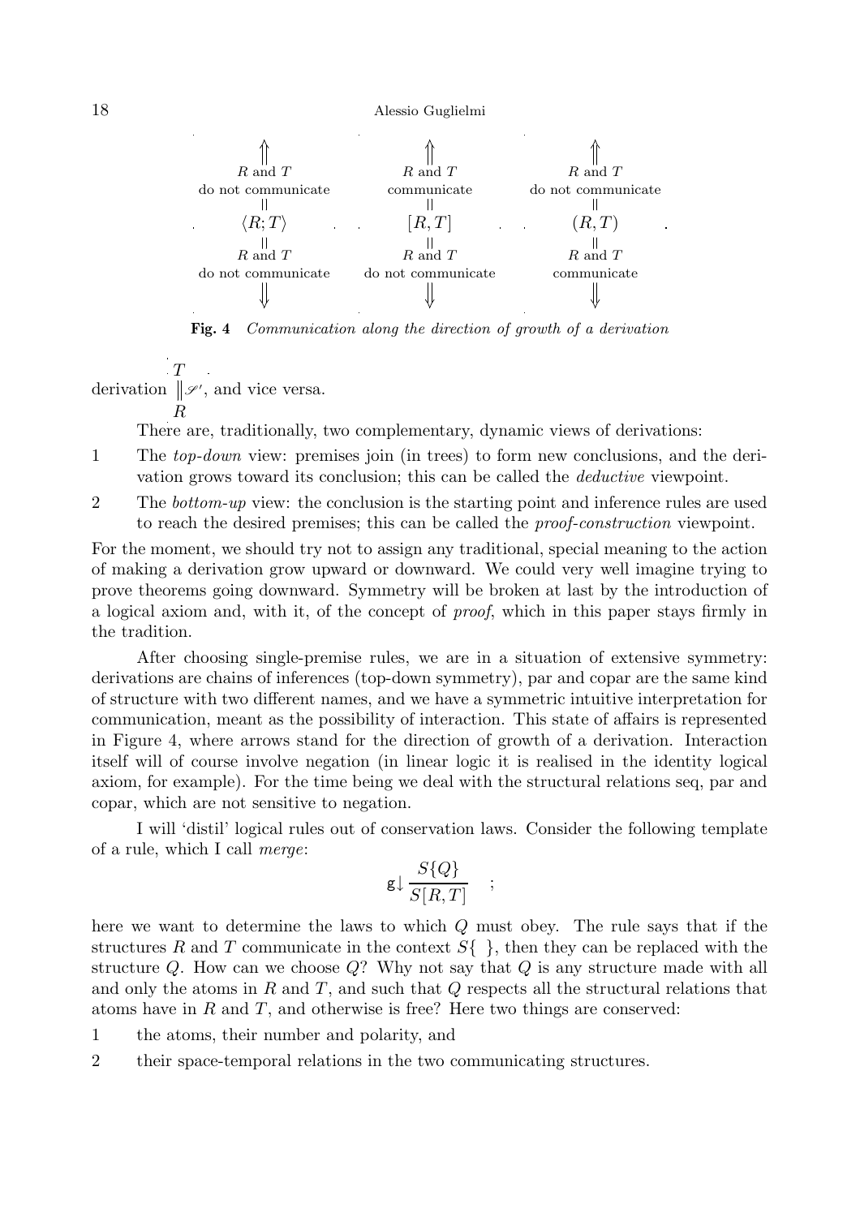$$
\begin{array}{ccc}
\Uparrow & \Uparrow & \Uparrow \\
R \text{ and } T & R \text{ and } T & R \text{ and } T \\
\text{do not communicate} & \text{communicate} & \text{do not communicate} \\
\| & \| & \| \\
\langle R; T\rangle & [R, T] & (R, T) \\
\| & \| & \| \\
R \text{ and } T & R \text{ and } T & R \text{ and } T \\
\text{do not communicate} & \text{do not communicate} & \text{communicate} \\
\Downarrow & \Downarrow & \Downarrow
\end{array}
$$

**Fig. 4** *Communication along the direction of growth of a derivation*

derivation $\begin{array}{c} T \\ \| \mathscr{S}' \\ R \end{array}$, and vice versa.

There are, traditionally, two complementary, dynamic views of derivations:

1. The *top-down* view: premises join (in trees) to form new conclusions, and the derivation grows toward its conclusion; this can be called the *deductive* viewpoint.
2. The *bottom-up* view: the conclusion is the starting point and inference rules are used to reach the desired premises; this can be called the *proof-construction* viewpoint.

For the moment, we should try not to assign any traditional, special meaning to the action of making a derivation grow upward or downward. We could very well imagine trying to prove theorems going downward. Symmetry will be broken at last by the introduction of a logical axiom and, with it, of the concept of *proof*, which in this paper stays firmly in the tradition.

After choosing single-premise rules, we are in a situation of extensive symmetry: derivations are chains of inferences (top-down symmetry), par and copar are the same kind of structure with two different names, and we have a symmetric intuitive interpretation for communication, meant as the possibility of interaction. This state of affairs is represented in Figure 4, where arrows stand for the direction of growth of a derivation. Interaction itself will of course involve negation (in linear logic it is realised in the identity logical axiom, for example). For the time being we deal with the structural relations seq, par and copar, which are not sensitive to negation.

I will 'distil' logical rules out of conservation laws. Consider the following template of a rule, which I call *merge*:

$$
\mathsf{g}\!\downarrow \frac{S\{Q\}}{S[R,T]} \quad ;
$$

here we want to determine the laws to which $Q$ must obey. The rule says that if the structures $R$ and $T$ communicate in the context $S\{\ \}$, then they can be replaced with the structure $Q$. How can we choose $Q$? Why not say that $Q$ is any structure made with all and only the atoms in $R$ and $T$, and such that $Q$ respects all the structural relations that atoms have in $R$ and $T$, and otherwise is free? Here two things are conserved:

1. the atoms, their number and polarity, and
2. their space-temporal relations in the two communicating structures.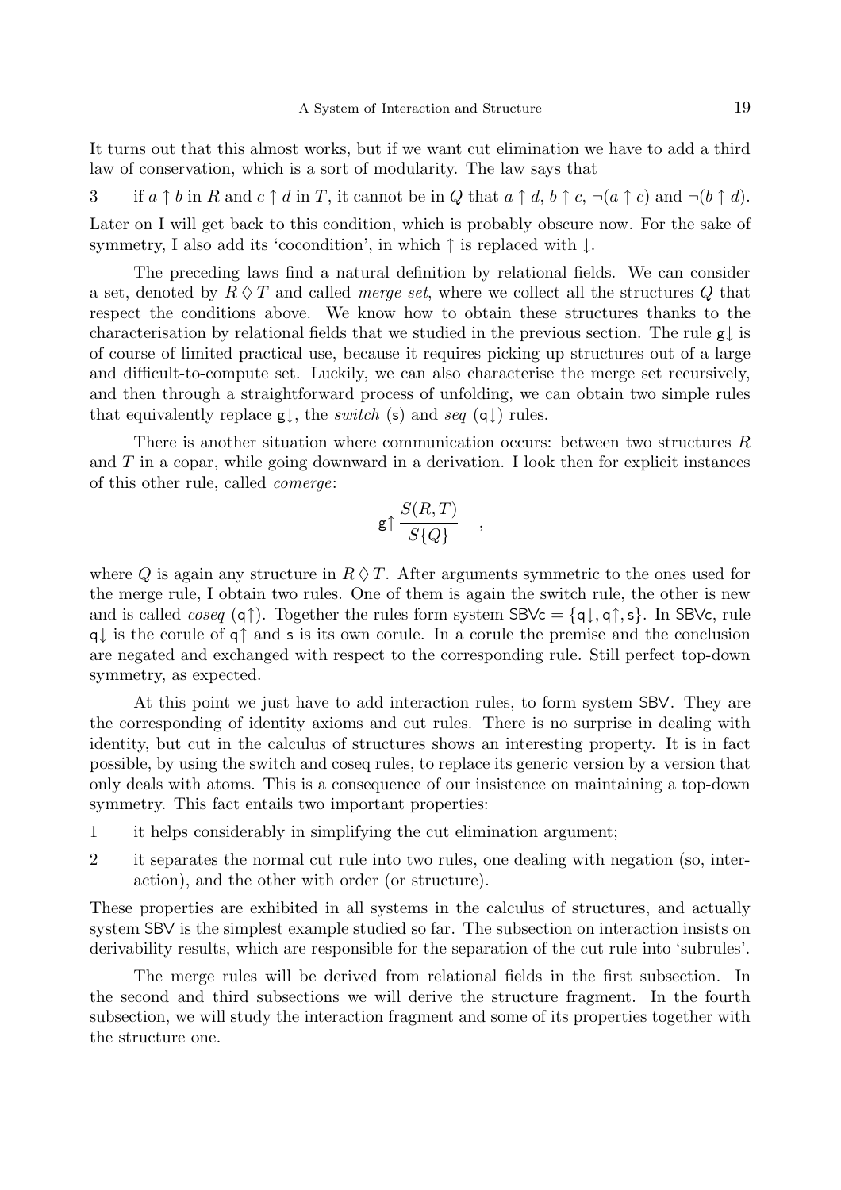It turns out that this almost works, but if we want cut elimination we have to add a third law of conservation, which is a sort of modularity. The law says that

3  if $a \uparrow b$ in $R$ and $c \uparrow d$ in $T$, it cannot be in $Q$ that $a \uparrow d$, $b \uparrow c$, $\neg(a \uparrow c)$ and $\neg(b \uparrow d)$.

Later on I will get back to this condition, which is probably obscure now. For the sake of symmetry, I also add its 'cocondition', in which $\uparrow$ is replaced with $\downarrow$.

The preceding laws find a natural definition by relational fields. We can consider a set, denoted by $R \between T$ and called *merge set*, where we collect all the structures $Q$ that respect the conditions above. We know how to obtain these structures thanks to the characterisation by relational fields that we studied in the previous section. The rule $\mathsf{g}{\downarrow}$ is of course of limited practical use, because it requires picking up structures out of a large and difficult-to-compute set. Luckily, we can also characterise the merge set recursively, and then through a straightforward process of unfolding, we can obtain two simple rules that equivalently replace $\mathsf{g}{\downarrow}$, the *switch* ($\mathsf{s}$) and *seq* ($\mathsf{q}{\downarrow}$) rules.

There is another situation where communication occurs: between two structures $R$ and $T$ in a copar, while going downward in a derivation. I look then for explicit instances of this other rule, called *comerge*:

$$\mathsf{g}{\uparrow}\,\frac{S(R,T)}{S\{Q\}} \quad ,$$

where $Q$ is again any structure in $R \between T$. After arguments symmetric to the ones used for the merge rule, I obtain two rules. One of them is again the switch rule, the other is new and is called *coseq* ($\mathsf{q}{\uparrow}$). Together the rules form system $\mathsf{SBVc} = \{\mathsf{q}{\downarrow}, \mathsf{q}{\uparrow}, \mathsf{s}\}$. In $\mathsf{SBVc}$, rule $\mathsf{q}{\downarrow}$ is the corule of $\mathsf{q}{\uparrow}$ and $\mathsf{s}$ is its own corule. In a corule the premise and the conclusion are negated and exchanged with respect to the corresponding rule. Still perfect top-down symmetry, as expected.

At this point we just have to add interaction rules, to form system $\mathsf{SBV}$. They are the corresponding of identity axioms and cut rules. There is no surprise in dealing with identity, but cut in the calculus of structures shows an interesting property. It is in fact possible, by using the switch and coseq rules, to replace its generic version by a version that only deals with atoms. This is a consequence of our insistence on maintaining a top-down symmetry. This fact entails two important properties:

1  it helps considerably in simplifying the cut elimination argument;

2  it separates the normal cut rule into two rules, one dealing with negation (so, interaction), and the other with order (or structure).

These properties are exhibited in all systems in the calculus of structures, and actually system $\mathsf{SBV}$ is the simplest example studied so far. The subsection on interaction insists on derivability results, which are responsible for the separation of the cut rule into 'subrules'.

The merge rules will be derived from relational fields in the first subsection. In the second and third subsections we will derive the structure fragment. In the fourth subsection, we will study the interaction fragment and some of its properties together with the structure one.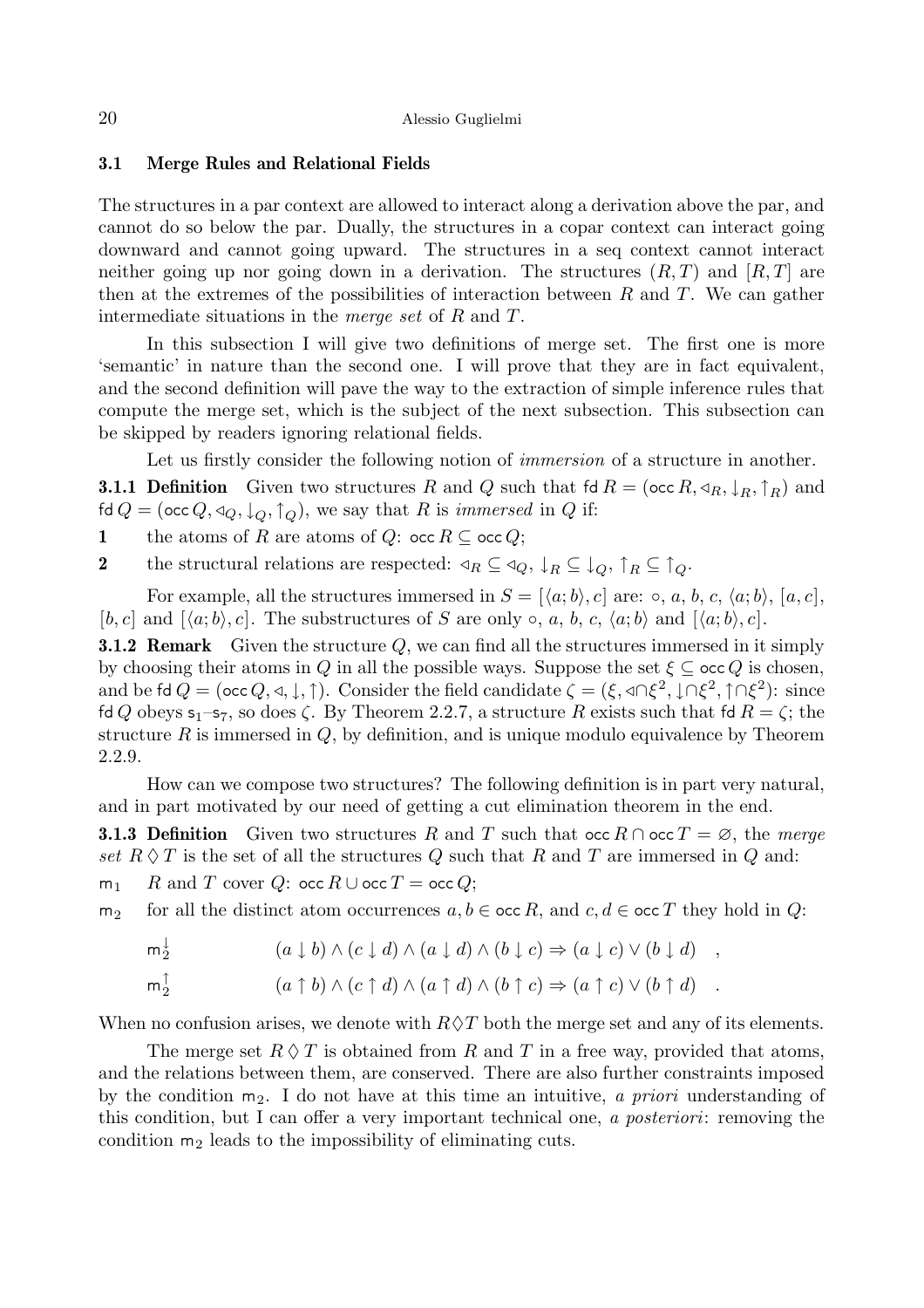### 3.1 Merge Rules and Relational Fields

The structures in a par context are allowed to interact along a derivation above the par, and cannot do so below the par. Dually, the structures in a copar context can interact going downward and cannot going upward. The structures in a seq context cannot interact neither going up nor going down in a derivation. The structures $(R, T)$ and $[R, T]$ are then at the extremes of the possibilities of interaction between $R$ and $T$. We can gather intermediate situations in the *merge set* of $R$ and $T$.

In this subsection I will give two definitions of merge set. The first one is more 'semantic' in nature than the second one. I will prove that they are in fact equivalent, and the second definition will pave the way to the extraction of simple inference rules that compute the merge set, which is the subject of the next subsection. This subsection can be skipped by readers ignoring relational fields.

Let us firstly consider the following notion of *immersion* of a structure in another.

**3.1.1 Definition** Given two structures $R$ and $Q$ such that $\mathsf{fd}\, R = (\mathsf{occ}\, R, \triangleleft_R, \downarrow_R, \uparrow_R)$ and $\mathsf{fd}\, Q = (\mathsf{occ}\, Q, \triangleleft_Q, \downarrow_Q, \uparrow_Q)$, we say that $R$ is *immersed* in $Q$ if:

**1** the atoms of $R$ are atoms of $Q$: $\mathsf{occ}\, R \subseteq \mathsf{occ}\, Q$;

**2** the structural relations are respected: $\triangleleft_R \subseteq \triangleleft_Q$, $\downarrow_R \subseteq \downarrow_Q$, $\uparrow_R \subseteq \uparrow_Q$.

For example, all the structures immersed in $S = [\langle a; b\rangle, c]$ are: $\circ$, $a$, $b$, $c$, $\langle a; b\rangle$, $[a, c]$, $[b, c]$ and $[\langle a; b\rangle, c]$. The substructures of $S$ are only $\circ$, $a$, $b$, $c$, $\langle a; b\rangle$ and $[\langle a; b\rangle, c]$.

**3.1.2 Remark** Given the structure $Q$, we can find all the structures immersed in it simply by choosing their atoms in $Q$ in all the possible ways. Suppose the set $\xi \subseteq \mathsf{occ}\, Q$ is chosen, and be $\mathsf{fd}\, Q = (\mathsf{occ}\, Q, \triangleleft, \downarrow, \uparrow)$. Consider the field candidate $\zeta = (\xi, \triangleleft\cap\xi^2, \downarrow\cap\xi^2, \uparrow\cap\xi^2)$: since $\mathsf{fd}\, Q$ obeys $\mathsf{s}_1$–$\mathsf{s}_7$, so does $\zeta$. By Theorem 2.2.7, a structure $R$ exists such that $\mathsf{fd}\, R = \zeta$; the structure $R$ is immersed in $Q$, by definition, and is unique modulo equivalence by Theorem 2.2.9.

How can we compose two structures? The following definition is in part very natural, and in part motivated by our need of getting a cut elimination theorem in the end.

**3.1.3 Definition** Given two structures $R$ and $T$ such that $\mathsf{occ}\, R \cap \mathsf{occ}\, T = \varnothing$, the *merge set* $R \between T$ is the set of all the structures $Q$ such that $R$ and $T$ are immersed in $Q$ and:

$\mathsf{m}_1$ $R$ and $T$ cover $Q$: $\mathsf{occ}\, R \cup \mathsf{occ}\, T = \mathsf{occ}\, Q$;

$\mathsf{m}_2$ for all the distinct atom occurrences $a, b \in \mathsf{occ}\, R$, and $c, d \in \mathsf{occ}\, T$ they hold in $Q$:

$$\mathsf{m}_2^{\downarrow} \qquad (a \downarrow b) \wedge (c \downarrow d) \wedge (a \downarrow d) \wedge (b \downarrow c) \Rightarrow (a \downarrow c) \vee (b \downarrow d) \quad ,$$

$$\mathsf{m}_2^{\uparrow} \qquad (a \uparrow b) \wedge (c \uparrow d) \wedge (a \uparrow d) \wedge (b \uparrow c) \Rightarrow (a \uparrow c) \vee (b \uparrow d) \quad .$$

When no confusion arises, we denote with $R \between T$ both the merge set and any of its elements.

The merge set $R \between T$ is obtained from $R$ and $T$ in a free way, provided that atoms, and the relations between them, are conserved. There are also further constraints imposed by the condition $\mathsf{m}_2$. I do not have at this time an intuitive, *a priori* understanding of this condition, but I can offer a very important technical one, *a posteriori*: removing the condition $\mathsf{m}_2$ leads to the impossibility of eliminating cuts.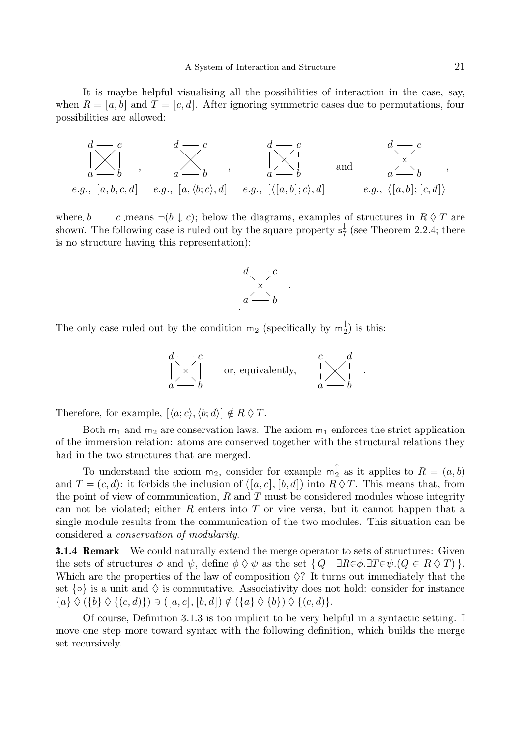It is maybe helpful visualising all the possibilities of interaction in the case, say, when $R = [a, b]$ and $T = [c, d]$. After ignoring symmetric cases due to permutations, four possibilities are allowed:

$$
\begin{array}{cccc}
e.g.,\ [a, b, c, d] & e.g.,\ [a, \langle b; c\rangle, d] & e.g.,\ [\langle [a, b]; c\rangle, d] & \text{and} \quad e.g.,\ \langle [a, b]; [c, d]\rangle
\end{array}
$$

where $b - - c$ means $\neg(b \downarrow c)$; below the diagrams, examples of structures in $R \lozenge T$ are shown. The following case is ruled out by the square property $\mathsf{s}_7^{\downarrow}$ (see Theorem 2.2.4; there is no structure having this representation):

The only case ruled out by the condition $\mathsf{m}_2$ (specifically by $\mathsf{m}_2^{\downarrow}$) is this:

or, equivalently,

Therefore, for example, $[\langle a; c\rangle, \langle b; d\rangle] \notin R \lozenge T$.

Both $\mathsf{m}_1$ and $\mathsf{m}_2$ are conservation laws. The axiom $\mathsf{m}_1$ enforces the strict application of the immersion relation: atoms are conserved together with the structural relations they had in the two structures that are merged.

To understand the axiom $\mathsf{m}_2$, consider for example $\mathsf{m}_2^{\uparrow}$ as it applies to $R = (a, b)$ and $T = (c, d)$: it forbids the inclusion of $([a, c], [b, d])$ into $R \lozenge T$. This means that, from the point of view of communication, $R$ and $T$ must be considered modules whose integrity can not be violated; either $R$ enters into $T$ or vice versa, but it cannot happen that a single module results from the communication of the two modules. This situation can be considered a *conservation of modularity*.

**3.1.4 Remark** We could naturally extend the merge operator to sets of structures: Given the sets of structures $\phi$ and $\psi$, define $\phi \lozenge \psi$ as the set $\{\, Q \mid \exists R{\in}\phi.\exists T{\in}\psi.(Q \in R \lozenge T)\,\}$. Which are the properties of the law of composition $\lozenge$? It turns out immediately that the set $\{\circ\}$ is a unit and $\lozenge$ is commutative. Associativity does not hold: consider for instance $\{a\} \lozenge (\{b\} \lozenge \{(c, d)\}) \ni ([a, c], [b, d]) \notin (\{a\} \lozenge \{b\}) \lozenge \{(c, d)\}$.

Of course, Definition 3.1.3 is too implicit to be very helpful in a syntactic setting. I move one step more toward syntax with the following definition, which builds the merge set recursively.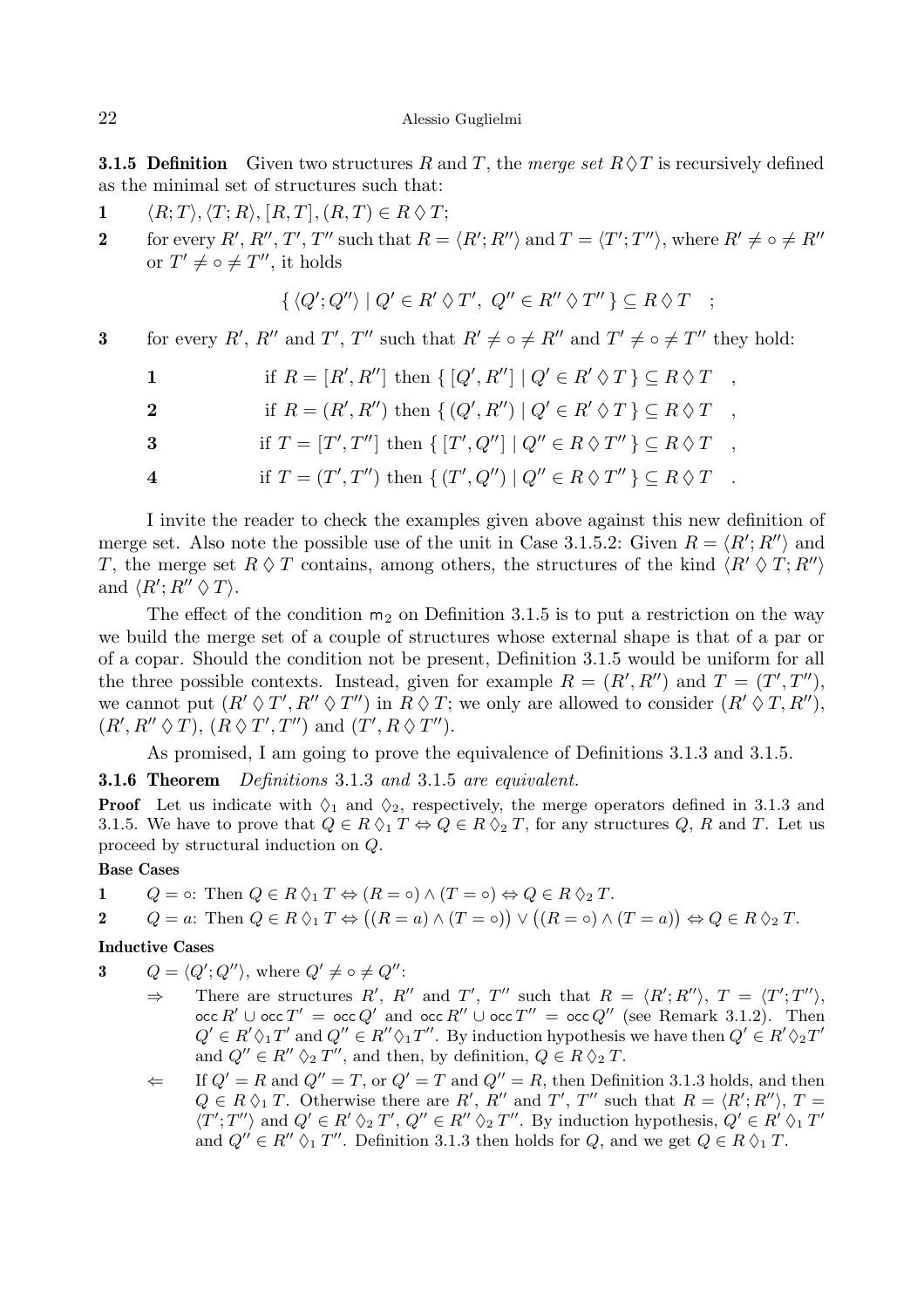**3.1.5 Definition** Given two structures $R$ and $T$, the *merge set* $R \between T$ is recursively defined as the minimal set of structures such that:

**1** $\langle R; T\rangle, \langle T; R\rangle, [R, T], (R, T) \in R \between T$;

**2** for every $R'$, $R''$, $T'$, $T''$ such that $R = \langle R'; R''\rangle$ and $T = \langle T'; T''\rangle$, where $R' \neq \circ \neq R''$ or $T' \neq \circ \neq T''$, it holds

$$\{\, \langle Q'; Q''\rangle \mid Q' \in R' \between T',\ Q'' \in R'' \between T'' \,\} \subseteq R \between T \quad ;$$

**3** for every $R'$, $R''$ and $T'$, $T''$ such that $R' \neq \circ \neq R''$ and $T' \neq \circ \neq T''$ they hold:

**1** if $R = [R', R'']$ then $\{\, [Q', R''] \mid Q' \in R' \between T \,\} \subseteq R \between T$ ,

**2** if $R = (R', R'')$ then $\{\, (Q', R'') \mid Q' \in R' \between T \,\} \subseteq R \between T$ ,

**3** if $T = [T', T'']$ then $\{\, [T', Q''] \mid Q'' \in R \between T'' \,\} \subseteq R \between T$ ,

**4** if $T = (T', T'')$ then $\{\, (T', Q'') \mid Q'' \in R \between T'' \,\} \subseteq R \between T$ .

I invite the reader to check the examples given above against this new definition of merge set. Also note the possible use of the unit in Case 3.1.5.2: Given $R = \langle R'; R''\rangle$ and $T$, the merge set $R \between T$ contains, among others, the structures of the kind $\langle R' \between T; R''\rangle$ and $\langle R'; R'' \between T\rangle$.

The effect of the condition $\mathsf{m}_2$ on Definition 3.1.5 is to put a restriction on the way we build the merge set of a couple of structures whose external shape is that of a par or of a copar. Should the condition not be present, Definition 3.1.5 would be uniform for all the three possible contexts. Instead, given for example $R = (R', R'')$ and $T = (T', T'')$, we cannot put $(R' \between T', R'' \between T'')$ in $R \between T$; we only are allowed to consider $(R' \between T, R'')$, $(R', R'' \between T)$, $(R \between T', T'')$ and $(T', R \between T'')$.

As promised, I am going to prove the equivalence of Definitions 3.1.3 and 3.1.5.

**3.1.6 Theorem** *Definitions* 3.1.3 *and* 3.1.5 *are equivalent.*

**Proof** Let us indicate with $\between_1$ and $\between_2$, respectively, the merge operators defined in 3.1.3 and 3.1.5. We have to prove that $Q \in R \between_1 T \Leftrightarrow Q \in R \between_2 T$, for any structures $Q$, $R$ and $T$. Let us proceed by structural induction on $Q$.

**Base Cases**

**1** $Q = \circ$: Then $Q \in R \between_1 T \Leftrightarrow (R = \circ) \wedge (T = \circ) \Leftrightarrow Q \in R \between_2 T$.

**2** $Q = a$: Then $Q \in R \between_1 T \Leftrightarrow \big((R = a) \wedge (T = \circ)\big) \vee \big((R = \circ) \wedge (T = a)\big) \Leftrightarrow Q \in R \between_2 T$.

**Inductive Cases**

**3** $Q = \langle Q'; Q''\rangle$, where $Q' \neq \circ \neq Q''$:

$\Rightarrow$ There are structures $R'$, $R''$ and $T'$, $T''$ such that $R = \langle R'; R''\rangle$, $T = \langle T'; T''\rangle$, $\mathsf{occ}\, R' \cup \mathsf{occ}\, T' = \mathsf{occ}\, Q'$ and $\mathsf{occ}\, R'' \cup \mathsf{occ}\, T'' = \mathsf{occ}\, Q''$ (see Remark 3.1.2). Then $Q' \in R' \between_1 T'$ and $Q'' \in R'' \between_1 T''$. By induction hypothesis we have then $Q' \in R' \between_2 T'$ and $Q'' \in R'' \between_2 T''$, and then, by definition, $Q \in R \between_2 T$.

$\Leftarrow$ If $Q' = R$ and $Q'' = T$, or $Q' = T$ and $Q'' = R$, then Definition 3.1.3 holds, and then $Q \in R \between_1 T$. Otherwise there are $R'$, $R''$ and $T'$, $T''$ such that $R = \langle R'; R''\rangle$, $T = \langle T'; T''\rangle$ and $Q' \in R' \between_2 T'$, $Q'' \in R'' \between_2 T''$. By induction hypothesis, $Q' \in R' \between_1 T'$ and $Q'' \in R'' \between_1 T''$. Definition 3.1.3 then holds for $Q$, and we get $Q \in R \between_1 T$.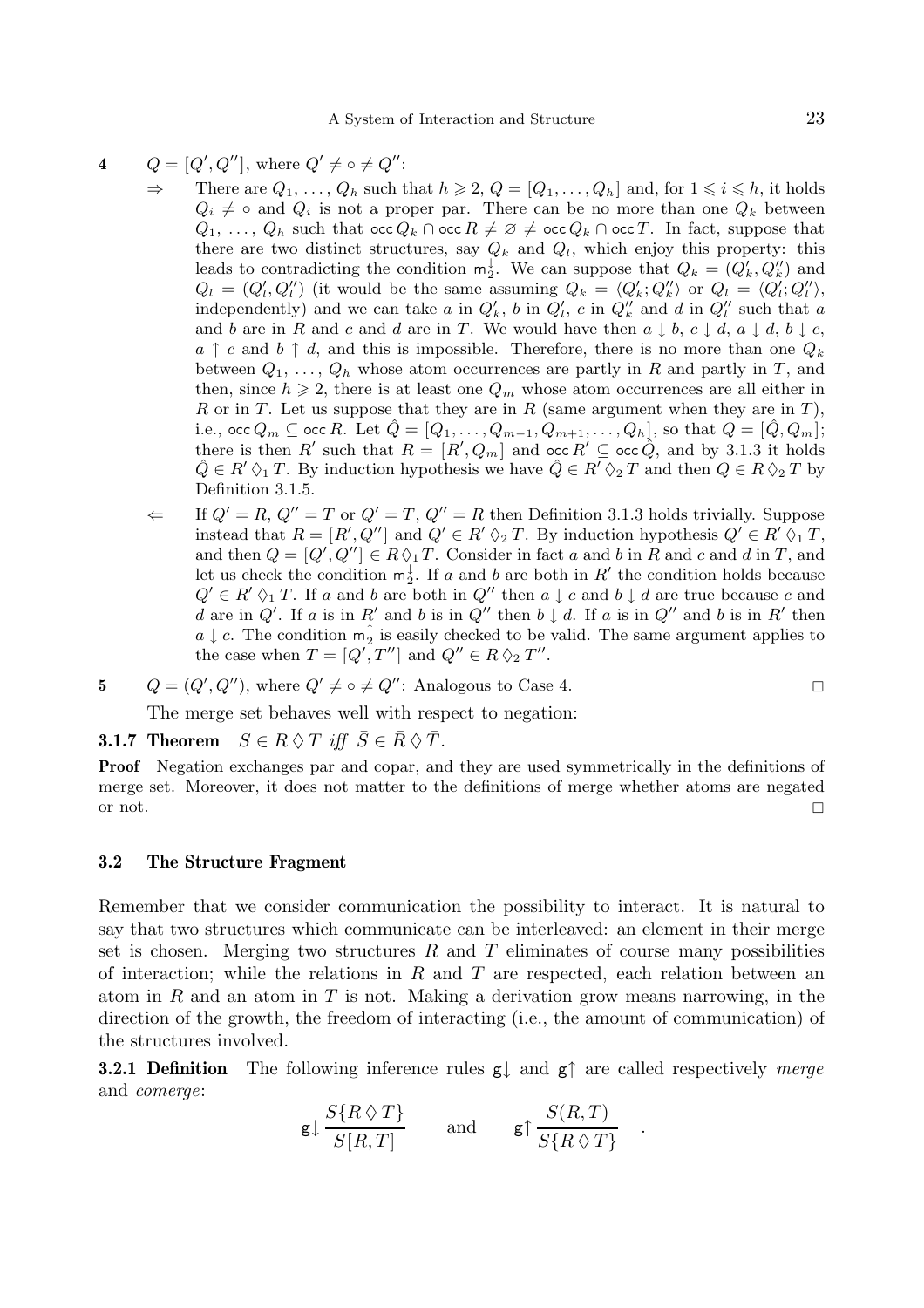**4** $\quad Q = [Q', Q'']$, where $Q' \neq \circ \neq Q''$:

$\Rightarrow$ There are $Q_1, \ldots, Q_h$ such that $h \geqslant 2$, $Q = [Q_1, \ldots, Q_h]$ and, for $1 \leqslant i \leqslant h$, it holds $Q_i \neq \circ$ and $Q_i$ is not a proper par. There can be no more than one $Q_k$ between $Q_1, \ldots, Q_h$ such that $\mathsf{occ}\, Q_k \cap \mathsf{occ}\, R \neq \varnothing \neq \mathsf{occ}\, Q_k \cap \mathsf{occ}\, T$. In fact, suppose that there are two distinct structures, say $Q_k$ and $Q_l$, which enjoy this property: this leads to contradicting the condition $\mathsf{m}_2^{\downarrow}$. We can suppose that $Q_k = (Q_k', Q_k'')$ and $Q_l = (Q_l', Q_l'')$ (it would be the same assuming $Q_k = \langle Q_k'; Q_k'' \rangle$ or $Q_l = \langle Q_l'; Q_l'' \rangle$, independently) and we can take $a$ in $Q_k'$, $b$ in $Q_l'$, $c$ in $Q_k''$ and $d$ in $Q_l''$ such that $a$ and $b$ are in $R$ and $c$ and $d$ are in $T$. We would have then $a \downarrow b$, $c \downarrow d$, $a \downarrow d$, $b \downarrow c$, $a \uparrow c$ and $b \uparrow d$, and this is impossible. Therefore, there is no more than one $Q_k$ between $Q_1, \ldots, Q_h$ whose atom occurrences are partly in $R$ and partly in $T$, and then, since $h \geqslant 2$, there is at least one $Q_m$ whose atom occurrences are all either in $R$ or in $T$. Let us suppose that they are in $R$ (same argument when they are in $T$), i.e., $\mathsf{occ}\, Q_m \subseteq \mathsf{occ}\, R$. Let $\hat{Q} = [Q_1, \ldots, Q_{m-1}, Q_{m+1}, \ldots, Q_h]$, so that $Q = [\hat{Q}, Q_m]$; there is then $R'$ such that $R = [R', Q_m]$ and $\mathsf{occ}\, R' \subseteq \mathsf{occ}\, \hat{Q}$, and by 3.1.3 it holds $\hat{Q} \in R' \lozenge_1 T$. By induction hypothesis we have $\hat{Q} \in R' \lozenge_2 T$ and then $Q \in R \lozenge_2 T$ by Definition 3.1.5.

$\Leftarrow$ If $Q' = R$, $Q'' = T$ or $Q' = T$, $Q'' = R$ then Definition 3.1.3 holds trivially. Suppose instead that $R = [R', Q'']$ and $Q' \in R' \lozenge_2 T$. By induction hypothesis $Q' \in R' \lozenge_1 T$, and then $Q = [Q', Q''] \in R \lozenge_1 T$. Consider in fact $a$ and $b$ in $R$ and $c$ and $d$ in $T$, and let us check the condition $\mathsf{m}_2^{\downarrow}$. If $a$ and $b$ are both in $R'$ the condition holds because $Q' \in R' \lozenge_1 T$. If $a$ and $b$ are both in $Q''$ then $a \downarrow c$ and $b \downarrow d$ are true because $c$ and $d$ are in $Q'$. If $a$ is in $R'$ and $b$ is in $Q''$ then $b \downarrow d$. If $a$ is in $Q''$ and $b$ is in $R'$ then $a \downarrow c$. The condition $\mathsf{m}_2^{\uparrow}$ is easily checked to be valid. The same argument applies to the case when $T = [Q', T'']$ and $Q'' \in R \lozenge_2 T''$.

**5** $\quad Q = (Q', Q'')$, where $Q' \neq \circ \neq Q''$: Analogous to Case 4. $\Box$

The merge set behaves well with respect to negation:

**3.1.7 Theorem** $\quad$ *$S \in R \lozenge T$ iff $\bar{S} \in \bar{R} \lozenge \bar{T}$.*

**Proof** $\quad$ Negation exchanges par and copar, and they are used symmetrically in the definitions of merge set. Moreover, it does not matter to the definitions of merge whether atoms are negated or not. $\Box$

### 3.2 The Structure Fragment

Remember that we consider communication the possibility to interact. It is natural to say that two structures which communicate can be interleaved: an element in their merge set is chosen. Merging two structures $R$ and $T$ eliminates of course many possibilities of interaction; while the relations in $R$ and $T$ are respected, each relation between an atom in $R$ and an atom in $T$ is not. Making a derivation grow means narrowing, in the direction of the growth, the freedom of interacting (i.e., the amount of communication) of the structures involved.

**3.2.1 Definition** $\quad$ The following inference rules $\mathsf{g}{\downarrow}$ and $\mathsf{g}{\uparrow}$ are called respectively *merge* and *comerge*:

$$\mathsf{g}{\downarrow}\,\frac{S\{R \lozenge T\}}{S[R, T]} \qquad \text{and} \qquad \mathsf{g}{\uparrow}\,\frac{S(R, T)}{S\{R \lozenge T\}} \quad .$$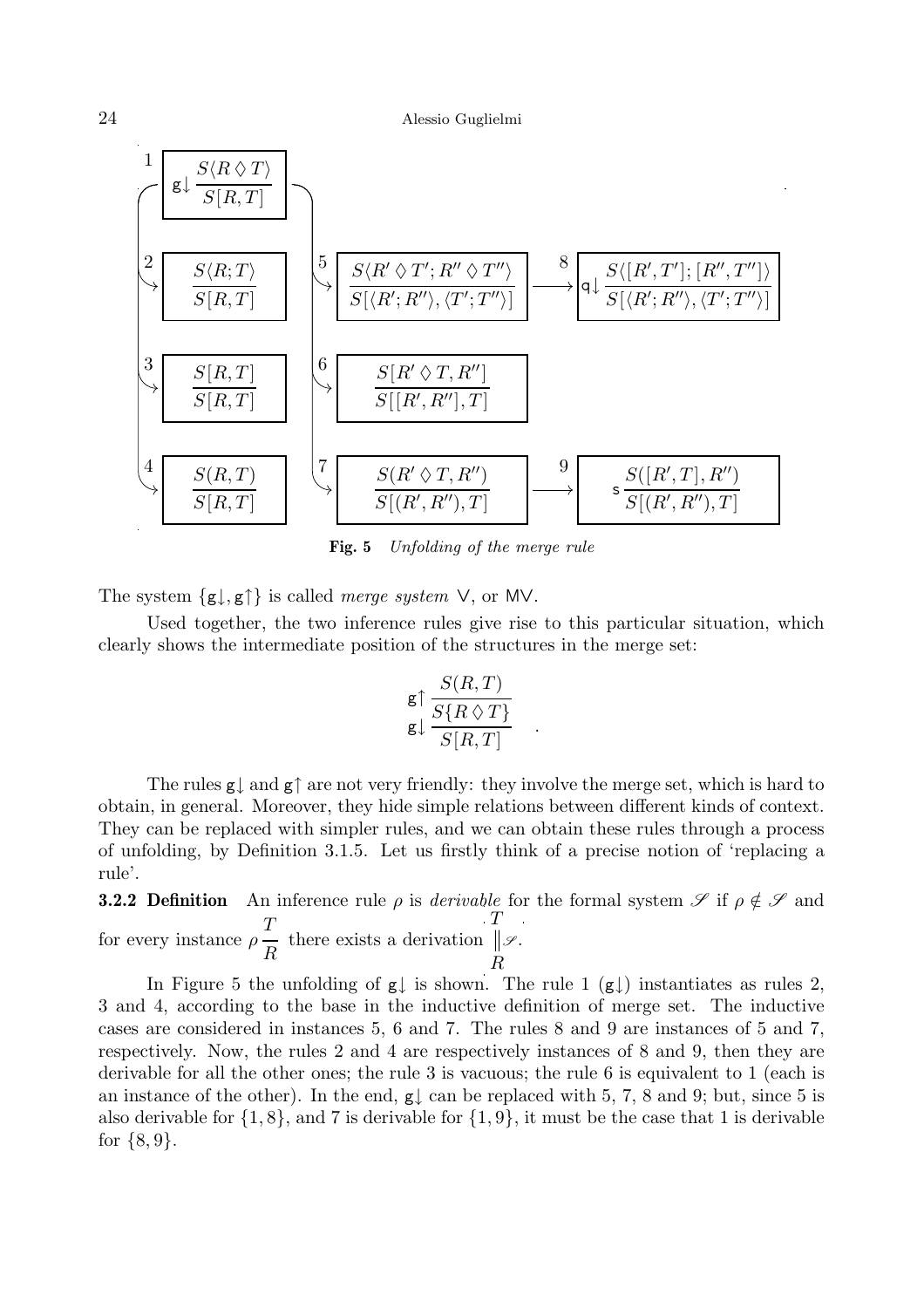$$
\begin{array}{l}
1:\ \mathsf{g}{\downarrow}\,\dfrac{S\langle R \diamondsuit T\rangle}{S[R,T]} \\[2ex]
2:\ \dfrac{S\langle R;T\rangle}{S[R,T]} \qquad 5:\ \dfrac{S\langle R'\diamondsuit T'; R''\diamondsuit T''\rangle}{S[\langle R';R''\rangle,\langle T';T''\rangle]} \longrightarrow 8:\ \mathsf{q}{\downarrow}\,\dfrac{S\langle [R',T'];[R'',T'']\rangle}{S[\langle R';R''\rangle,\langle T';T''\rangle]} \\[2ex]
3:\ \dfrac{S[R,T]}{S[R,T]} \qquad 6:\ \dfrac{S[R'\diamondsuit T, R'']}{S[[R',R''],T]} \\[2ex]
4:\ \dfrac{S(R,T)}{S[R,T]} \qquad 7:\ \dfrac{S(R'\diamondsuit T, R'')}{S[(R',R''),T]} \longrightarrow 9:\ \mathsf{s}\,\dfrac{S([R',T],R'')}{S[(R',R''),T]}
\end{array}
$$

**Fig. 5** *Unfolding of the merge rule*

The system $\{\mathsf{g}{\downarrow}, \mathsf{g}{\uparrow}\}$ is called *merge system* $\vee$, or $\mathsf{M}\vee$.

Used together, the two inference rules give rise to this particular situation, which clearly shows the intermediate position of the structures in the merge set:

$$
\mathsf{g}{\uparrow}\,\dfrac{S(R,T)}{\mathsf{g}{\downarrow}\,\dfrac{S\{R\diamondsuit T\}}{S[R,T]}} \quad .
$$

The rules $\mathsf{g}{\downarrow}$ and $\mathsf{g}{\uparrow}$ are not very friendly: they involve the merge set, which is hard to obtain, in general. Moreover, they hide simple relations between different kinds of context. They can be replaced with simpler rules, and we can obtain these rules through a process of unfolding, by Definition 3.1.5. Let us firstly think of a precise notion of 'replacing a rule'.

**3.2.2 Definition** An inference rule $\rho$ is *derivable* for the formal system $\mathscr{S}$ if $\rho \notin \mathscr{S}$ and for every instance $\rho\,\dfrac{T}{R}$ there exists a derivation $\begin{array}{c} T \\ \Vert \mathscr{S} \\ R \end{array}$.

In Figure 5 the unfolding of $\mathsf{g}{\downarrow}$ is shown. The rule 1 ($\mathsf{g}{\downarrow}$) instantiates as rules 2, 3 and 4, according to the base in the inductive definition of merge set. The inductive cases are considered in instances 5, 6 and 7. The rules 8 and 9 are instances of 5 and 7, respectively. Now, the rules 2 and 4 are respectively instances of 8 and 9, then they are derivable for all the other ones; the rule 3 is vacuous; the rule 6 is equivalent to 1 (each is an instance of the other). In the end, $\mathsf{g}{\downarrow}$ can be replaced with 5, 7, 8 and 9; but, since 5 is also derivable for $\{1, 8\}$, and 7 is derivable for $\{1, 9\}$, it must be the case that 1 is derivable for $\{8, 9\}$.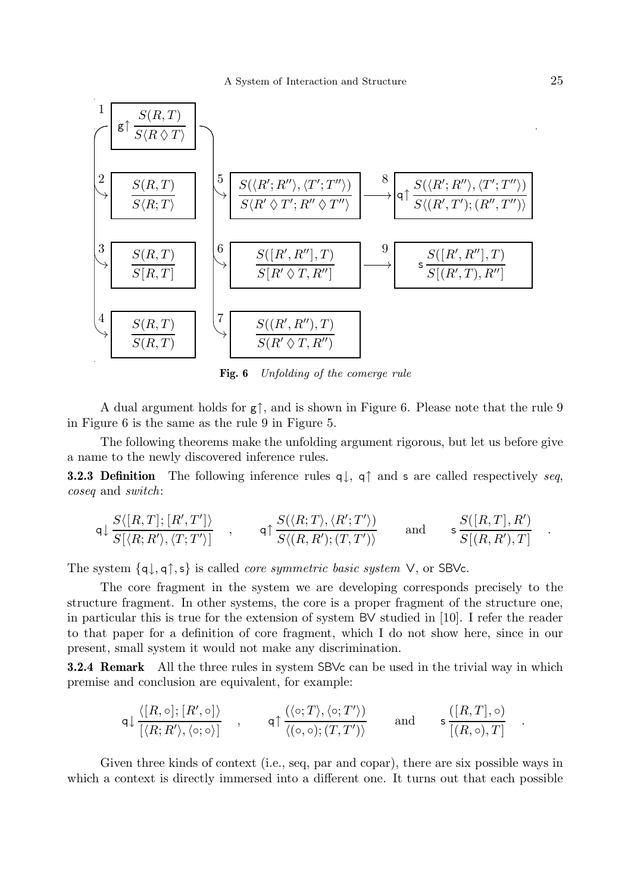1 $\mathsf{g}\!\uparrow \dfrac{S(R,T)}{S\langle R \between T\rangle}$

2 $\dfrac{S(R,T)}{S\langle R;T\rangle}$

3 $\dfrac{S(R,T)}{S[R,T]}$

4 $\dfrac{S(R,T)}{S(R,T)}$

5 $\dfrac{S(\langle R';R''\rangle,\langle T';T''\rangle)}{S\langle R' \between T'; R'' \between T''\rangle}$ $\xrightarrow{8}$ $\mathsf{q}\!\uparrow \dfrac{S(\langle R';R''\rangle,\langle T';T''\rangle)}{S\langle (R',T');(R'',T'')\rangle}$

6 $\dfrac{S([R',R''],T)}{S[R' \between T, R'']}$ $\xrightarrow{9}$ $\mathsf{s}\,\dfrac{S([R',R''],T)}{S[(R',T),R'']}$

7 $\dfrac{S((R',R''),T)}{S(R' \between T, R'')}$

**Fig. 6** *Unfolding of the comerge rule*

A dual argument holds for $\mathsf{g}\!\uparrow$, and is shown in Figure 6. Please note that the rule 9 in Figure 6 is the same as the rule 9 in Figure 5.

The following theorems make the unfolding argument rigorous, but let us before give a name to the newly discovered inference rules.

**3.2.3 Definition** The following inference rules $\mathsf{q}\!\downarrow$, $\mathsf{q}\!\uparrow$ and $\mathsf{s}$ are called respectively *seq*, *coseq* and *switch*:

$$\mathsf{q}\!\downarrow \frac{S\langle [R,T];[R',T']\rangle}{S[\langle R;R'\rangle,\langle T;T'\rangle]} \quad , \qquad \mathsf{q}\!\uparrow \frac{S(\langle R;T\rangle,\langle R';T'\rangle)}{S\langle (R,R');(T,T')\rangle} \qquad \text{and} \qquad \mathsf{s}\,\frac{S([R,T],R')}{S[(R,R'),T]} \quad .$$

The system $\{\mathsf{q}\!\downarrow,\mathsf{q}\!\uparrow,\mathsf{s}\}$ is called *core symmetric basic system* V, or SBVc.

The core fragment in the system we are developing corresponds precisely to the structure fragment. In other systems, the core is a proper fragment of the structure one, in particular this is true for the extension of system BV studied in [10]. I refer the reader to that paper for a definition of core fragment, which I do not show here, since in our present, small system it would not make any discrimination.

**3.2.4 Remark** All the three rules in system SBVc can be used in the trivial way in which premise and conclusion are equivalent, for example:

$$\mathsf{q}\!\downarrow \frac{\langle [R,\circ];[R',\circ]\rangle}{[\langle R;R'\rangle,\langle \circ;\circ\rangle]} \quad , \qquad \mathsf{q}\!\uparrow \frac{(\langle \circ;T\rangle,\langle \circ;T'\rangle)}{\langle (\circ,\circ);(T,T')\rangle} \qquad \text{and} \qquad \mathsf{s}\,\frac{([R,T],\circ)}{[(R,\circ),T]} \quad .$$

Given three kinds of context (i.e., seq, par and copar), there are six possible ways in which a context is directly immersed into a different one. It turns out that each possible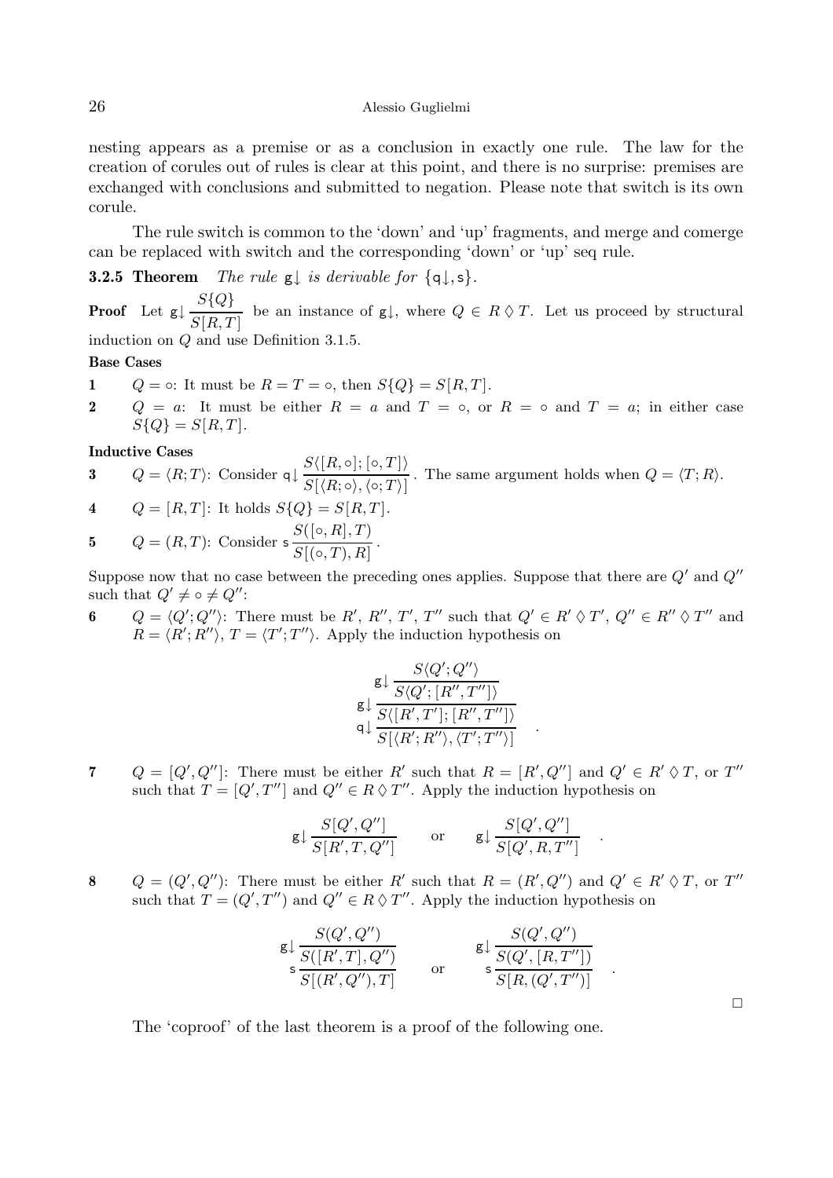nesting appears as a premise or as a conclusion in exactly one rule. The law for the creation of corules out of rules is clear at this point, and there is no surprise: premises are exchanged with conclusions and submitted to negation. Please note that switch is its own corule.

The rule switch is common to the 'down' and 'up' fragments, and merge and comerge can be replaced with switch and the corresponding 'down' or 'up' seq rule.

**3.2.5 Theorem** *The rule* $\mathsf{g}\!\downarrow$ *is derivable for* $\{\mathsf{q}\!\downarrow, \mathsf{s}\}$.

**Proof** Let $\mathsf{g}\!\downarrow \dfrac{S\{Q\}}{S[R,T]}$ be an instance of $\mathsf{g}\!\downarrow$, where $Q \in R \between T$. Let us proceed by structural induction on $Q$ and use Definition 3.1.5.

**Base Cases**

**1** $Q = \circ$: It must be $R = T = \circ$, then $S\{Q\} = S[R,T]$.

**2** $Q = a$: It must be either $R = a$ and $T = \circ$, or $R = \circ$ and $T = a$; in either case $S\{Q\} = S[R,T]$.

**Inductive Cases**

**3** $Q = \langle R;T\rangle$: Consider $\mathsf{q}\!\downarrow \dfrac{S\langle [R,\circ];[\circ,T]\rangle}{S[\langle R;\circ\rangle,\langle\circ;T\rangle]}$. The same argument holds when $Q = \langle T;R\rangle$.

**4** $Q = [R,T]$: It holds $S\{Q\} = S[R,T]$.

**5** $Q = (R,T)$: Consider $\mathsf{s}\dfrac{S([\circ,R],T)}{S[(\circ,T),R]}$.

Suppose now that no case between the preceding ones applies. Suppose that there are $Q'$ and $Q''$ such that $Q' \neq \circ \neq Q''$:

**6** $Q = \langle Q';Q''\rangle$: There must be $R'$, $R''$, $T'$, $T''$ such that $Q' \in R' \between T'$, $Q'' \in R'' \between T''$ and $R = \langle R';R''\rangle$, $T = \langle T';T''\rangle$. Apply the induction hypothesis on

$$\mathsf{q}\!\downarrow \dfrac{\mathsf{g}\!\downarrow \dfrac{\mathsf{g}\!\downarrow \dfrac{S\langle Q';Q''\rangle}{S\langle Q';[R'',T'']\rangle}}{S\langle [R',T'];[R'',T'']\rangle}}{S[\langle R';R''\rangle,\langle T';T''\rangle]} \quad .$$

**7** $Q = [Q',Q'']$: There must be either $R'$ such that $R = [R',Q'']$ and $Q' \in R' \between T$, or $T''$ such that $T = [Q',T'']$ and $Q'' \in R \between T''$. Apply the induction hypothesis on

$$\mathsf{g}\!\downarrow \dfrac{S[Q',Q'']}{S[R',T,Q'']} \qquad \text{or} \qquad \mathsf{g}\!\downarrow \dfrac{S[Q',Q'']}{S[Q',R,T'']} \quad .$$

**8** $Q = (Q',Q'')$: There must be either $R'$ such that $R = (R',Q'')$ and $Q' \in R' \between T$, or $T''$ such that $T = (Q',T'')$ and $Q'' \in R \between T''$. Apply the induction hypothesis on

$$\mathsf{s}\dfrac{\mathsf{g}\!\downarrow \dfrac{S(Q',Q'')}{S([R',T],Q'')}}{S[(R',Q''),T]} \qquad \text{or} \qquad \mathsf{s}\dfrac{\mathsf{g}\!\downarrow \dfrac{S(Q',Q'')}{S(Q',[R,T''])}}{S[R,(Q',T'')]} \quad .$$

□

The 'coproof' of the last theorem is a proof of the following one.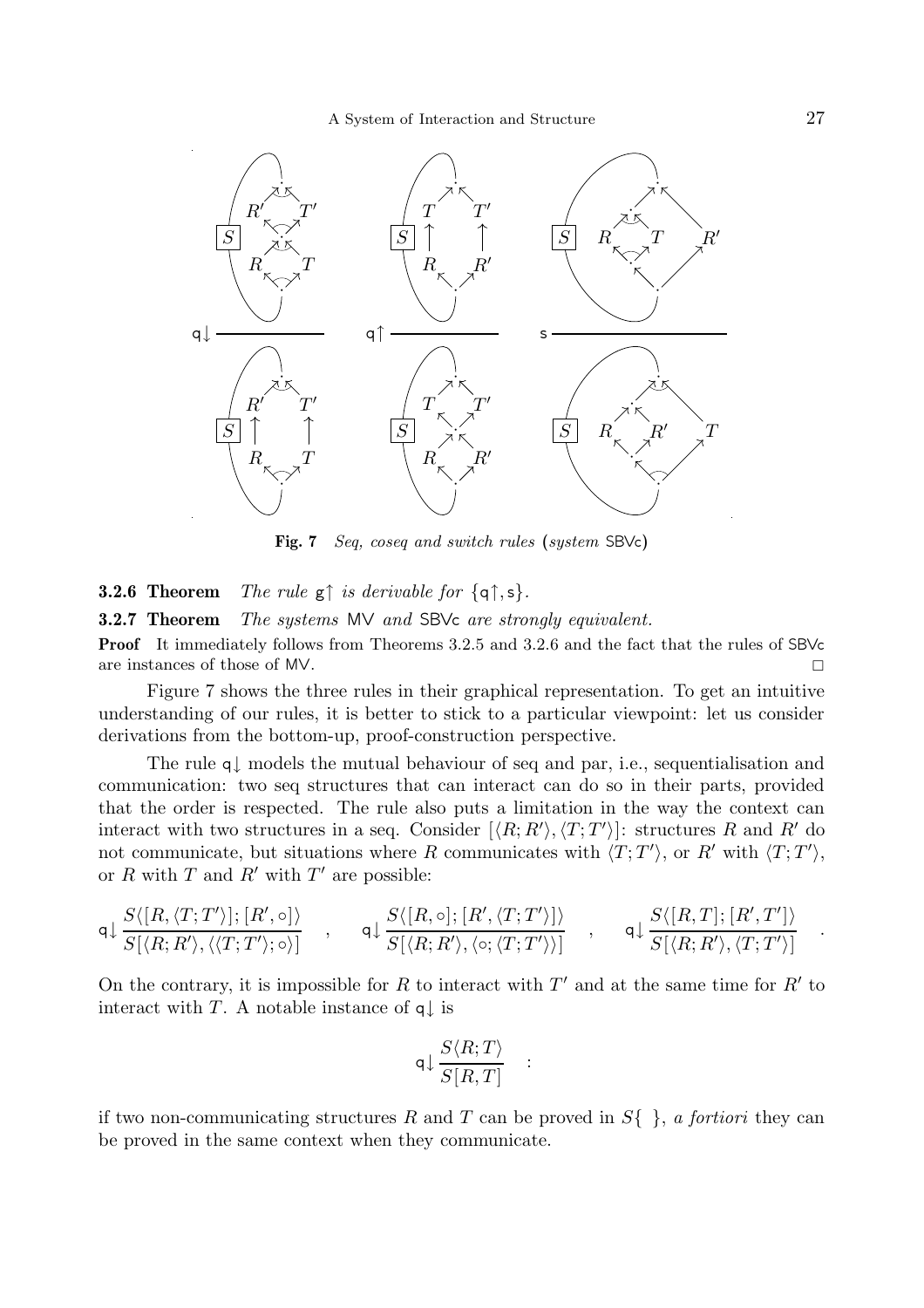**Fig. 7** *Seq, coseq and switch rules (system* SBVc*)*

**3.2.6 Theorem** *The rule* $\mathsf{g}\!\uparrow$ *is derivable for* $\{\mathsf{q}\!\uparrow, \mathsf{s}\}$.

**3.2.7 Theorem** *The systems* MV *and* SBVc *are strongly equivalent.*

**Proof** It immediately follows from Theorems 3.2.5 and 3.2.6 and the fact that the rules of SBVc are instances of those of MV. □

Figure 7 shows the three rules in their graphical representation. To get an intuitive understanding of our rules, it is better to stick to a particular viewpoint: let us consider derivations from the bottom-up, proof-construction perspective.

The rule $\mathsf{q}\!\downarrow$ models the mutual behaviour of seq and par, i.e., sequentialisation and communication: two seq structures that can interact can do so in their parts, provided that the order is respected. The rule also puts a limitation in the way the context can interact with two structures in a seq. Consider $[\langle R; R'\rangle, \langle T; T'\rangle]$: structures $R$ and $R'$ do not communicate, but situations where $R$ communicates with $\langle T; T'\rangle$, or $R'$ with $\langle T; T'\rangle$, or $R$ with $T$ and $R'$ with $T'$ are possible:

$$\mathsf{q}\!\downarrow \frac{S\langle [R, \langle T; T'\rangle]; [R', \circ]\rangle}{S[\langle R; R'\rangle, \langle\langle T; T'\rangle; \circ\rangle]} \quad , \qquad \mathsf{q}\!\downarrow \frac{S\langle [R, \circ]; [R', \langle T; T'\rangle]\rangle}{S[\langle R; R'\rangle, \langle \circ; \langle T; T'\rangle\rangle]} \quad , \qquad \mathsf{q}\!\downarrow \frac{S\langle [R, T]; [R', T']\rangle}{S[\langle R; R'\rangle, \langle T; T'\rangle]} \quad .$$

On the contrary, it is impossible for $R$ to interact with $T'$ and at the same time for $R'$ to interact with $T$. A notable instance of $\mathsf{q}\!\downarrow$ is

$$\mathsf{q}\!\downarrow \frac{S\langle R; T\rangle}{S[R, T]} \quad :$$

if two non-communicating structures $R$ and $T$ can be proved in $S\{\ \}$, *a fortiori* they can be proved in the same context when they communicate.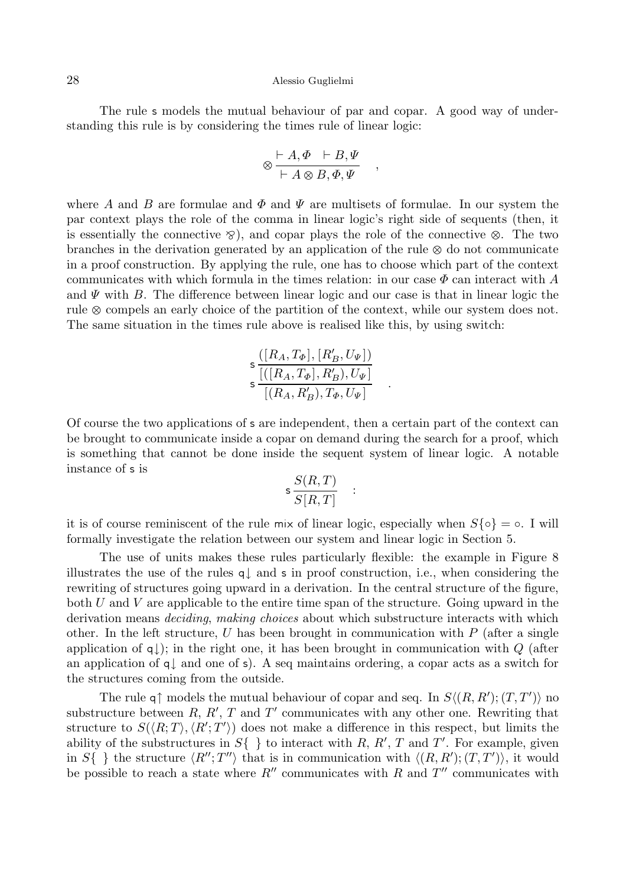The rule $\mathsf{s}$ models the mutual behaviour of par and copar. A good way of understanding this rule is by considering the times rule of linear logic:

$$\otimes \frac{\vdash A, \Phi \quad \vdash B, \Psi}{\vdash A \otimes B, \Phi, \Psi} \quad ,$$

where $A$ and $B$ are formulae and $\Phi$ and $\Psi$ are multisets of formulae. In our system the par context plays the role of the comma in linear logic's right side of sequents (then, it is essentially the connective $\bindnasrepma$), and copar plays the role of the connective $\otimes$. The two branches in the derivation generated by an application of the rule $\otimes$ do not communicate in a proof construction. By applying the rule, one has to choose which part of the context communicates with which formula in the times relation: in our case $\Phi$ can interact with $A$ and $\Psi$ with $B$. The difference between linear logic and our case is that in linear logic the rule $\otimes$ compels an early choice of the partition of the context, while our system does not. The same situation in the times rule above is realised like this, by using switch:

$$\mathsf{s} \frac{\mathsf{s} \dfrac{([R_A, T_\Phi], [R'_B, U_\Psi])}{[([R_A, T_\Phi], R'_B), U_\Psi]}}{[(R_A, R'_B), T_\Phi, U_\Psi]} \quad .$$

Of course the two applications of $\mathsf{s}$ are independent, then a certain part of the context can be brought to communicate inside a copar on demand during the search for a proof, which is something that cannot be done inside the sequent system of linear logic. A notable instance of $\mathsf{s}$ is

$$\mathsf{s} \frac{S(R, T)}{S[R, T]} \quad :$$

it is of course reminiscent of the rule $\mathsf{mix}$ of linear logic, especially when $S\{\circ\} = \circ$. I will formally investigate the relation between our system and linear logic in Section 5.

The use of units makes these rules particularly flexible: the example in Figure 8 illustrates the use of the rules $\mathsf{q}{\downarrow}$ and $\mathsf{s}$ in proof construction, i.e., when considering the rewriting of structures going upward in a derivation. In the central structure of the figure, both $U$ and $V$ are applicable to the entire time span of the structure. Going upward in the derivation means *deciding*, *making choices* about which substructure interacts with which other. In the left structure, $U$ has been brought in communication with $P$ (after a single application of $\mathsf{q}{\downarrow}$); in the right one, it has been brought in communication with $Q$ (after an application of $\mathsf{q}{\downarrow}$ and one of $\mathsf{s}$). A seq maintains ordering, a copar acts as a switch for the structures coming from the outside.

The rule $\mathsf{q}{\uparrow}$ models the mutual behaviour of copar and seq. In $S\langle (R, R'); (T, T')\rangle$ no substructure between $R$, $R'$, $T$ and $T'$ communicates with any other one. Rewriting that structure to $S(\langle R; T\rangle, \langle R'; T'\rangle)$ does not make a difference in this respect, but limits the ability of the substructures in $S\{\ \}$ to interact with $R$, $R'$, $T$ and $T'$. For example, given in $S\{\ \}$ the structure $\langle R''; T''\rangle$ that is in communication with $\langle (R, R'); (T, T')\rangle$, it would be possible to reach a state where $R''$ communicates with $R$ and $T''$ communicates with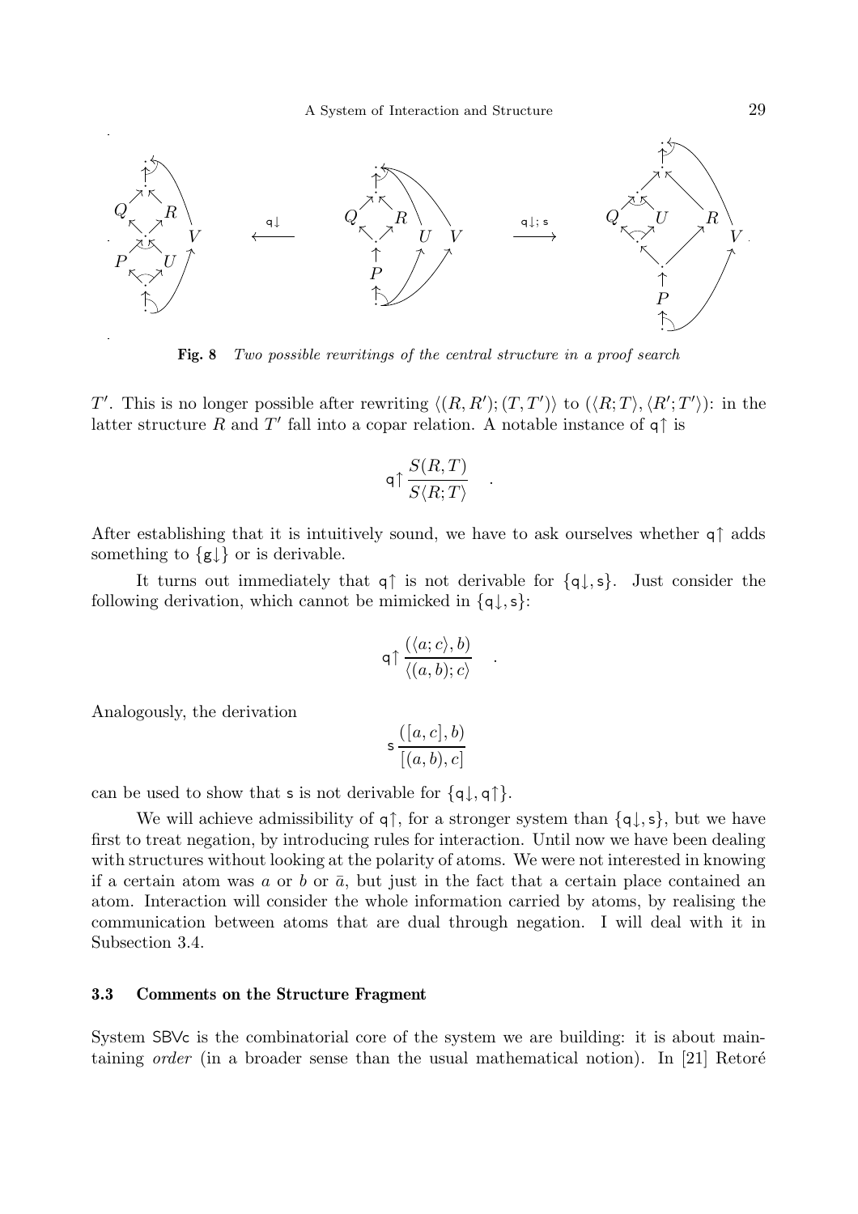Fig. 8  *Two possible rewritings of the central structure in a proof search*

$T'$. This is no longer possible after rewriting $\langle (R,R');(T,T')\rangle$ to $(\langle R;T\rangle,\langle R';T'\rangle)$: in the latter structure $R$ and $T'$ fall into a copar relation. A notable instance of $\mathsf{q}\!\uparrow$ is

$$\mathsf{q}\!\uparrow \frac{S(R,T)}{S\langle R;T\rangle} \quad .$$

After establishing that it is intuitively sound, we have to ask ourselves whether $\mathsf{q}\!\uparrow$ adds something to $\{\mathsf{g}\!\downarrow\}$ or is derivable.

It turns out immediately that $\mathsf{q}\!\uparrow$ is not derivable for $\{\mathsf{q}\!\downarrow,\mathsf{s}\}$. Just consider the following derivation, which cannot be mimicked in $\{\mathsf{q}\!\downarrow,\mathsf{s}\}$:

$$\mathsf{q}\!\uparrow \frac{(\langle a;c\rangle,b)}{\langle (a,b);c\rangle} \quad .$$

Analogously, the derivation

$$\mathsf{s}\,\frac{([a,c],b)}{[(a,b),c]}$$

can be used to show that $\mathsf{s}$ is not derivable for $\{\mathsf{q}\!\downarrow,\mathsf{q}\!\uparrow\}$.

We will achieve admissibility of $\mathsf{q}\!\uparrow$, for a stronger system than $\{\mathsf{q}\!\downarrow,\mathsf{s}\}$, but we have first to treat negation, by introducing rules for interaction. Until now we have been dealing with structures without looking at the polarity of atoms. We were not interested in knowing if a certain atom was $a$ or $b$ or $\bar{a}$, but just in the fact that a certain place contained an atom. Interaction will consider the whole information carried by atoms, by realising the communication between atoms that are dual through negation. I will deal with it in Subsection 3.4.

### 3.3 Comments on the Structure Fragment

System SBVc is the combinatorial core of the system we are building: it is about maintaining *order* (in a broader sense than the usual mathematical notion). In [21] Retoré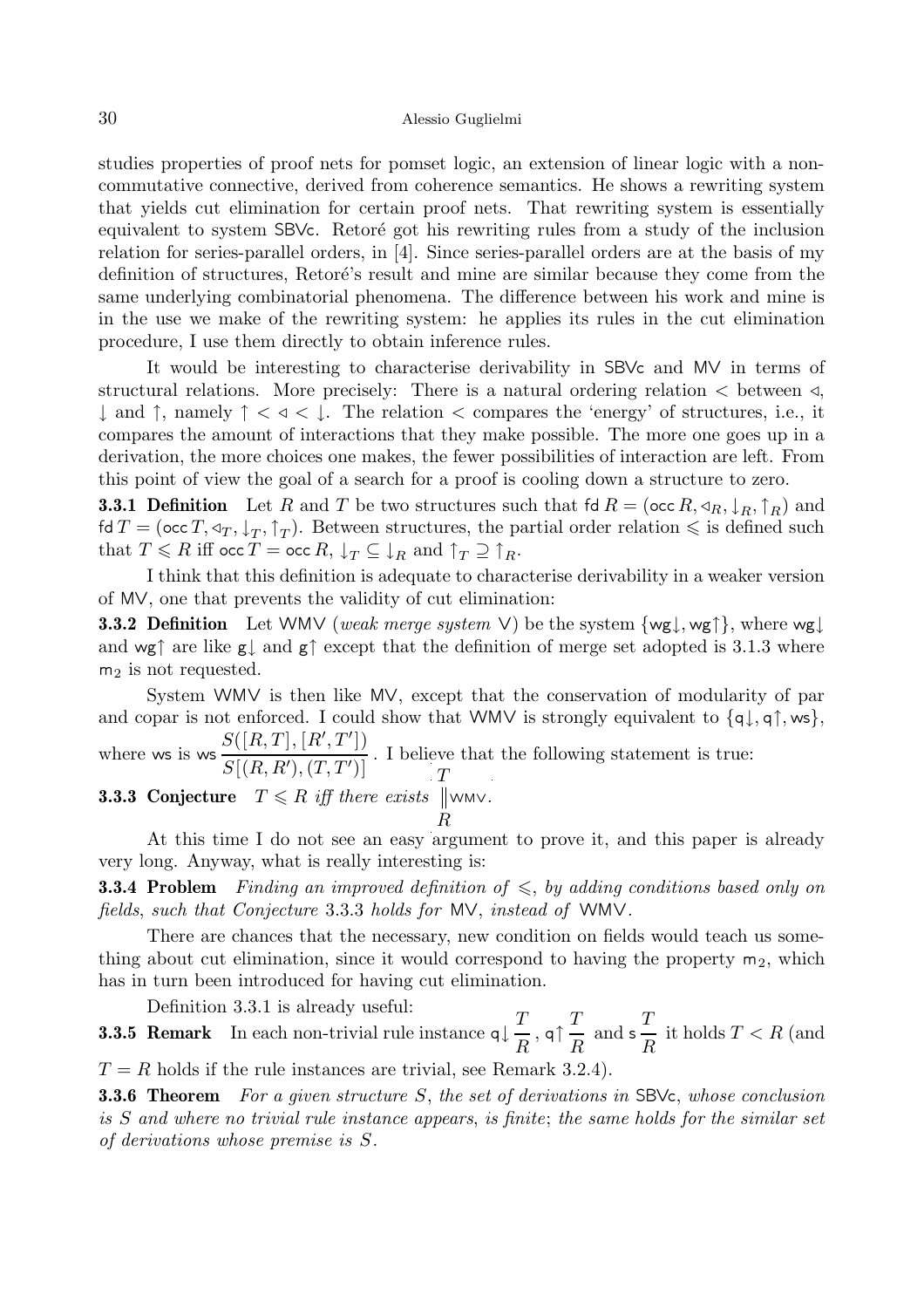studies properties of proof nets for pomset logic, an extension of linear logic with a non-commutative connective, derived from coherence semantics. He shows a rewriting system that yields cut elimination for certain proof nets. That rewriting system is essentially equivalent to system SBVc. Retoré got his rewriting rules from a study of the inclusion relation for series-parallel orders, in [4]. Since series-parallel orders are at the basis of my definition of structures, Retoré's result and mine are similar because they come from the same underlying combinatorial phenomena. The difference between his work and mine is in the use we make of the rewriting system: he applies its rules in the cut elimination procedure, I use them directly to obtain inference rules.

It would be interesting to characterise derivability in SBVc and MV in terms of structural relations. More precisely: There is a natural ordering relation $<$ between $\triangleleft$, $\downarrow$ and $\uparrow$, namely $\uparrow < \triangleleft < \downarrow$. The relation $<$ compares the 'energy' of structures, i.e., it compares the amount of interactions that they make possible. The more one goes up in a derivation, the more choices one makes, the fewer possibilities of interaction are left. From this point of view the goal of a search for a proof is cooling down a structure to zero.

**3.3.1 Definition** Let $R$ and $T$ be two structures such that $\mathsf{fd}\, R = (\mathsf{occ}\, R, \triangleleft_R, \downarrow_R, \uparrow_R)$ and $\mathsf{fd}\, T = (\mathsf{occ}\, T, \triangleleft_T, \downarrow_T, \uparrow_T)$. Between structures, the partial order relation $\leqslant$ is defined such that $T \leqslant R$ iff $\mathsf{occ}\, T = \mathsf{occ}\, R$, $\downarrow_T \subseteq \downarrow_R$ and $\uparrow_T \supseteq \uparrow_R$.

I think that this definition is adequate to characterise derivability in a weaker version of MV, one that prevents the validity of cut elimination:

**3.3.2 Definition** Let WMV (*weak merge system* V) be the system $\{\mathsf{wg}\downarrow, \mathsf{wg}\uparrow\}$, where $\mathsf{wg}\downarrow$ and $\mathsf{wg}\uparrow$ are like $\mathsf{g}\downarrow$ and $\mathsf{g}\uparrow$ except that the definition of merge set adopted is 3.1.3 where $\mathsf{m}_2$ is not requested.

System WMV is then like MV, except that the conservation of modularity of par and copar is not enforced. I could show that WMV is strongly equivalent to $\{\mathsf{q}\downarrow, \mathsf{q}\uparrow, \mathsf{ws}\}$, where ws is $\mathsf{ws}\,\dfrac{S([R,T],[R',T'])}{S[(R,R'),(T,T')]}$. I believe that the following statement is true:

**3.3.3 Conjecture** *$T \leqslant R$ iff there exists* $\begin{array}{c} T \\ \| \mathsf{WMV} \\ R \end{array}$.

At this time I do not see an easy argument to prove it, and this paper is already very long. Anyway, what is really interesting is:

**3.3.4 Problem** *Finding an improved definition of $\leqslant$, by adding conditions based only on fields, such that Conjecture 3.3.3 holds for* MV, *instead of* WMV.

There are chances that the necessary, new condition on fields would teach us something about cut elimination, since it would correspond to having the property $\mathsf{m}_2$, which has in turn been introduced for having cut elimination.

Definition 3.3.1 is already useful:

**3.3.5 Remark** In each non-trivial rule instance $\mathsf{q}\downarrow\dfrac{T}{R}$, $\mathsf{q}\uparrow\dfrac{T}{R}$ and $\mathsf{s}\,\dfrac{T}{R}$ it holds $T < R$ (and $T = R$ holds if the rule instances are trivial, see Remark 3.2.4).

**3.3.6 Theorem** *For a given structure $S$, the set of derivations in* SBVc, *whose conclusion is $S$ and where no trivial rule instance appears, is finite; the same holds for the similar set of derivations whose premise is $S$.*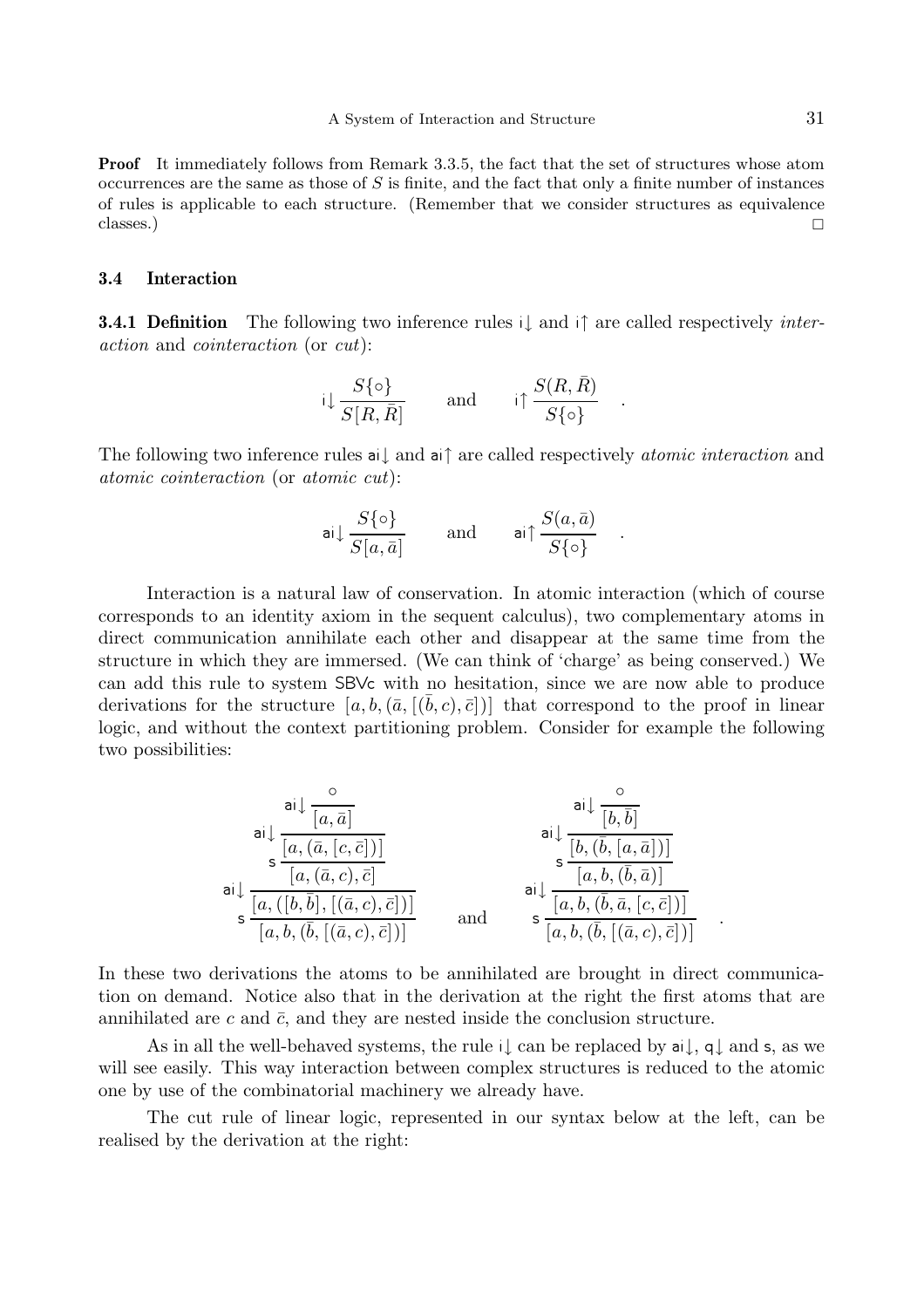**Proof** It immediately follows from Remark 3.3.5, the fact that the set of structures whose atom occurrences are the same as those of $S$ is finite, and the fact that only a finite number of instances of rules is applicable to each structure. (Remember that we consider structures as equivalence classes.) $\Box$

### 3.4 Interaction

**3.4.1 Definition** The following two inference rules $\mathsf{i}{\downarrow}$ and $\mathsf{i}{\uparrow}$ are called respectively *interaction* and *cointeraction* (or *cut*):

$$\mathsf{i}{\downarrow}\,\frac{S\{\circ\}}{S[R,\bar{R}]} \qquad \text{and} \qquad \mathsf{i}{\uparrow}\,\frac{S(R,\bar{R})}{S\{\circ\}} \quad .$$

The following two inference rules $\mathsf{ai}{\downarrow}$ and $\mathsf{ai}{\uparrow}$ are called respectively *atomic interaction* and *atomic cointeraction* (or *atomic cut*):

$$\mathsf{ai}{\downarrow}\,\frac{S\{\circ\}}{S[a,\bar{a}]} \qquad \text{and} \qquad \mathsf{ai}{\uparrow}\,\frac{S(a,\bar{a})}{S\{\circ\}} \quad .$$

Interaction is a natural law of conservation. In atomic interaction (which of course corresponds to an identity axiom in the sequent calculus), two complementary atoms in direct communication annihilate each other and disappear at the same time from the structure in which they are immersed. (We can think of 'charge' as being conserved.) We can add this rule to system SBVc with no hesitation, since we are now able to produce derivations for the structure $[a,b,(\bar{a},[(\bar{b},c),\bar{c}])]$ that correspond to the proof in linear logic, and without the context partitioning problem. Consider for example the following two possibilities:

$$\mathsf{s}\,\frac{\mathsf{ai}{\downarrow}\,\dfrac{\mathsf{s}\,\dfrac{\mathsf{ai}{\downarrow}\,\dfrac{\mathsf{ai}{\downarrow}\,\dfrac{\circ}{[a,\bar{a}]}}{[a,(\bar{a},[c,\bar{c}])]}}{[a,(\bar{a},c),\bar{c}]}}{[a,([b,\bar{b}],[(\bar{a},c),\bar{c}])]}}{[a,b,(\bar{b},[(\bar{a},c),\bar{c}])]} \qquad \text{and} \qquad \mathsf{s}\,\frac{\mathsf{ai}{\downarrow}\,\dfrac{\mathsf{s}\,\dfrac{\mathsf{ai}{\downarrow}\,\dfrac{\mathsf{ai}{\downarrow}\,\dfrac{\circ}{[b,\bar{b}]}}{[b,(\bar{b},[a,\bar{a}])]}}{[a,b,(\bar{b},\bar{a})]}}{[a,b,(\bar{b},\bar{a},[c,\bar{c}])]}}{[a,b,(\bar{b},[(\bar{a},c),\bar{c}])]} \quad .$$

In these two derivations the atoms to be annihilated are brought in direct communication on demand. Notice also that in the derivation at the right the first atoms that are annihilated are $c$ and $\bar{c}$, and they are nested inside the conclusion structure.

As in all the well-behaved systems, the rule $\mathsf{i}{\downarrow}$ can be replaced by $\mathsf{ai}{\downarrow}$, $\mathsf{q}{\downarrow}$ and $\mathsf{s}$, as we will see easily. This way interaction between complex structures is reduced to the atomic one by use of the combinatorial machinery we already have.

The cut rule of linear logic, represented in our syntax below at the left, can be realised by the derivation at the right: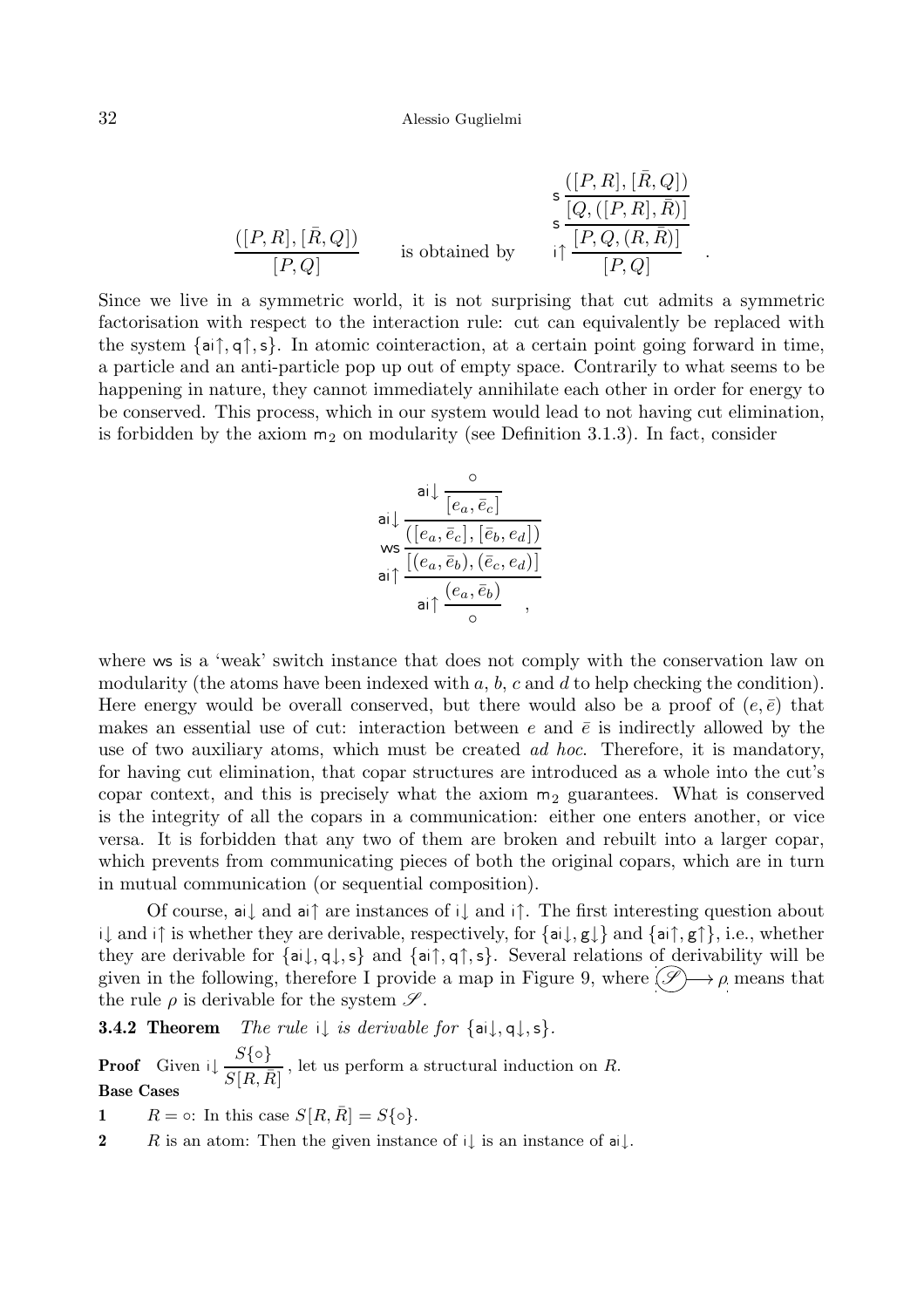$$\frac{([P,R],[\bar{R},Q])}{[P,Q]} \qquad \text{is obtained by} \qquad \mathsf{i}{\uparrow}\frac{\mathsf{s}\frac{\mathsf{s}\frac{([P,R],[\bar{R},Q])}{[Q,([P,R],\bar{R})]}}{[P,Q,(R,\bar{R})]}}{[P,Q]} \quad .$$

Since we live in a symmetric world, it is not surprising that cut admits a symmetric factorisation with respect to the interaction rule: cut can equivalently be replaced with the system $\{\mathsf{ai}{\uparrow},\mathsf{q}{\uparrow},\mathsf{s}\}$. In atomic cointeraction, at a certain point going forward in time, a particle and an anti-particle pop up out of empty space. Contrarily to what seems to be happening in nature, they cannot immediately annihilate each other in order for energy to be conserved. This process, which in our system would lead to not having cut elimination, is forbidden by the axiom $\mathsf{m}_2$ on modularity (see Definition 3.1.3). In fact, consider

$$\mathsf{ai}{\uparrow}\frac{\mathsf{ai}{\uparrow}\frac{\mathsf{ws}\frac{\mathsf{ai}{\downarrow}\frac{\mathsf{ai}{\downarrow}\frac{\circ}{[e_a,\bar{e}_c]}}{([e_a,\bar{e}_c],[\bar{e}_b,e_d])}}{[(e_a,\bar{e}_b),(\bar{e}_c,e_d)]}}{(e_a,\bar{e}_b)}}{\circ} \quad ,$$

where $\mathsf{ws}$ is a 'weak' switch instance that does not comply with the conservation law on modularity (the atoms have been indexed with $a$, $b$, $c$ and $d$ to help checking the condition). Here energy would be overall conserved, but there would also be a proof of $(e,\bar{e})$ that makes an essential use of cut: interaction between $e$ and $\bar{e}$ is indirectly allowed by the use of two auxiliary atoms, which must be created *ad hoc*. Therefore, it is mandatory, for having cut elimination, that copar structures are introduced as a whole into the cut's copar context, and this is precisely what the axiom $\mathsf{m}_2$ guarantees. What is conserved is the integrity of all the copars in a communication: either one enters another, or vice versa. It is forbidden that any two of them are broken and rebuilt into a larger copar, which prevents from communicating pieces of both the original copars, which are in turn in mutual communication (or sequential composition).

Of course, $\mathsf{ai}{\downarrow}$ and $\mathsf{ai}{\uparrow}$ are instances of $\mathsf{i}{\downarrow}$ and $\mathsf{i}{\uparrow}$. The first interesting question about $\mathsf{i}{\downarrow}$ and $\mathsf{i}{\uparrow}$ is whether they are derivable, respectively, for $\{\mathsf{ai}{\downarrow},\mathsf{g}{\downarrow}\}$ and $\{\mathsf{ai}{\uparrow},\mathsf{g}{\uparrow}\}$, i.e., whether they are derivable for $\{\mathsf{ai}{\downarrow},\mathsf{q}{\downarrow},\mathsf{s}\}$ and $\{\mathsf{ai}{\uparrow},\mathsf{q}{\uparrow},\mathsf{s}\}$. Several relations of derivability will be given in the following, therefore I provide a map in Figure 9, where $(\mathscr{S})\!\!\longrightarrow\rho$ means that the rule $\rho$ is derivable for the system $\mathscr{S}$.

**3.4.2 Theorem** *The rule* $\mathsf{i}{\downarrow}$ *is derivable for* $\{\mathsf{ai}{\downarrow},\mathsf{q}{\downarrow},\mathsf{s}\}$.

**Proof** Given $\mathsf{i}{\downarrow}\frac{S\{\circ\}}{S[R,\bar{R}]}$, let us perform a structural induction on $R$.

**Base Cases**

**1** $R=\circ$: In this case $S[R,\bar{R}]=S\{\circ\}$.

**2** $R$ is an atom: Then the given instance of $\mathsf{i}{\downarrow}$ is an instance of $\mathsf{ai}{\downarrow}$.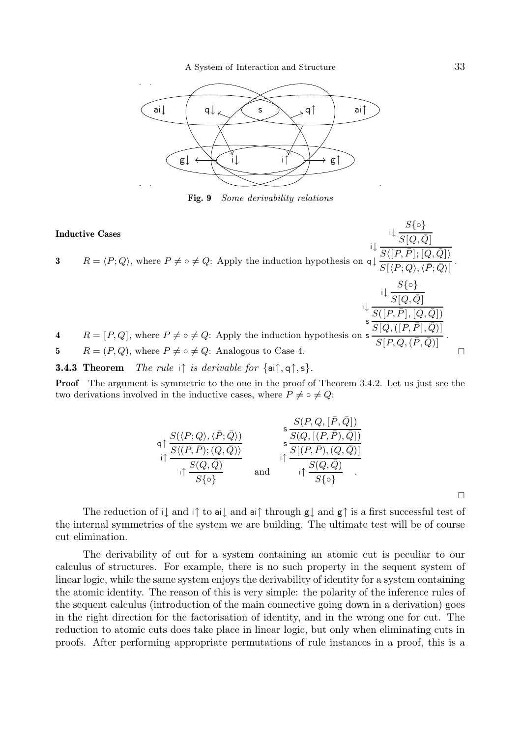Fig. 9 *Some derivability relations*

**Inductive Cases**

**3** $R = \langle P; Q\rangle$, where $P \neq \circ \neq Q$: Apply the induction hypothesis on

$$\mathsf{q}{\downarrow}\,\frac{\mathsf{i}{\downarrow}\,\dfrac{\mathsf{i}{\downarrow}\,\dfrac{S\{\circ\}}{S[Q,\bar{Q}]}}{S\langle [P,\bar{P}];[Q,\bar{Q}]\rangle}}{S[\langle P;Q\rangle,\langle \bar{P};\bar{Q}\rangle]} .$$

**4** $R = [P, Q]$, where $P \neq \circ \neq Q$: Apply the induction hypothesis on

$$\mathsf{s}\,\frac{\mathsf{s}\,\dfrac{\mathsf{i}{\downarrow}\,\dfrac{\mathsf{i}{\downarrow}\,\dfrac{S\{\circ\}}{S[Q,\bar{Q}]}}{S([P,\bar{P}],[Q,\bar{Q}])}}{S[Q,([P,\bar{P}],\bar{Q})]}}{S[P,Q,(\bar{P},\bar{Q})]} .$$

**5** $R = (P, Q)$, where $P \neq \circ \neq Q$: Analogous to Case 4. □

**3.4.3 Theorem** *The rule* $\mathsf{i}{\uparrow}$ *is derivable for* $\{\mathsf{ai}{\uparrow}, \mathsf{q}{\uparrow}, \mathsf{s}\}$.

**Proof** The argument is symmetric to the one in the proof of Theorem 3.4.2. Let us just see the two derivations involved in the inductive cases, where $P \neq \circ \neq Q$:

$$\mathsf{i}{\uparrow}\,\frac{\mathsf{i}{\uparrow}\,\dfrac{\mathsf{q}{\uparrow}\,\dfrac{S(\langle P;Q\rangle,\langle \bar{P};\bar{Q}\rangle)}{S\langle (P,\bar{P});(Q,\bar{Q})\rangle}}{S(Q,\bar{Q})}}{S\{\circ\}} \qquad \text{and} \qquad \mathsf{i}{\uparrow}\,\frac{\mathsf{i}{\uparrow}\,\dfrac{\mathsf{s}\,\dfrac{\mathsf{s}\,\dfrac{S(P,Q,[\bar{P},\bar{Q}])}{S(Q,[(P,\bar{P}),\bar{Q}])}}{S[(P,\bar{P}),(Q,\bar{Q})]}}{S(Q,\bar{Q})}}{S\{\circ\}} .$$

□

The reduction of $\mathsf{i}{\downarrow}$ and $\mathsf{i}{\uparrow}$ to $\mathsf{ai}{\downarrow}$ and $\mathsf{ai}{\uparrow}$ through $\mathsf{g}{\downarrow}$ and $\mathsf{g}{\uparrow}$ is a first successful test of the internal symmetries of the system we are building. The ultimate test will be of course cut elimination.

The derivability of cut for a system containing an atomic cut is peculiar to our calculus of structures. For example, there is no such property in the sequent system of linear logic, while the same system enjoys the derivability of identity for a system containing the atomic identity. The reason of this is very simple: the polarity of the inference rules of the sequent calculus (introduction of the main connective going down in a derivation) goes in the right direction for the factorisation of identity, and in the wrong one for cut. The reduction to atomic cuts does take place in linear logic, but only when eliminating cuts in proofs. After performing appropriate permutations of rule instances in a proof, this is a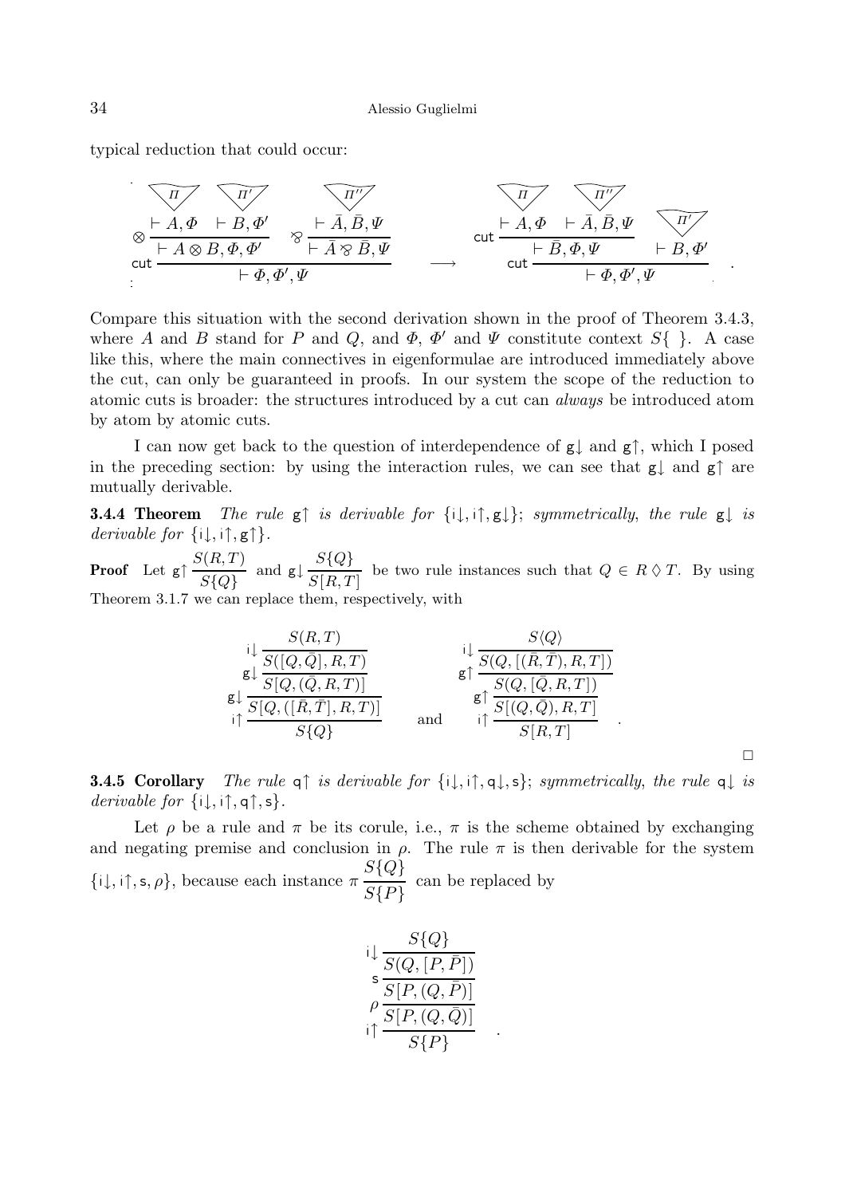typical reduction that could occur:

$$
\mathsf{cut}\,\dfrac{\otimes\,\dfrac{\dfrac{\Pi}{\vdash A,\Phi}\quad\dfrac{\Pi'}{\vdash B,\Phi'}}{\vdash A\otimes B,\Phi,\Phi'}\qquad \bindnasrepma\,\dfrac{\dfrac{\Pi''}{\vdash \bar A,\bar B,\Psi}}{\vdash \bar A\bindnasrepma \bar B,\Psi}}{\vdash \Phi,\Phi',\Psi}
\quad\longrightarrow\quad
\mathsf{cut}\,\dfrac{\mathsf{cut}\,\dfrac{\dfrac{\Pi}{\vdash A,\Phi}\quad\dfrac{\Pi''}{\vdash \bar A,\bar B,\Psi}}{\vdash \bar B,\Phi,\Psi}\qquad\dfrac{\Pi'}{\vdash B,\Phi'}}{\vdash \Phi,\Phi',\Psi}\quad.
$$

Compare this situation with the second derivation shown in the proof of Theorem 3.4.3, where $A$ and $B$ stand for $P$ and $Q$, and $\Phi$, $\Phi'$ and $\Psi$ constitute context $S\{\ \}$. A case like this, where the main connectives in eigenformulae are introduced immediately above the cut, can only be guaranteed in proofs. In our system the scope of the reduction to atomic cuts is broader: the structures introduced by a cut can *always* be introduced atom by atom by atomic cuts.

I can now get back to the question of interdependence of $\mathsf{g}{\downarrow}$ and $\mathsf{g}{\uparrow}$, which I posed in the preceding section: by using the interaction rules, we can see that $\mathsf{g}{\downarrow}$ and $\mathsf{g}{\uparrow}$ are mutually derivable.

**3.4.4 Theorem** *The rule* $\mathsf{g}{\uparrow}$ *is derivable for* $\{\mathsf{i}{\downarrow},\mathsf{i}{\uparrow},\mathsf{g}{\downarrow}\}$; *symmetrically, the rule* $\mathsf{g}{\downarrow}$ *is derivable for* $\{\mathsf{i}{\downarrow},\mathsf{i}{\uparrow},\mathsf{g}{\uparrow}\}$.

**Proof** Let $\mathsf{g}{\uparrow}\,\dfrac{S(R,T)}{S\{Q\}}$ and $\mathsf{g}{\downarrow}\,\dfrac{S\{Q\}}{S[R,T]}$ be two rule instances such that $Q\in R\lozenge T$. By using Theorem 3.1.7 we can replace them, respectively, with

$$
\mathsf{i}{\uparrow}\,\dfrac{\mathsf{g}{\downarrow}\,\dfrac{\mathsf{g}{\downarrow}\,\dfrac{\mathsf{i}{\downarrow}\,\dfrac{S(R,T)}{S([Q,\bar Q],R,T)}}{S[Q,(\bar Q,R,T)]}}{S[Q,([\bar R,\bar T],R,T)]}}{S\{Q\}}
\qquad\text{and}\qquad
\mathsf{i}{\uparrow}\,\dfrac{\mathsf{g}{\uparrow}\,\dfrac{\mathsf{g}{\uparrow}\,\dfrac{\mathsf{i}{\downarrow}\,\dfrac{S\langle Q\rangle}{S(Q,[(\bar R,\bar T),R,T])}}{S(Q,[\bar Q,R,T])}}{S[(Q,\bar Q),R,T]}}{S[R,T]}\quad.
$$

□

**3.4.5 Corollary** *The rule* $\mathsf{q}{\uparrow}$ *is derivable for* $\{\mathsf{i}{\downarrow},\mathsf{i}{\uparrow},\mathsf{q}{\downarrow},\mathsf{s}\}$; *symmetrically, the rule* $\mathsf{q}{\downarrow}$ *is derivable for* $\{\mathsf{i}{\downarrow},\mathsf{i}{\uparrow},\mathsf{q}{\uparrow},\mathsf{s}\}$.

Let $\rho$ be a rule and $\pi$ be its corule, i.e., $\pi$ is the scheme obtained by exchanging and negating premise and conclusion in $\rho$. The rule $\pi$ is then derivable for the system $\{\mathsf{i}{\downarrow},\mathsf{i}{\uparrow},\mathsf{s},\rho\}$, because each instance $\pi\,\dfrac{S\{Q\}}{S\{P\}}$ can be replaced by

$$
\mathsf{i}{\uparrow}\,\dfrac{\rho\,\dfrac{\mathsf{s}\,\dfrac{\mathsf{i}{\downarrow}\,\dfrac{S\{Q\}}{S(Q,[P,\bar P])}}{S[P,(Q,\bar P)]}}{S[P,(Q,\bar Q)]}}{S\{P\}}\quad.
$$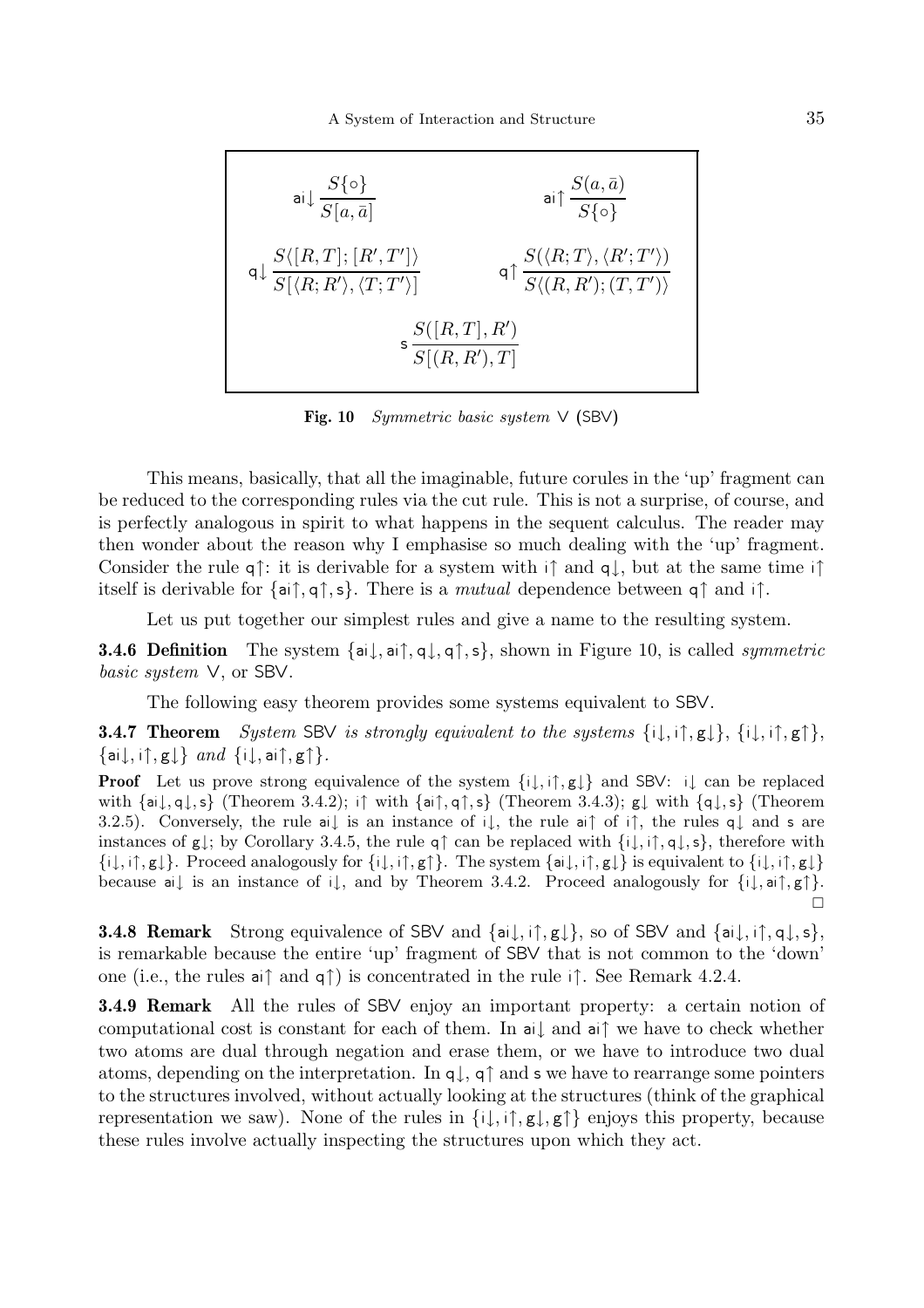$$\mathsf{ai}\!\downarrow \frac{S\{\circ\}}{S[a,\bar{a}]} \qquad\qquad \mathsf{ai}\!\uparrow \frac{S(a,\bar{a})}{S\{\circ\}}$$

$$\mathsf{q}\!\downarrow \frac{S\langle [R,T];[R',T'] \rangle}{S[\langle R;R'\rangle,\langle T;T'\rangle]} \qquad\qquad \mathsf{q}\!\uparrow \frac{S(\langle R;T\rangle,\langle R';T'\rangle)}{S\langle (R,R');(T,T')\rangle}$$

$$\mathsf{s}\,\frac{S([R,T],R')}{S[(R,R'),T]}$$

**Fig. 10** *Symmetric basic system* V (SBV)

This means, basically, that all the imaginable, future corules in the 'up' fragment can be reduced to the corresponding rules via the cut rule. This is not a surprise, of course, and is perfectly analogous in spirit to what happens in the sequent calculus. The reader may then wonder about the reason why I emphasise so much dealing with the 'up' fragment. Consider the rule $\mathsf{q}\!\uparrow$: it is derivable for a system with $\mathsf{i}\!\uparrow$ and $\mathsf{q}\!\downarrow$, but at the same time $\mathsf{i}\!\uparrow$ itself is derivable for $\{\mathsf{ai}\!\uparrow,\mathsf{q}\!\uparrow,\mathsf{s}\}$. There is a *mutual* dependence between $\mathsf{q}\!\uparrow$ and $\mathsf{i}\!\uparrow$.

Let us put together our simplest rules and give a name to the resulting system.

**3.4.6 Definition** The system $\{\mathsf{ai}\!\downarrow,\mathsf{ai}\!\uparrow,\mathsf{q}\!\downarrow,\mathsf{q}\!\uparrow,\mathsf{s}\}$, shown in Figure 10, is called *symmetric basic system* V, or SBV.

The following easy theorem provides some systems equivalent to SBV.

**3.4.7 Theorem** *System* SBV *is strongly equivalent to the systems* $\{\mathsf{i}\!\downarrow,\mathsf{i}\!\uparrow,\mathsf{g}\!\downarrow\}$, $\{\mathsf{i}\!\downarrow,\mathsf{i}\!\uparrow,\mathsf{g}\!\uparrow\}$, $\{\mathsf{ai}\!\downarrow,\mathsf{i}\!\uparrow,\mathsf{g}\!\downarrow\}$ *and* $\{\mathsf{i}\!\downarrow,\mathsf{ai}\!\uparrow,\mathsf{g}\!\uparrow\}$.

**Proof** Let us prove strong equivalence of the system $\{\mathsf{i}\!\downarrow,\mathsf{i}\!\uparrow,\mathsf{g}\!\downarrow\}$ and SBV: $\mathsf{i}\!\downarrow$ can be replaced with $\{\mathsf{ai}\!\downarrow,\mathsf{q}\!\downarrow,\mathsf{s}\}$ (Theorem 3.4.2); $\mathsf{i}\!\uparrow$ with $\{\mathsf{ai}\!\uparrow,\mathsf{q}\!\uparrow,\mathsf{s}\}$ (Theorem 3.4.3); $\mathsf{g}\!\downarrow$ with $\{\mathsf{q}\!\downarrow,\mathsf{s}\}$ (Theorem 3.2.5). Conversely, the rule $\mathsf{ai}\!\downarrow$ is an instance of $\mathsf{i}\!\downarrow$, the rule $\mathsf{ai}\!\uparrow$ of $\mathsf{i}\!\uparrow$, the rules $\mathsf{q}\!\downarrow$ and $\mathsf{s}$ are instances of $\mathsf{g}\!\downarrow$; by Corollary 3.4.5, the rule $\mathsf{q}\!\uparrow$ can be replaced with $\{\mathsf{i}\!\downarrow,\mathsf{i}\!\uparrow,\mathsf{q}\!\downarrow,\mathsf{s}\}$, therefore with $\{\mathsf{i}\!\downarrow,\mathsf{i}\!\uparrow,\mathsf{g}\!\downarrow\}$. Proceed analogously for $\{\mathsf{i}\!\downarrow,\mathsf{i}\!\uparrow,\mathsf{g}\!\uparrow\}$. The system $\{\mathsf{ai}\!\downarrow,\mathsf{i}\!\uparrow,\mathsf{g}\!\downarrow\}$ is equivalent to $\{\mathsf{i}\!\downarrow,\mathsf{i}\!\uparrow,\mathsf{g}\!\downarrow\}$ because $\mathsf{ai}\!\downarrow$ is an instance of $\mathsf{i}\!\downarrow$, and by Theorem 3.4.2. Proceed analogously for $\{\mathsf{i}\!\downarrow,\mathsf{ai}\!\uparrow,\mathsf{g}\!\uparrow\}$. ☐

**3.4.8 Remark** Strong equivalence of SBV and $\{\mathsf{ai}\!\downarrow,\mathsf{i}\!\uparrow,\mathsf{g}\!\downarrow\}$, so of SBV and $\{\mathsf{ai}\!\downarrow,\mathsf{i}\!\uparrow,\mathsf{q}\!\downarrow,\mathsf{s}\}$, is remarkable because the entire 'up' fragment of SBV that is not common to the 'down' one (i.e., the rules $\mathsf{ai}\!\uparrow$ and $\mathsf{q}\!\uparrow$) is concentrated in the rule $\mathsf{i}\!\uparrow$. See Remark 4.2.4.

**3.4.9 Remark** All the rules of SBV enjoy an important property: a certain notion of computational cost is constant for each of them. In $\mathsf{ai}\!\downarrow$ and $\mathsf{ai}\!\uparrow$ we have to check whether two atoms are dual through negation and erase them, or we have to introduce two dual atoms, depending on the interpretation. In $\mathsf{q}\!\downarrow$, $\mathsf{q}\!\uparrow$ and $\mathsf{s}$ we have to rearrange some pointers to the structures involved, without actually looking at the structures (think of the graphical representation we saw). None of the rules in $\{\mathsf{i}\!\downarrow,\mathsf{i}\!\uparrow,\mathsf{g}\!\downarrow,\mathsf{g}\!\uparrow\}$ enjoys this property, because these rules involve actually inspecting the structures upon which they act.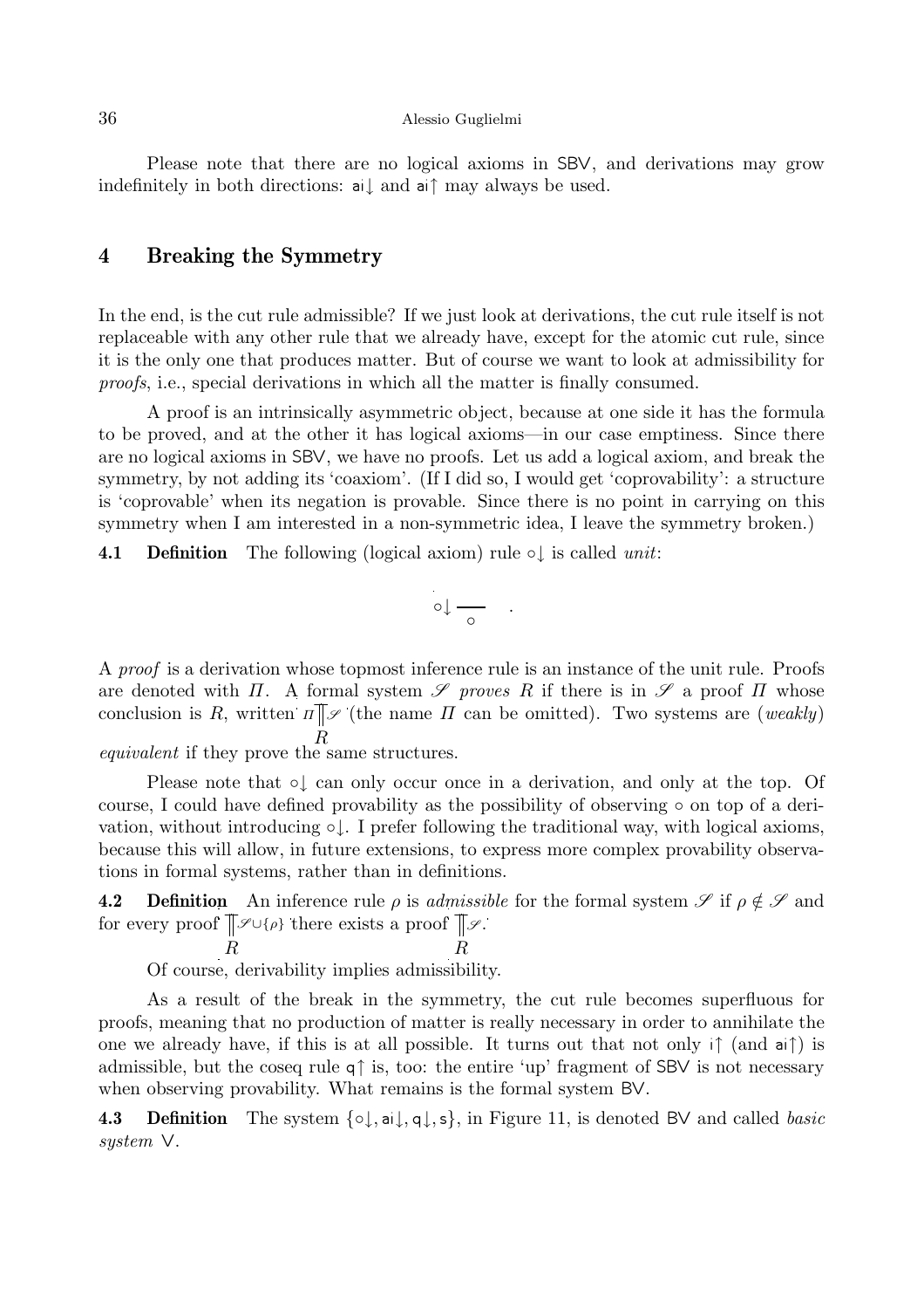Please note that there are no logical axioms in SBV, and derivations may grow indefinitely in both directions: ai↓ and ai↑ may always be used.

## 4 Breaking the Symmetry

In the end, is the cut rule admissible? If we just look at derivations, the cut rule itself is not replaceable with any other rule that we already have, except for the atomic cut rule, since it is the only one that produces matter. But of course we want to look at admissibility for *proofs*, i.e., special derivations in which all the matter is finally consumed.

A proof is an intrinsically asymmetric object, because at one side it has the formula to be proved, and at the other it has logical axioms—in our case emptiness. Since there are no logical axioms in SBV, we have no proofs. Let us add a logical axiom, and break the symmetry, by not adding its 'coaxiom'. (If I did so, I would get 'coprovability': a structure is 'coprovable' when its negation is provable. Since there is no point in carrying on this symmetry when I am interested in a non-symmetric idea, I leave the symmetry broken.)

**4.1 Definition** The following (logical axiom) rule $\circ\!\downarrow$ is called *unit*:

$$\circ\!\downarrow \frac{}{\circ} \quad .$$

A *proof* is a derivation whose topmost inference rule is an instance of the unit rule. Proofs are denoted with $\Pi$. A formal system $\mathscr{S}$ *proves* $R$ if there is in $\mathscr{S}$ a proof $\Pi$ whose conclusion is $R$, written $\begin{array}{c}\Pi \,\|\, \mathscr{S} \\ R\end{array}$ (the name $\Pi$ can be omitted). Two systems are (*weakly*) *equivalent* if they prove the same structures.

Please note that $\circ\!\downarrow$ can only occur once in a derivation, and only at the top. Of course, I could have defined provability as the possibility of observing $\circ$ on top of a derivation, without introducing $\circ\!\downarrow$. I prefer following the traditional way, with logical axioms, because this will allow, in future extensions, to express more complex provability observations in formal systems, rather than in definitions.

**4.2 Definition** An inference rule $\rho$ is *admissible* for the formal system $\mathscr{S}$ if $\rho \notin \mathscr{S}$ and for every proof $\begin{array}{c}\|\, \mathscr{S}\cup\{\rho\} \\ R\end{array}$ there exists a proof $\begin{array}{c}\|\, \mathscr{S} \\ R\end{array}$.

Of course, derivability implies admissibility.

As a result of the break in the symmetry, the cut rule becomes superfluous for proofs, meaning that no production of matter is really necessary in order to annihilate the one we already have, if this is at all possible. It turns out that not only i↑ (and ai↑) is admissible, but the coseq rule q↑ is, too: the entire 'up' fragment of SBV is not necessary when observing provability. What remains is the formal system BV.

**4.3 Definition** The system $\{\circ\!\downarrow, \mathsf{ai}\!\downarrow, \mathsf{q}\!\downarrow, \mathsf{s}\}$, in Figure 11, is denoted BV and called *basic system* V.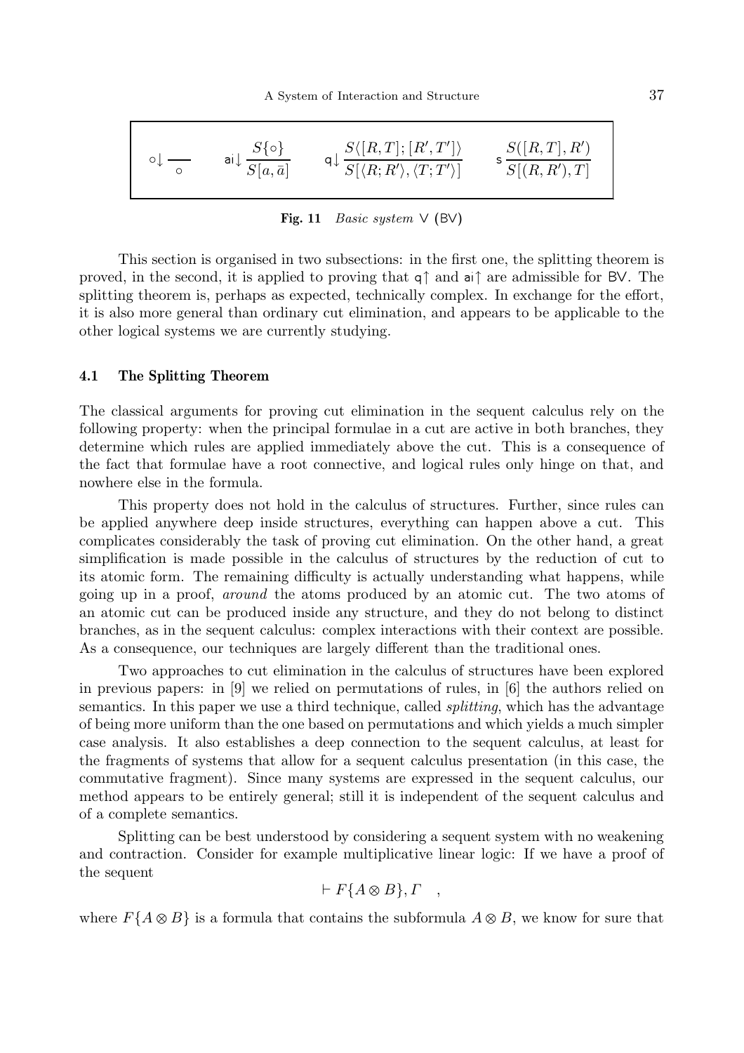$$
\circ\!\downarrow \frac{}{\circ} \qquad \mathsf{ai}\!\downarrow \frac{S\{\circ\}}{S[a,\bar{a}]} \qquad \mathsf{q}\!\downarrow \frac{S\langle [R,T];[R',T'] \rangle}{S[\langle R;R' \rangle, \langle T;T' \rangle]} \qquad \mathsf{s}\,\frac{S([R,T],R')}{S[(R,R'),T]}
$$

**Fig. 11** *Basic system* $\mathsf{V}$ ($\mathsf{BV}$)

This section is organised in two subsections: in the first one, the splitting theorem is proved, in the second, it is applied to proving that $\mathsf{q}\!\uparrow$ and $\mathsf{ai}\!\uparrow$ are admissible for $\mathsf{BV}$. The splitting theorem is, perhaps as expected, technically complex. In exchange for the effort, it is also more general than ordinary cut elimination, and appears to be applicable to the other logical systems we are currently studying.

### 4.1 The Splitting Theorem

The classical arguments for proving cut elimination in the sequent calculus rely on the following property: when the principal formulae in a cut are active in both branches, they determine which rules are applied immediately above the cut. This is a consequence of the fact that formulae have a root connective, and logical rules only hinge on that, and nowhere else in the formula.

This property does not hold in the calculus of structures. Further, since rules can be applied anywhere deep inside structures, everything can happen above a cut. This complicates considerably the task of proving cut elimination. On the other hand, a great simplification is made possible in the calculus of structures by the reduction of cut to its atomic form. The remaining difficulty is actually understanding what happens, while going up in a proof, *around* the atoms produced by an atomic cut. The two atoms of an atomic cut can be produced inside any structure, and they do not belong to distinct branches, as in the sequent calculus: complex interactions with their context are possible. As a consequence, our techniques are largely different than the traditional ones.

Two approaches to cut elimination in the calculus of structures have been explored in previous papers: in [9] we relied on permutations of rules, in [6] the authors relied on semantics. In this paper we use a third technique, called *splitting*, which has the advantage of being more uniform than the one based on permutations and which yields a much simpler case analysis. It also establishes a deep connection to the sequent calculus, at least for the fragments of systems that allow for a sequent calculus presentation (in this case, the commutative fragment). Since many systems are expressed in the sequent calculus, our method appears to be entirely general; still it is independent of the sequent calculus and of a complete semantics.

Splitting can be best understood by considering a sequent system with no weakening and contraction. Consider for example multiplicative linear logic: If we have a proof of the sequent

$$
\vdash F\{A \otimes B\}, \Gamma \quad ,
$$

where $F\{A \otimes B\}$ is a formula that contains the subformula $A \otimes B$, we know for sure that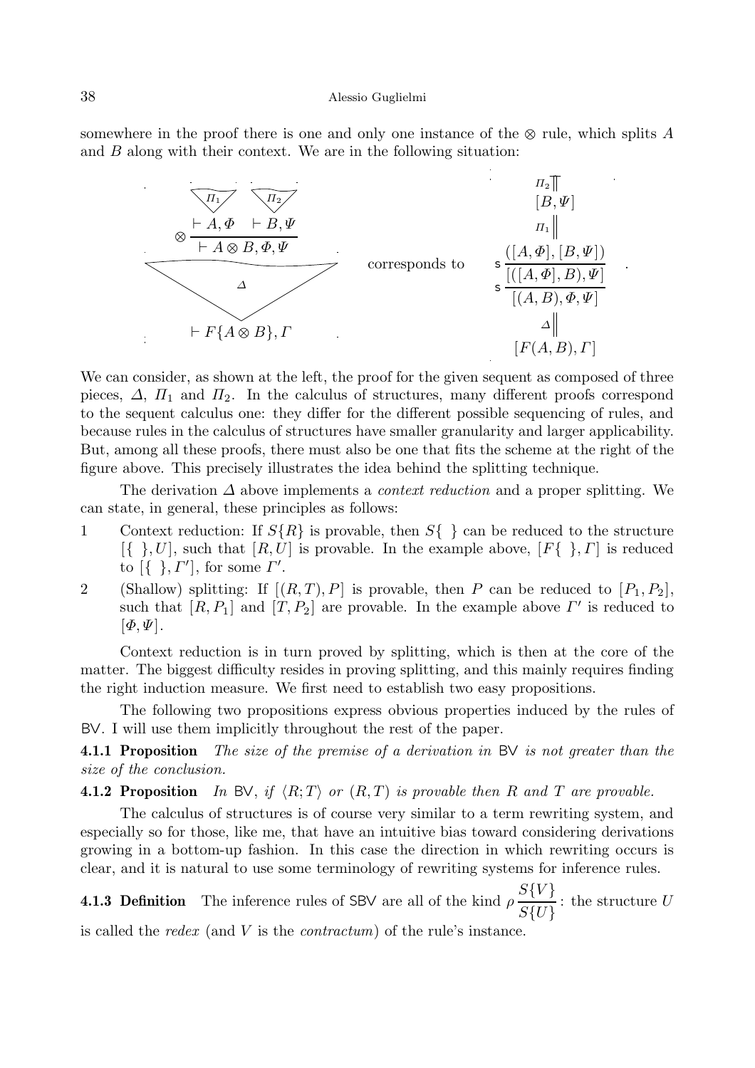somewhere in the proof there is one and only one instance of the $\otimes$ rule, which splits $A$ and $B$ along with their context. We are in the following situation:

$$
\otimes\frac{\begin{array}{cc}\Pi_1 & \Pi_2\\ \vdash A,\Phi & \vdash B,\Psi\end{array}}{\vdash A\otimes B,\Phi,\Psi}
\quad
\begin{array}{c}\Delta\\ \vdash F\{A\otimes B\},\Gamma\end{array}
\qquad\text{corresponds to}\qquad
\begin{array}{c}
\Pi_2 \\
[B,\Psi] \\
\Pi_1 \\
\mathsf{s}\,\dfrac{([A,\Phi],[B,\Psi])}{\mathsf{s}\,\dfrac{[([A,\Phi],B),\Psi]}{[(A,B),\Phi,\Psi]}} \\
\Delta \\
[F(A,B),\Gamma]
\end{array}
\quad .
$$

We can consider, as shown at the left, the proof for the given sequent as composed of three pieces, $\Delta$, $\Pi_1$ and $\Pi_2$. In the calculus of structures, many different proofs correspond to the sequent calculus one: they differ for the different possible sequencing of rules, and because rules in the calculus of structures have smaller granularity and larger applicability. But, among all these proofs, there must also be one that fits the scheme at the right of the figure above. This precisely illustrates the idea behind the splitting technique.

The derivation $\Delta$ above implements a *context reduction* and a proper splitting. We can state, in general, these principles as follows:

1. Context reduction: If $S\{R\}$ is provable, then $S\{\ \}$ can be reduced to the structure $[\{\ \},U]$, such that $[R,U]$ is provable. In the example above, $[F\{\ \},\Gamma]$ is reduced to $[\{\ \},\Gamma']$, for some $\Gamma'$.
2. (Shallow) splitting: If $[(R,T),P]$ is provable, then $P$ can be reduced to $[P_1,P_2]$, such that $[R,P_1]$ and $[T,P_2]$ are provable. In the example above $\Gamma'$ is reduced to $[\Phi,\Psi]$.

Context reduction is in turn proved by splitting, which is then at the core of the matter. The biggest difficulty resides in proving splitting, and this mainly requires finding the right induction measure. We first need to establish two easy propositions.

The following two propositions express obvious properties induced by the rules of BV. I will use them implicitly throughout the rest of the paper.

**4.1.1 Proposition** *The size of the premise of a derivation in* BV *is not greater than the size of the conclusion.*

**4.1.2 Proposition** *In* BV*, if $\langle R;T\rangle$ or $(R,T)$ is provable then $R$ and $T$ are provable.*

The calculus of structures is of course very similar to a term rewriting system, and especially so for those, like me, that have an intuitive bias toward considering derivations growing in a bottom-up fashion. In this case the direction in which rewriting occurs is clear, and it is natural to use some terminology of rewriting systems for inference rules.

**4.1.3 Definition** The inference rules of SBV are all of the kind $\rho\,\dfrac{S\{V\}}{S\{U\}}$: the structure $U$ is called the *redex* (and $V$ is the *contractum*) of the rule's instance.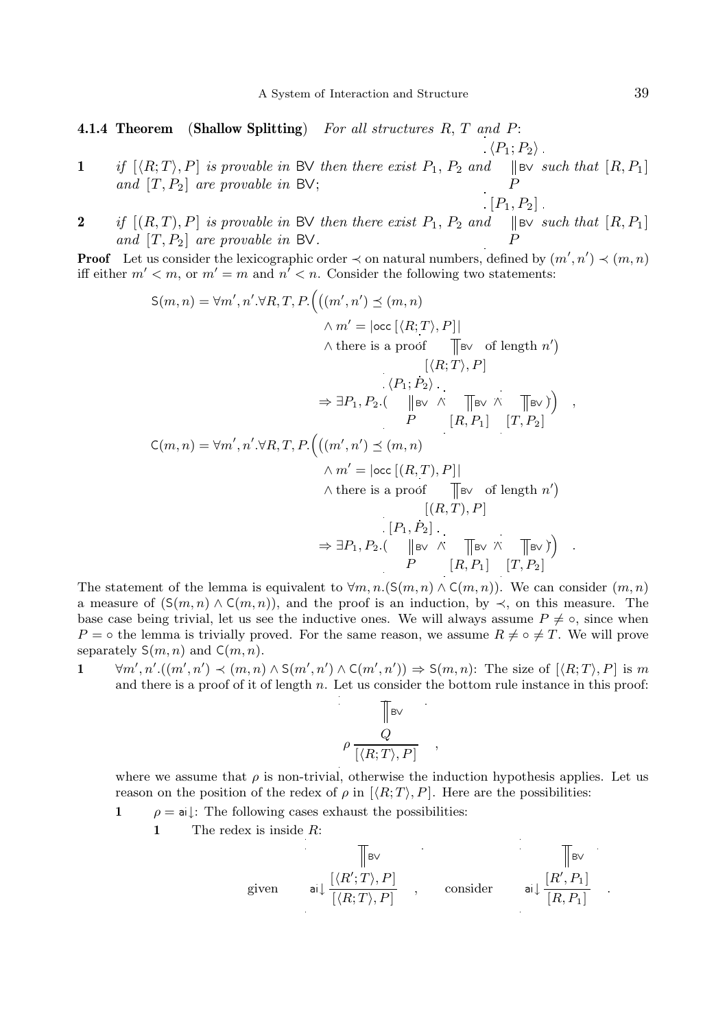**4.1.4 Theorem** (**Shallow Splitting**) *For all structures $R$, $T$ and $P$:*

**1** *if $[\langle R;T\rangle, P]$ is provable in* BV *then there exist $P_1$, $P_2$ and* $\begin{array}{c}\langle P_1;P_2\rangle\\ \Vert\,\mathsf{BV}\\ P\end{array}$ *such that $[R,P_1]$ and $[T,P_2]$ are provable in* BV;

**2** *if $[(R,T),P]$ is provable in* BV *then there exist $P_1$, $P_2$ and* $\begin{array}{c}[P_1,P_2]\\ \Vert\,\mathsf{BV}\\ P\end{array}$ *such that $[R,P_1]$ and $[T,P_2]$ are provable in* BV.

**Proof** Let us consider the lexicographic order $\prec$ on natural numbers, defined by $(m',n') \prec (m,n)$ iff either $m' < m$, or $m' = m$ and $n' < n$. Consider the following two statements:

$$
\begin{aligned}
\mathsf{S}(m,n) = \forall m',n'.\forall R,T,P.\Big(&\big((m',n') \preceq (m,n)\\
&\wedge m' = |\mathrm{occ}\,[\langle R;T\rangle,P]|\\
&\wedge \text{there is a proof } \begin{array}{c}\prod\mathsf{BV}\\ [\langle R;T\rangle,P]\end{array} \text{ of length } n'\big)\\
&\Rightarrow \exists P_1,P_2.\Big(\begin{array}{c}\langle P_1;P_2\rangle\\ \Vert\,\mathsf{BV}\\ P\end{array} \wedge \begin{array}{c}\prod\mathsf{BV}\\ [R,P_1]\end{array} \wedge \begin{array}{c}\prod\mathsf{BV}\\ [T,P_2]\end{array}\Big)\Big) \quad ,\\
\mathsf{C}(m,n) = \forall m',n'.\forall R,T,P.\Big(&\big((m',n') \preceq (m,n)\\
&\wedge m' = |\mathrm{occ}\,[(R,T),P]|\\
&\wedge \text{there is a proof } \begin{array}{c}\prod\mathsf{BV}\\ [(R,T),P]\end{array} \text{ of length } n'\big)\\
&\Rightarrow \exists P_1,P_2.\Big(\begin{array}{c}[P_1,P_2]\\ \Vert\,\mathsf{BV}\\ P\end{array} \wedge \begin{array}{c}\prod\mathsf{BV}\\ [R,P_1]\end{array} \wedge \begin{array}{c}\prod\mathsf{BV}\\ [T,P_2]\end{array}\Big)\Big) \quad .
\end{aligned}
$$

The statement of the lemma is equivalent to $\forall m,n.(\mathsf{S}(m,n) \wedge \mathsf{C}(m,n))$. We can consider $(m,n)$ a measure of $(\mathsf{S}(m,n) \wedge \mathsf{C}(m,n))$, and the proof is an induction, by $\prec$, on this measure. The base case being trivial, let us see the inductive ones. We will always assume $P \neq \circ$, since when $P = \circ$ the lemma is trivially proved. For the same reason, we assume $R \neq \circ \neq T$. We will prove separately $\mathsf{S}(m,n)$ and $\mathsf{C}(m,n)$.

**1** $\forall m',n'.((m',n') \prec (m,n) \wedge \mathsf{S}(m',n') \wedge \mathsf{C}(m',n')) \Rightarrow \mathsf{S}(m,n)$: The size of $[\langle R;T\rangle,P]$ is $m$ and there is a proof of it of length $n$. Let us consider the bottom rule instance in this proof:

$$
\rho\,\frac{\begin{array}{c}\prod\mathsf{BV}\\ Q\end{array}}{[\langle R;T\rangle,P]} \quad ,
$$

where we assume that $\rho$ is non-trivial, otherwise the induction hypothesis applies. Let us reason on the position of the redex of $\rho$ in $[\langle R;T\rangle,P]$. Here are the possibilities:

**1** $\rho = \mathsf{ai}{\downarrow}$: The following cases exhaust the possibilities:

**1** The redex is inside $R$:

$$
\text{given} \quad \mathsf{ai}{\downarrow}\,\frac{\begin{array}{c}\prod\mathsf{BV}\\ [\langle R';T\rangle,P]\end{array}}{[\langle R;T\rangle,P]} \quad , \qquad \text{consider} \quad \mathsf{ai}{\downarrow}\,\frac{\begin{array}{c}\prod\mathsf{BV}\\ [R',P_1]\end{array}}{[R,P_1]} \quad .
$$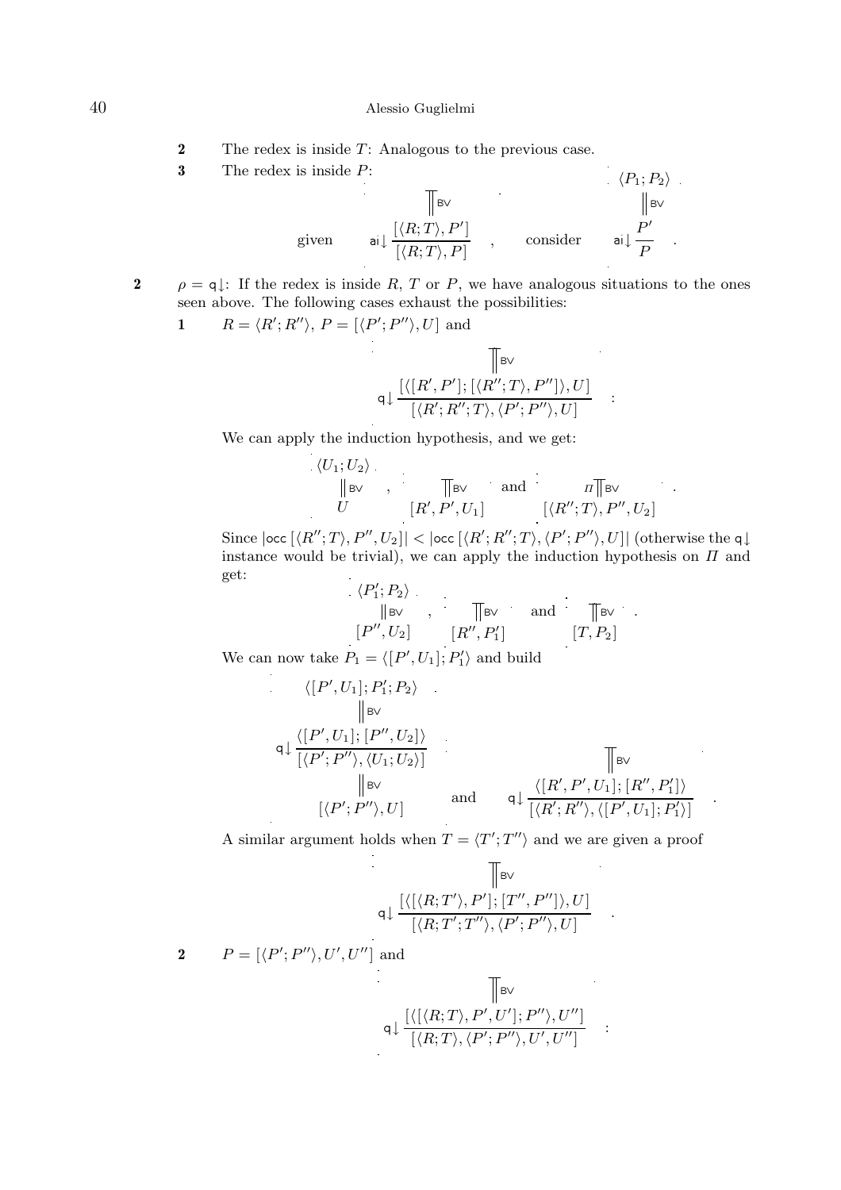**2** The redex is inside $T$: Analogous to the previous case.

**3** The redex is inside $P$:

$$\text{given} \quad \mathsf{ai}\!\downarrow \frac{\overset{\displaystyle\prod \mathsf{BV}}{[\langle R;T\rangle, P']}}{[\langle R;T\rangle, P]} \quad , \qquad \text{consider} \quad \mathsf{ai}\!\downarrow \frac{\overset{\displaystyle\langle P_1;P_2\rangle}{\overset{\Vert \mathsf{BV}}{P'}}}{P} \quad .$$

**2** $\rho = \mathsf{q}\!\downarrow$: If the redex is inside $R$, $T$ or $P$, we have analogous situations to the ones seen above. The following cases exhaust the possibilities:

**1** $R = \langle R';R''\rangle$, $P = [\langle P';P''\rangle, U]$ and

$$\mathsf{q}\!\downarrow \frac{\overset{\displaystyle\prod \mathsf{BV}}{[\langle [R',P'];[\langle R'';T\rangle, P'']\rangle, U]}}{[\langle R';R'';T\rangle, \langle P';P''\rangle, U]} \quad :$$

We can apply the induction hypothesis, and we get:

$$\begin{array}{c}\langle U_1;U_2\rangle \\ \Vert \mathsf{BV} \\ U\end{array} \quad , \quad \begin{array}{c}\prod \mathsf{BV} \\ [R',P',U_1]\end{array} \quad \text{and} \quad \begin{array}{c}\varPi \prod \mathsf{BV} \\ [\langle R'';T\rangle, P'', U_2]\end{array} \quad .$$

Since $|\mathsf{occ}\,[\langle R'';T\rangle, P'', U_2]| < |\mathsf{occ}\,[\langle R';R'';T\rangle, \langle P';P''\rangle, U]|$ (otherwise the $\mathsf{q}\!\downarrow$ instance would be trivial), we can apply the induction hypothesis on $\varPi$ and get:

$$\begin{array}{c}\langle P_1';P_2\rangle \\ \Vert \mathsf{BV} \\ [P'',U_2]\end{array} \quad , \quad \begin{array}{c}\prod \mathsf{BV} \\ [R'',P_1']\end{array} \quad \text{and} \quad \begin{array}{c}\prod \mathsf{BV} \\ [T,P_2]\end{array} \quad .$$

We can now take $P_1 = \langle [P',U_1];P_1'\rangle$ and build

$$\begin{array}{c}\langle [P',U_1];P_1';P_2\rangle \\ \Vert \mathsf{BV} \\ \mathsf{q}\!\downarrow \dfrac{\langle [P',U_1];[P'',U_2]\rangle}{[\langle P';P''\rangle, \langle U_1;U_2\rangle]} \\ \Vert \mathsf{BV} \\ [\langle P';P''\rangle, U]\end{array} \qquad \text{and} \qquad \mathsf{q}\!\downarrow \frac{\overset{\displaystyle\prod \mathsf{BV}}{\langle [R',P',U_1];[R'',P_1']\rangle}}{[\langle R';R''\rangle, \langle [P',U_1];P_1'\rangle]} \quad .$$

A similar argument holds when $T = \langle T';T''\rangle$ and we are given a proof

$$\mathsf{q}\!\downarrow \frac{\overset{\displaystyle\prod \mathsf{BV}}{[\langle [\langle R;T'\rangle, P'];[T'',P'']\rangle, U]}}{[\langle R;T';T''\rangle, \langle P';P''\rangle, U]} \quad .$$

**2** $P = [\langle P';P''\rangle, U', U'']$ and

$$\mathsf{q}\!\downarrow \frac{\overset{\displaystyle\prod \mathsf{BV}}{[\langle [\langle R;T\rangle, P', U'];P''\rangle, U'']}}{[\langle R;T\rangle, \langle P';P''\rangle, U', U'']} \quad :$$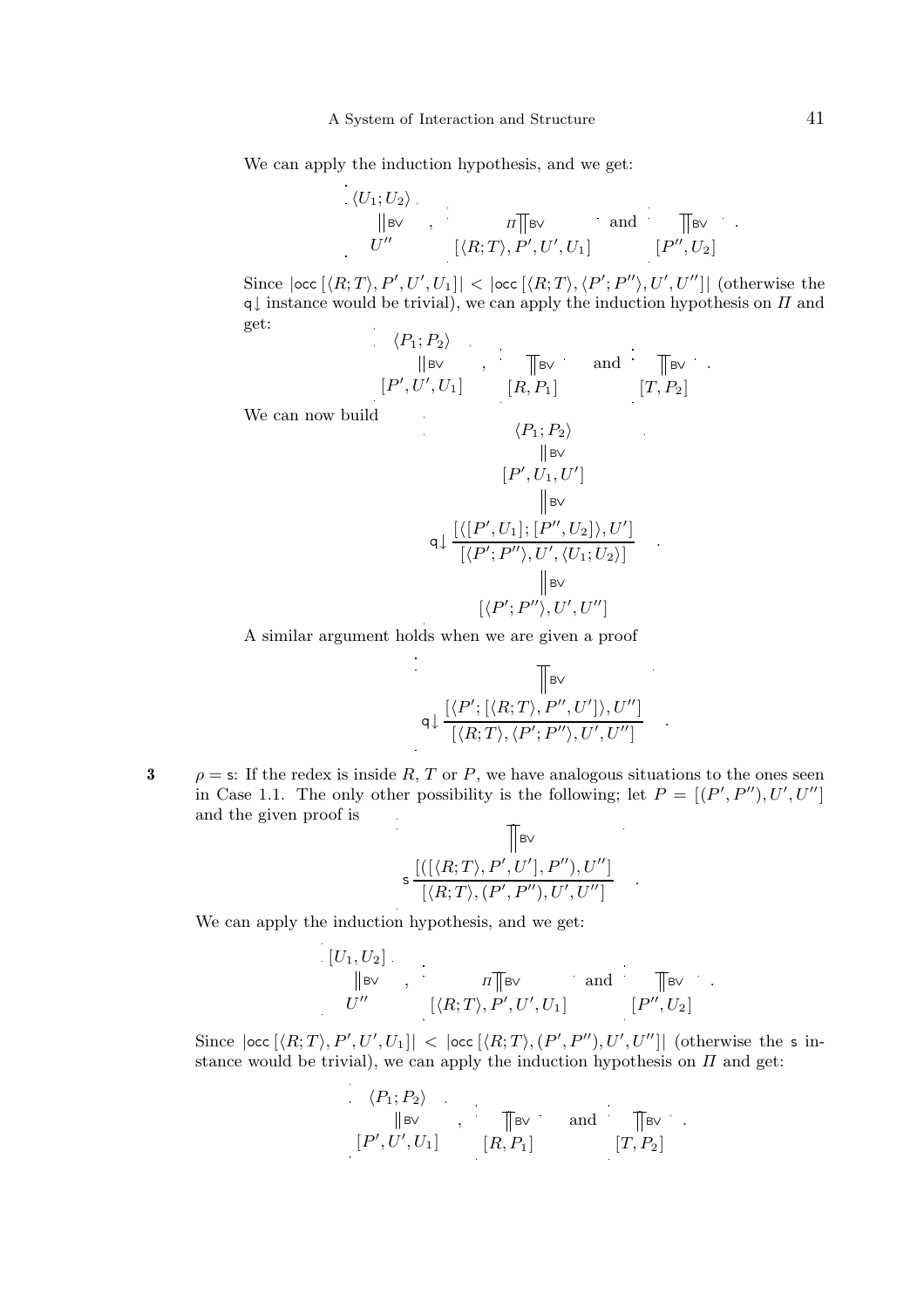We can apply the induction hypothesis, and we get:

$$\begin{array}{c}\langle U_1; U_2\rangle \\ \| \mathsf{BV} \\ U''\end{array} \quad , \quad \begin{array}{c} \\ \Pi \| \mathsf{BV} \\ [\langle R;T\rangle, P', U', U_1]\end{array} \quad \text{and} \quad \begin{array}{c} \\ \| \mathsf{BV} \\ [P'', U_2]\end{array} \quad .$$

Since $|\mathsf{occ}\,[\langle R;T\rangle, P', U', U_1]| < |\mathsf{occ}\,[\langle R;T\rangle, \langle P'; P''\rangle, U', U'']|$ (otherwise the $\mathsf{q}{\downarrow}$ instance would be trivial), we can apply the induction hypothesis on $\Pi$ and get:

$$\begin{array}{c}\langle P_1; P_2\rangle \\ \| \mathsf{BV} \\ [P', U', U_1]\end{array} \quad , \quad \begin{array}{c} \\ \| \mathsf{BV} \\ [R, P_1]\end{array} \quad \text{and} \quad \begin{array}{c} \\ \| \mathsf{BV} \\ [T, P_2]\end{array} \quad .$$

We can now build

$$\begin{array}{c}\langle P_1; P_2\rangle \\ \| \mathsf{BV} \\ [P', U_1, U'] \\ \| \mathsf{BV} \\ \mathsf{q}{\downarrow}\dfrac{[\langle [P', U_1]; [P'', U_2]\rangle, U']}{[\langle P'; P''\rangle, U', \langle U_1; U_2\rangle]} \\ \| \mathsf{BV} \\ [\langle P'; P''\rangle, U', U'']\end{array} \quad .$$

A similar argument holds when we are given a proof

$$\begin{array}{c} \\ \| \mathsf{BV} \\ \mathsf{q}{\downarrow}\dfrac{[\langle P'; [\langle R;T\rangle, P'', U']\rangle, U'']}{[\langle R;T\rangle, \langle P'; P''\rangle, U', U'']}\end{array} \quad .$$

**3** $\rho = \mathsf{s}$: If the redex is inside $R$, $T$ or $P$, we have analogous situations to the ones seen in Case 1.1. The only other possibility is the following; let $P = [(P', P''), U', U'']$ and the given proof is

$$\begin{array}{c} \\ \| \mathsf{BV} \\ \mathsf{s}\dfrac{[([\langle R;T\rangle, P', U'], P''), U'']}{[\langle R;T\rangle, (P', P''), U', U'']}\end{array} \quad .$$

We can apply the induction hypothesis, and we get:

$$\begin{array}{c}[U_1, U_2] \\ \| \mathsf{BV} \\ U''\end{array} \quad , \quad \begin{array}{c} \\ \Pi \| \mathsf{BV} \\ [\langle R;T\rangle, P', U', U_1]\end{array} \quad \text{and} \quad \begin{array}{c} \\ \| \mathsf{BV} \\ [P'', U_2]\end{array} \quad .$$

Since $|\mathsf{occ}\,[\langle R;T\rangle, P', U', U_1]| < |\mathsf{occ}\,[\langle R;T\rangle, (P', P''), U', U'']|$ (otherwise the $\mathsf{s}$ instance would be trivial), we can apply the induction hypothesis on $\Pi$ and get:

$$\begin{array}{c}\langle P_1; P_2\rangle \\ \| \mathsf{BV} \\ [P', U', U_1]\end{array} \quad , \quad \begin{array}{c} \\ \| \mathsf{BV} \\ [R, P_1]\end{array} \quad \text{and} \quad \begin{array}{c} \\ \| \mathsf{BV} \\ [T, P_2]\end{array} \quad .$$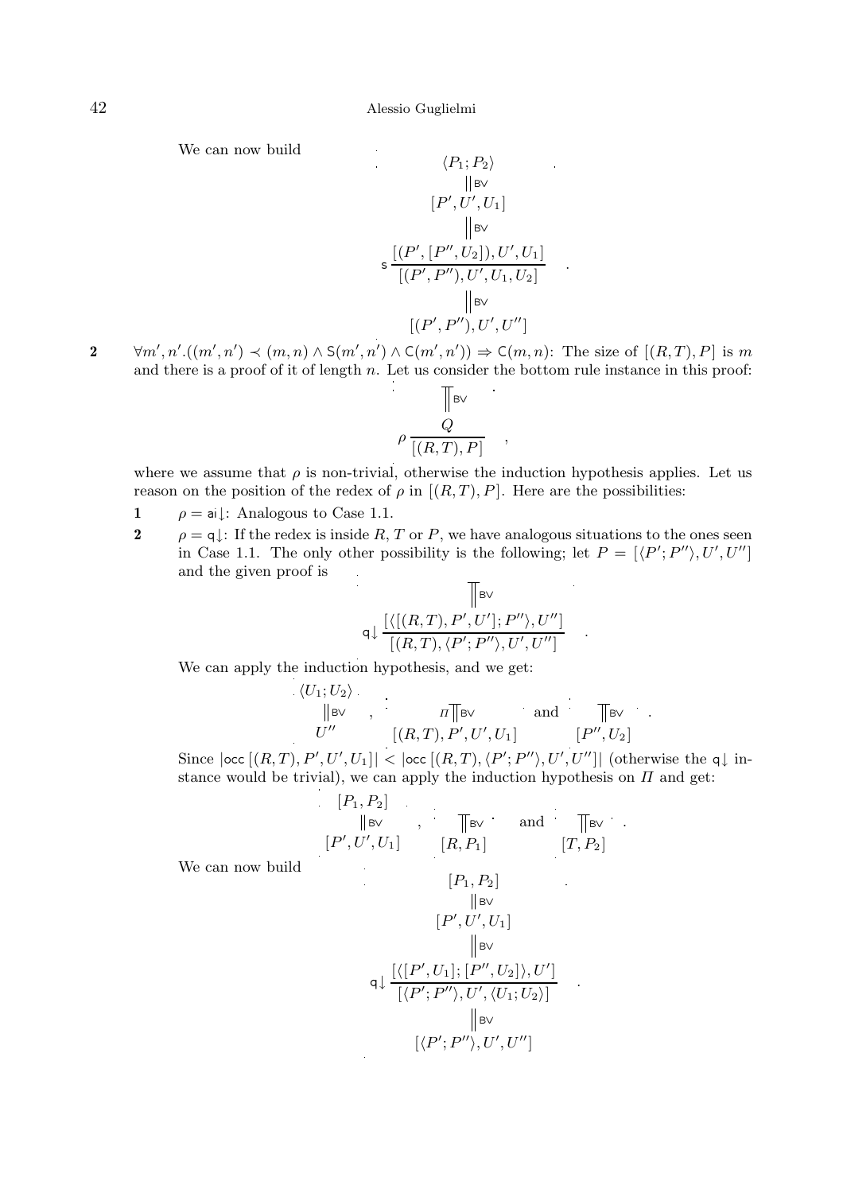We can now build

$$
\begin{array}{c}
\langle P_1; P_2 \rangle \\
\| \mathsf{BV} \\
[P', U', U_1] \\
\| \mathsf{BV} \\
\mathsf{s}\,\dfrac{[(P', [P'', U_2]), U', U_1]}{[(P', P''), U', U_1, U_2]} \\
\| \mathsf{BV} \\
[(P', P''), U', U'']
\end{array}
\quad .
$$

**2** $\forall m', n'.((m', n') \prec (m, n) \wedge \mathsf{S}(m', n') \wedge \mathsf{C}(m', n')) \Rightarrow \mathsf{C}(m, n)$: The size of $[(R, T), P]$ is $m$ and there is a proof of it of length $n$. Let us consider the bottom rule instance in this proof:

$$
\begin{array}{c}
\overline{\|}\, \mathsf{BV} \\
\rho\,\dfrac{Q}{[(R, T), P]}
\end{array}
\quad ,
$$

where we assume that $\rho$ is non-trivial, otherwise the induction hypothesis applies. Let us reason on the position of the redex of $\rho$ in $[(R, T), P]$. Here are the possibilities:

**1** $\rho = \mathsf{ai}{\downarrow}$: Analogous to Case 1.1.

**2** $\rho = \mathsf{q}{\downarrow}$: If the redex is inside $R$, $T$ or $P$, we have analogous situations to the ones seen in Case 1.1. The only other possibility is the following; let $P = [\langle P'; P'' \rangle, U', U'']$ and the given proof is

$$
\begin{array}{c}
\overline{\|}\, \mathsf{BV} \\
\mathsf{q}{\downarrow}\,\dfrac{[\langle [(R, T), P', U']; P'' \rangle, U'']}{[(R, T), \langle P'; P'' \rangle, U', U'']}
\end{array}
\quad .
$$

We can apply the induction hypothesis, and we get:

$$
\begin{array}{c}
\langle U_1; U_2 \rangle \\
\| \mathsf{BV} \\
U''
\end{array}
\quad , \quad
\begin{array}{c}
\Pi\,\overline{\|}\, \mathsf{BV} \\
[(R, T), P', U', U_1]
\end{array}
\quad \text{and} \quad
\begin{array}{c}
\overline{\|}\, \mathsf{BV} \\
[P'', U_2]
\end{array}
\quad .
$$

Since $|\mathsf{occ}\,[(R, T), P', U', U_1]| < |\mathsf{occ}\,[(R, T), \langle P'; P'' \rangle, U', U'']|$ (otherwise the $\mathsf{q}{\downarrow}$ instance would be trivial), we can apply the induction hypothesis on $\Pi$ and get:

$$
\begin{array}{c}
[P_1, P_2] \\
\| \mathsf{BV} \\
[P', U', U_1]
\end{array}
\quad , \quad
\begin{array}{c}
\overline{\|}\, \mathsf{BV} \\
[R, P_1]
\end{array}
\quad \text{and} \quad
\begin{array}{c}
\overline{\|}\, \mathsf{BV} \\
[T, P_2]
\end{array}
\quad .
$$

We can now build

$$
\begin{array}{c}
[P_1, P_2] \\
\| \mathsf{BV} \\
[P', U', U_1] \\
\| \mathsf{BV} \\
\mathsf{q}{\downarrow}\,\dfrac{[\langle [P', U_1]; [P'', U_2] \rangle, U']}{[\langle P'; P'' \rangle, U', \langle U_1; U_2 \rangle]} \\
\| \mathsf{BV} \\
[\langle P'; P'' \rangle, U', U'']
\end{array}
\quad .
$$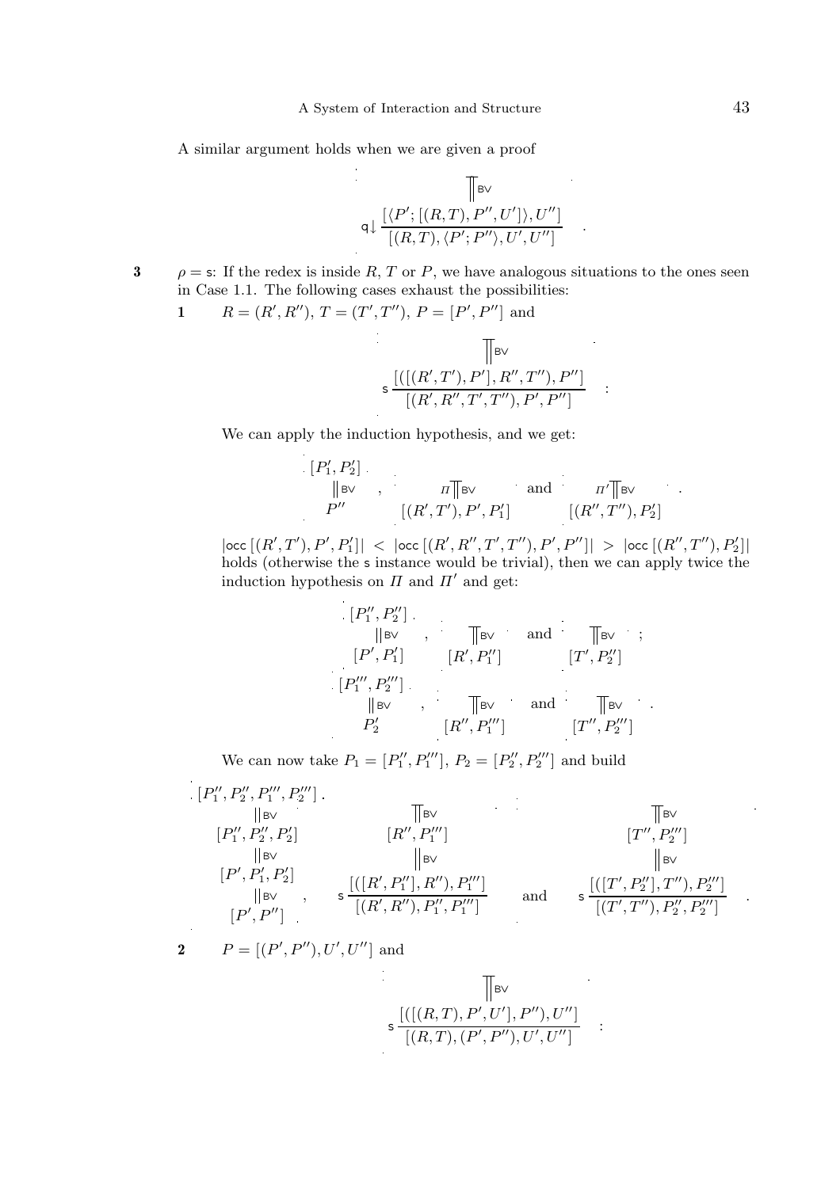A similar argument holds when we are given a proof

$$\mathsf{q}\!\downarrow \frac{\overset{\displaystyle\Vert \mathsf{BV}}{[\langle P'; [(R,T), P'', U']\rangle, U'']}}{[(R,T), \langle P'; P''\rangle, U', U'']} \quad .$$

**3** $\rho = \mathsf{s}$: If the redex is inside $R$, $T$ or $P$, we have analogous situations to the ones seen in Case 1.1. The following cases exhaust the possibilities:

**1** $R = (R', R'')$, $T = (T', T'')$, $P = [P', P'']$ and

$$\mathsf{s}\,\frac{\overset{\displaystyle\Vert \mathsf{BV}}{[([(R',T'),P'],R'',T''),P'']}}{[(R',R'',T',T''),P',P'']} \quad :$$

We can apply the induction hypothesis, and we get:

$$\begin{array}{c}[P'_1, P'_2]\\ \Vert \mathsf{BV}\\ P''\end{array} \quad , \quad \begin{array}{c}\Pi \Vert \mathsf{BV}\\ [(R',T'),P',P'_1]\end{array} \quad \text{and} \quad \begin{array}{c}\Pi' \Vert \mathsf{BV}\\ [(R'',T''),P'_2]\end{array} \quad .$$

$|\mathsf{occ}\,[(R',T'),P',P'_1]| < |\mathsf{occ}\,[(R',R'',T',T''),P',P'']| > |\mathsf{occ}\,[(R'',T''),P'_2]|$ holds (otherwise the $\mathsf{s}$ instance would be trivial), then we can apply twice the induction hypothesis on $\Pi$ and $\Pi'$ and get:

$$\begin{array}{c}[P''_1, P''_2]\\ \Vert \mathsf{BV}\\ [P', P'_1]\end{array} \quad , \quad \begin{array}{c}\Vert \mathsf{BV}\\ [R', P''_1]\end{array} \quad \text{and} \quad \begin{array}{c}\Vert \mathsf{BV}\\ [T', P''_2]\end{array} \quad ;$$

$$\begin{array}{c}[P'''_1, P'''_2]\\ \Vert \mathsf{BV}\\ P'_2\end{array} \quad , \quad \begin{array}{c}\Vert \mathsf{BV}\\ [R'', P'''_1]\end{array} \quad \text{and} \quad \begin{array}{c}\Vert \mathsf{BV}\\ [T'', P'''_2]\end{array} \quad .$$

We can now take $P_1 = [P''_1, P'''_1]$, $P_2 = [P''_2, P'''_2]$ and build

$$\begin{array}{c}[P''_1, P''_2, P'''_1, P'''_2]\\ \Vert \mathsf{BV}\\ [P''_1, P''_2, P'_2]\\ \Vert \mathsf{BV}\\ [P', P'_1, P'_2]\\ \Vert \mathsf{BV}\\ [P', P'']\end{array} \quad , \quad \mathsf{s}\,\frac{\begin{array}{c}\Vert \mathsf{BV}\\ [R'', P'''_1]\\ \Vert \mathsf{BV}\\ [([R', P''_1], R''), P'''_1]\end{array}}{[(R', R''), P''_1, P'''_1]} \quad \text{and} \quad \mathsf{s}\,\frac{\begin{array}{c}\Vert \mathsf{BV}\\ [T'', P'''_2]\\ \Vert \mathsf{BV}\\ [([T', P''_2], T''), P'''_2]\end{array}}{[(T', T''), P''_2, P'''_2]} \quad .$$

**2** $P = [(P', P''), U', U'']$ and

$$\mathsf{s}\,\frac{\overset{\displaystyle\Vert \mathsf{BV}}{[([(R,T),P',U'],P''),U'']}}{[(R,T),(P',P''),U',U'']} \quad :$$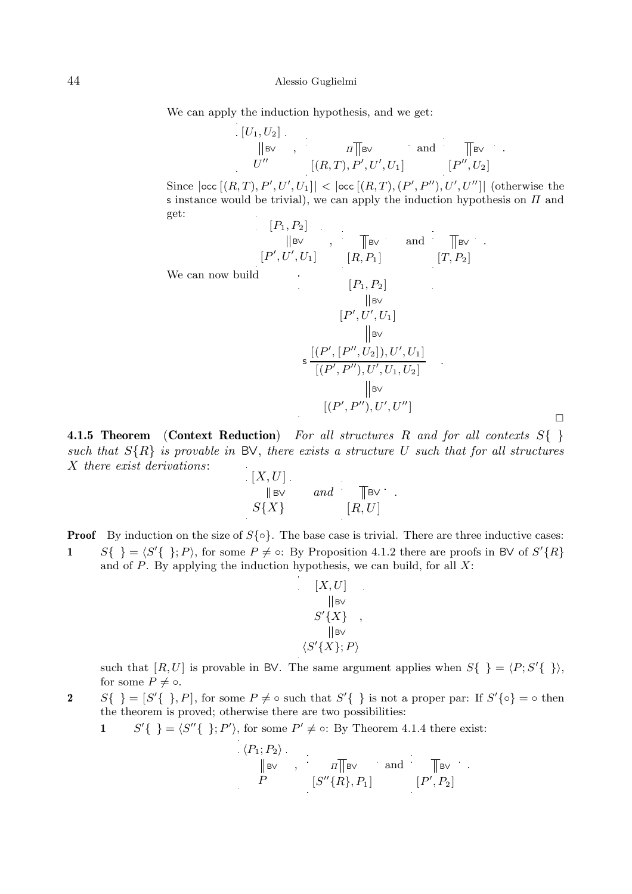We can apply the induction hypothesis, and we get:

$$\begin{array}{c}[U_1,U_2]\\ \| \mathsf{BV}\\ U''\end{array}\quad,\quad \begin{array}{c}\\ \Pi \| \mathsf{BV}\\ [(R,T),P',U',U_1]\end{array}\quad\text{and}\quad \begin{array}{c}\\ \| \mathsf{BV}\\ [P'',U_2]\end{array}\quad.$$

Since $|\mathsf{occ}\,[(R,T),P',U',U_1]| < |\mathsf{occ}\,[(R,T),(P',P''),U',U'']|$ (otherwise the $\mathsf{s}$ instance would be trivial), we can apply the induction hypothesis on $\Pi$ and get:

$$\begin{array}{c}[P_1,P_2]\\ \| \mathsf{BV}\\ [P',U',U_1]\end{array}\quad,\quad \begin{array}{c}\\ \| \mathsf{BV}\\ [R,P_1]\end{array}\quad\text{and}\quad \begin{array}{c}\\ \| \mathsf{BV}\\ [T,P_2]\end{array}\quad.$$

We can now build

$$\begin{array}{c}[P_1,P_2]\\ \| \mathsf{BV}\\ [P',U',U_1]\\ \| \mathsf{BV}\\ \mathsf{s}\,\dfrac{[(P',[P'',U_2]),U',U_1]}{[(P',P''),U',U_1,U_2]}\\ \| \mathsf{BV}\\ [(P',P''),U',U'']\end{array}\quad.$$

□

**4.1.5 Theorem** (**Context Reduction**) *For all structures $R$ and for all contexts $S\{\ \}$ such that $S\{R\}$ is provable in $\mathsf{BV}$, there exists a structure $U$ such that for all structures $X$ there exist derivations*:

$$\begin{array}{c}[X,U]\\ \| \mathsf{BV}\\ S\{X\}\end{array}\quad\textit{and}\quad \begin{array}{c}\\ \| \mathsf{BV}\\ [R,U]\end{array}\quad.$$

**Proof** By induction on the size of $S\{\circ\}$. The base case is trivial. There are three inductive cases:

**1** $S\{\ \} = \langle S'\{\ \};P\rangle$, for some $P \neq \circ$: By Proposition 4.1.2 there are proofs in $\mathsf{BV}$ of $S'\{R\}$ and of $P$. By applying the induction hypothesis, we can build, for all $X$:

$$\begin{array}{c}[X,U]\\ \| \mathsf{BV}\\ S'\{X\}\\ \| \mathsf{BV}\\ \langle S'\{X\};P\rangle\end{array}\quad,$$

such that $[R,U]$ is provable in $\mathsf{BV}$. The same argument applies when $S\{\ \} = \langle P;S'\{\ \}\rangle$, for some $P \neq \circ$.

**2** $S\{\ \} = [S'\{\ \},P]$, for some $P \neq \circ$ such that $S'\{\ \}$ is not a proper par: If $S'\{\circ\} = \circ$ then the theorem is proved; otherwise there are two possibilities:

**1** $S'\{\ \} = \langle S''\{\ \};P'\rangle$, for some $P' \neq \circ$: By Theorem 4.1.4 there exist:

$$\begin{array}{c}\langle P_1;P_2\rangle\\ \| \mathsf{BV}\\ P\end{array}\quad,\quad \begin{array}{c}\\ \Pi \| \mathsf{BV}\\ [S''\{R\},P_1]\end{array}\quad\text{and}\quad \begin{array}{c}\\ \| \mathsf{BV}\\ [P',P_2]\end{array}\quad.$$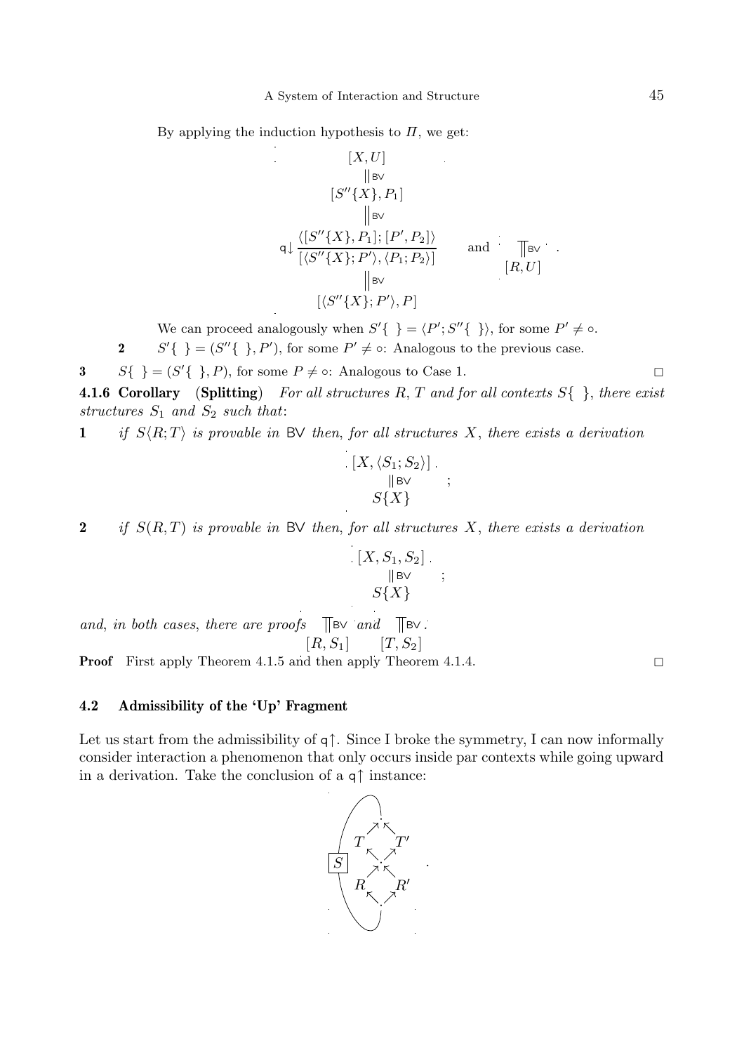By applying the induction hypothesis to $\Pi$, we get:

$$
\mathsf{q}\!\downarrow \frac{\begin{array}{c}[X,U] \\ \| \mathsf{BV} \\ [S''\{X\},P_1] \\ \| \mathsf{BV} \\ \langle [S''\{X\},P_1];[P',P_2]\rangle \end{array}}{\begin{array}{c}[\langle S''\{X\};P'\rangle,\langle P_1;P_2\rangle] \\ \| \mathsf{BV} \\ [\langle S''\{X\};P'\rangle,P]\end{array}} \qquad \text{and} \qquad \begin{array}{c}\prod \mathsf{BV} \\ [R,U]\end{array} .
$$

We can proceed analogously when $S'\{\ \} = \langle P';S''\{\ \}\rangle$, for some $P' \neq \circ$.

**2** $S'\{\ \} = (S''\{\ \},P')$, for some $P' \neq \circ$: Analogous to the previous case.

**3** $S\{\ \} = (S'\{\ \},P)$, for some $P \neq \circ$: Analogous to Case 1. □

**4.1.6 Corollary** (**Splitting**) *For all structures $R$, $T$ and for all contexts $S\{\ \}$, there exist structures $S_1$ and $S_2$ such that*:

**1** *if $S\langle R;T\rangle$ is provable in* BV *then, for all structures $X$, there exists a derivation*

$$
\begin{array}{c}[X,\langle S_1;S_2\rangle] \\ \| \mathsf{BV} \\ S\{X\}\end{array} ;
$$

**2** *if $S(R,T)$ is provable in* BV *then, for all structures $X$, there exists a derivation*

$$
\begin{array}{c}[X,S_1,S_2] \\ \| \mathsf{BV} \\ S\{X\}\end{array} ;
$$

*and, in both cases, there are proofs* $\begin{array}{c}\prod \mathsf{BV} \\ [R,S_1]\end{array}$ *and* $\begin{array}{c}\prod \mathsf{BV} \\ [T,S_2]\end{array}$.

**Proof** First apply Theorem 4.1.5 and then apply Theorem 4.1.4. □

## 4.2 Admissibility of the 'Up' Fragment

Let us start from the admissibility of $\mathsf{q}\!\uparrow$. Since I broke the symmetry, I can now informally consider interaction a phenomenon that only occurs inside par contexts while going upward in a derivation. Take the conclusion of a $\mathsf{q}\!\uparrow$ instance:

$$
\boxed{S} \quad \begin{array}{ccc} & \cdot & \\ T & & T' \\ & \cdot & \\ R & & R' \\ & \cdot & \end{array} .
$$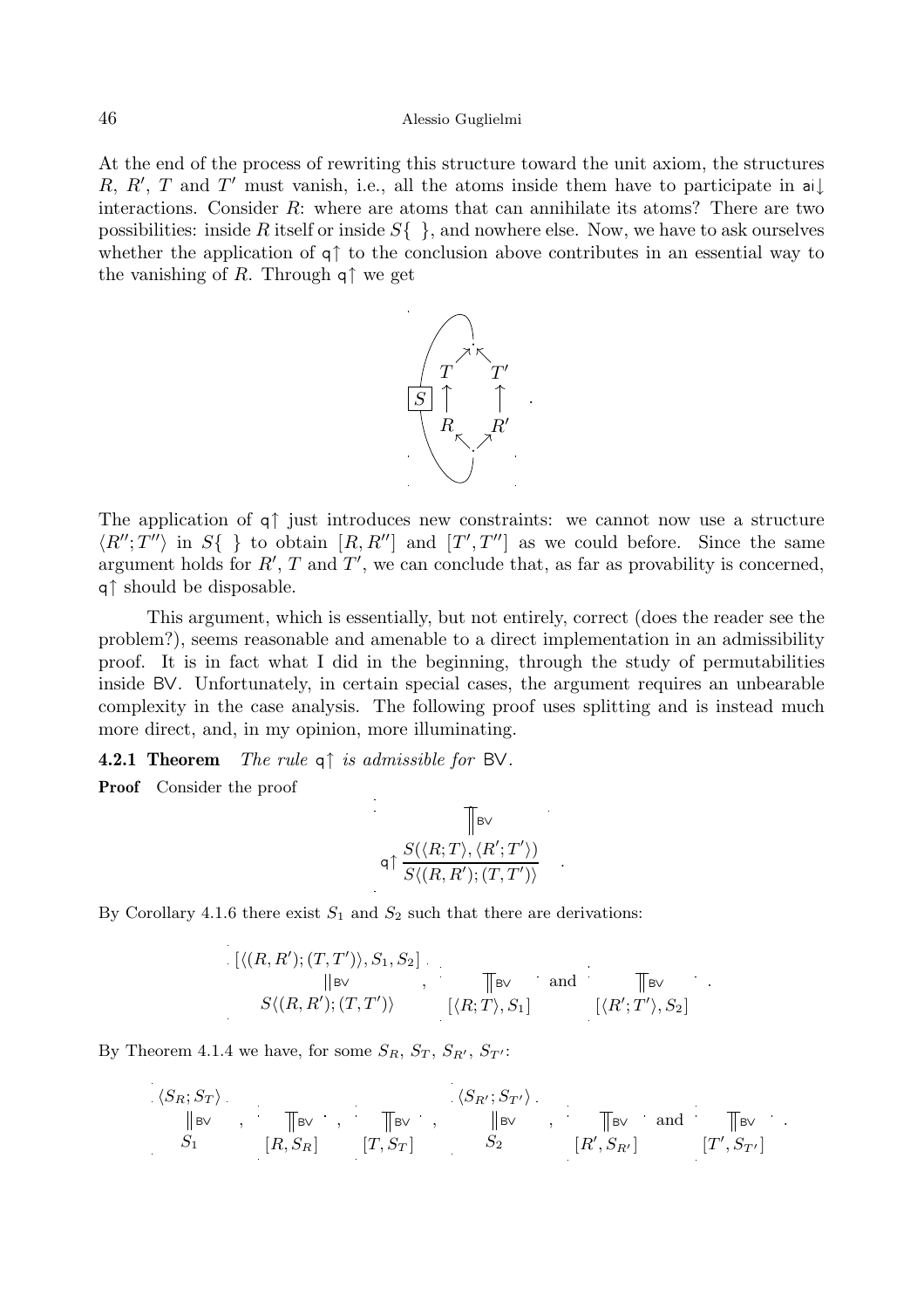At the end of the process of rewriting this structure toward the unit axiom, the structures $R$, $R'$, $T$ and $T'$ must vanish, i.e., all the atoms inside them have to participate in $\mathsf{ai}\!\downarrow$ interactions. Consider $R$: where are atoms that can annihilate its atoms? There are two possibilities: inside $R$ itself or inside $S\{\ \}$, and nowhere else. Now, we have to ask ourselves whether the application of $\mathsf{q}\!\uparrow$ to the conclusion above contributes in an essential way to the vanishing of $R$. Through $\mathsf{q}\!\uparrow$ we get

$$
\boxed{S} \quad \begin{array}{ccc} & \cdot & \\ T & & T' \\ \uparrow & & \uparrow \\ R & & R' \\ & \cdot & \end{array} \quad .
$$

The application of $\mathsf{q}\!\uparrow$ just introduces new constraints: we cannot now use a structure $\langle R'';T''\rangle$ in $S\{\ \}$ to obtain $[R,R'']$ and $[T',T'']$ as we could before. Since the same argument holds for $R'$, $T$ and $T'$, we can conclude that, as far as provability is concerned, $\mathsf{q}\!\uparrow$ should be disposable.

This argument, which is essentially, but not entirely, correct (does the reader see the problem?), seems reasonable and amenable to a direct implementation in an admissibility proof. It is in fact what I did in the beginning, through the study of permutabilities inside $\mathsf{BV}$. Unfortunately, in certain special cases, the argument requires an unbearable complexity in the case analysis. The following proof uses splitting and is instead much more direct, and, in my opinion, more illuminating.

**4.2.1 Theorem** *The rule* $\mathsf{q}\!\uparrow$ *is admissible for* $\mathsf{BV}$.

**Proof** Consider the proof

$$
\mathsf{q}\!\uparrow \frac{\overset{\Vert \mathsf{BV}}{S(\langle R;T\rangle,\langle R';T'\rangle)}}{S\langle (R,R');(T,T')\rangle} \quad .
$$

By Corollary 4.1.6 there exist $S_1$ and $S_2$ such that there are derivations:

$$
\begin{array}{c} [\langle (R,R');(T,T')\rangle,S_1,S_2] \\ \Vert \mathsf{BV} \\ S\langle (R,R');(T,T')\rangle \end{array} \quad , \quad \begin{array}{c} \Vert \mathsf{BV} \\ [\langle R;T\rangle,S_1] \end{array} \quad \text{and} \quad \begin{array}{c} \Vert \mathsf{BV} \\ [\langle R';T'\rangle,S_2] \end{array} \quad .
$$

By Theorem 4.1.4 we have, for some $S_R$, $S_T$, $S_{R'}$, $S_{T'}$:

$$
\begin{array}{c} \langle S_R;S_T\rangle \\ \Vert \mathsf{BV} \\ S_1 \end{array} \; , \; \begin{array}{c} \Vert \mathsf{BV} \\ [R,S_R] \end{array} \; , \; \begin{array}{c} \Vert \mathsf{BV} \\ [T,S_T] \end{array} \; , \; \begin{array}{c} \langle S_{R'};S_{T'}\rangle \\ \Vert \mathsf{BV} \\ S_2 \end{array} \; , \; \begin{array}{c} \Vert \mathsf{BV} \\ [R',S_{R'}] \end{array} \; \text{and} \; \begin{array}{c} \Vert \mathsf{BV} \\ [T',S_{T'}] \end{array} \; .
$$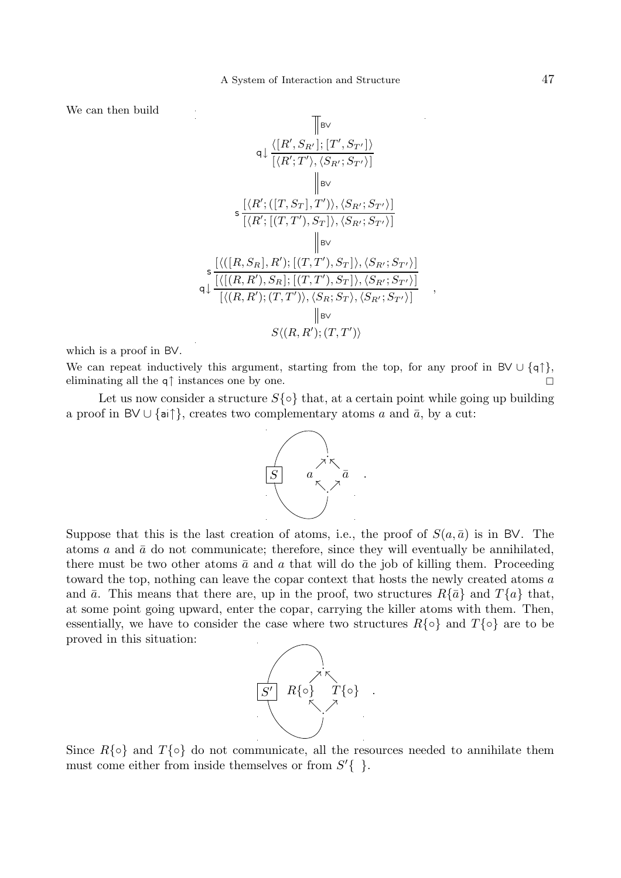We can then build

$$
\begin{array}{c}
\Vert \mathsf{BV} \\
\mathsf{q}\!\downarrow \dfrac{\langle [R', S_{R'}]; [T', S_{T'}] \rangle}{[\langle R'; T' \rangle, \langle S_{R'}; S_{T'} \rangle]} \\
\Vert \mathsf{BV} \\
\mathsf{s} \dfrac{[\langle R'; ([T, S_T], T') \rangle, \langle S_{R'}; S_{T'} \rangle]}{[\langle R'; [(T, T'), S_T] \rangle, \langle S_{R'}; S_{T'} \rangle]} \\
\Vert \mathsf{BV} \\
\mathsf{s} \dfrac{[\langle ([R, S_R], R'); [(T, T'), S_T] \rangle, \langle S_{R'}; S_{T'} \rangle]}{[\langle [(R, R'), S_R]; [(T, T'), S_T] \rangle, \langle S_{R'}; S_{T'} \rangle]} \\
\mathsf{q}\!\downarrow \dfrac{}{[\langle (R, R'); (T, T') \rangle, \langle S_R; S_T \rangle, \langle S_{R'}; S_{T'} \rangle]} \\
\Vert \mathsf{BV} \\
S\langle (R, R'); (T, T') \rangle
\end{array} \quad ,
$$

which is a proof in BV.

We can repeat inductively this argument, starting from the top, for any proof in $\mathsf{BV} \cup \{\mathsf{q}\!\uparrow\}$, eliminating all the $\mathsf{q}\!\uparrow$ instances one by one. □

Let us now consider a structure $S\{\circ\}$ that, at a certain point while going up building a proof in $\mathsf{BV} \cup \{\mathsf{ai}\!\uparrow\}$, creates two complementary atoms $a$ and $\bar{a}$, by a cut:

$$
\boxed{S} \quad a \; \; \bar{a} \quad .
$$

Suppose that this is the last creation of atoms, i.e., the proof of $S(a, \bar{a})$ is in BV. The atoms $a$ and $\bar{a}$ do not communicate; therefore, since they will eventually be annihilated, there must be two other atoms $\bar{a}$ and $a$ that will do the job of killing them. Proceeding toward the top, nothing can leave the copar context that hosts the newly created atoms $a$ and $\bar{a}$. This means that there are, up in the proof, two structures $R\{\bar{a}\}$ and $T\{a\}$ that, at some point going upward, enter the copar, carrying the killer atoms with them. Then, essentially, we have to consider the case where two structures $R\{\circ\}$ and $T\{\circ\}$ are to be proved in this situation:

$$
\boxed{S'} \quad R\{\circ\} \; \; T\{\circ\} \quad .
$$

Since $R\{\circ\}$ and $T\{\circ\}$ do not communicate, all the resources needed to annihilate them must come either from inside themselves or from $S'\{\ \}$.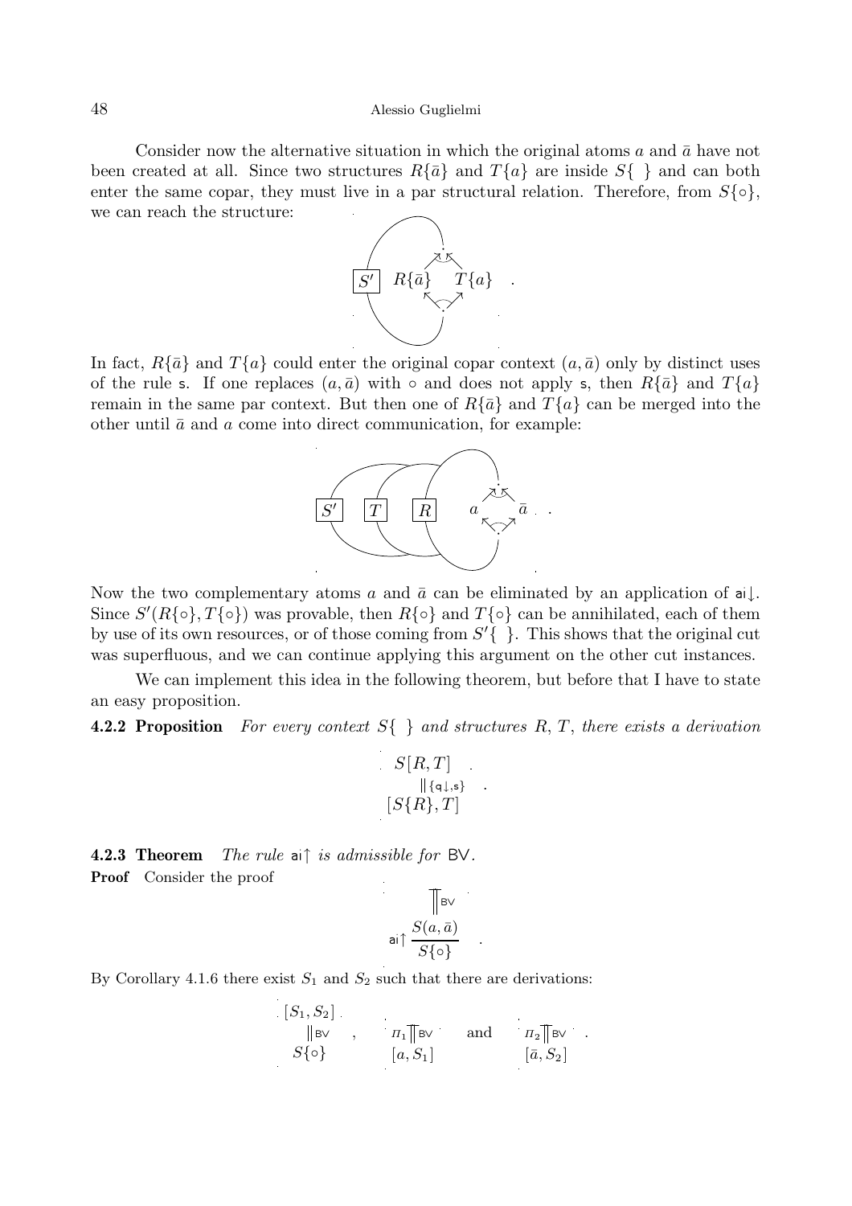Consider now the alternative situation in which the original atoms $a$ and $\bar{a}$ have not been created at all. Since two structures $R\{\bar{a}\}$ and $T\{a\}$ are inside $S\{\ \}$ and can both enter the same copar, they must live in a par structural relation. Therefore, from $S\{\circ\}$, we can reach the structure:

$$\boxed{S'}\quad R\{\bar{a}\}\quad T\{a\}\quad .$$

In fact, $R\{\bar{a}\}$ and $T\{a\}$ could enter the original copar context $(a, \bar{a})$ only by distinct uses of the rule $\mathsf{s}$. If one replaces $(a, \bar{a})$ with $\circ$ and does not apply $\mathsf{s}$, then $R\{\bar{a}\}$ and $T\{a\}$ remain in the same par context. But then one of $R\{\bar{a}\}$ and $T\{a\}$ can be merged into the other until $\bar{a}$ and $a$ come into direct communication, for example:

$$\boxed{S'}\quad \boxed{T}\quad \boxed{R}\quad a\quad \bar{a}\quad .$$

Now the two complementary atoms $a$ and $\bar{a}$ can be eliminated by an application of $\mathsf{ai}\!\downarrow$. Since $S'(R\{\circ\}, T\{\circ\})$ was provable, then $R\{\circ\}$ and $T\{\circ\}$ can be annihilated, each of them by use of its own resources, or of those coming from $S'\{\ \}$. This shows that the original cut was superfluous, and we can continue applying this argument on the other cut instances.

We can implement this idea in the following theorem, but before that I have to state an easy proposition.

**4.2.2 Proposition** *For every context $S\{\ \}$ and structures $R$, $T$, there exists a derivation*

$$\begin{array}{c} S[R,T] \\ \Vert\{\mathsf{q}\!\downarrow,\mathsf{s}\} \\ [S\{R\},T] \end{array} .$$

**4.2.3 Theorem** *The rule $\mathsf{ai}\!\uparrow$ is admissible for $\mathsf{BV}$.*

**Proof** Consider the proof

$$\mathsf{ai}\!\uparrow\,\frac{\begin{array}{c}\big\Vert\mathsf{BV}\\ S(a,\bar{a})\end{array}}{S\{\circ\}} .$$

By Corollary 4.1.6 there exist $S_1$ and $S_2$ such that there are derivations:

$$\begin{array}{c} [S_1,S_2] \\ \Vert\mathsf{BV} \\ S\{\circ\} \end{array} ,\qquad \begin{array}{c} \Pi_1\big\Vert\mathsf{BV} \\ [a,S_1] \end{array} \quad\text{and}\quad \begin{array}{c} \Pi_2\big\Vert\mathsf{BV} \\ [\bar{a},S_2] \end{array} .$$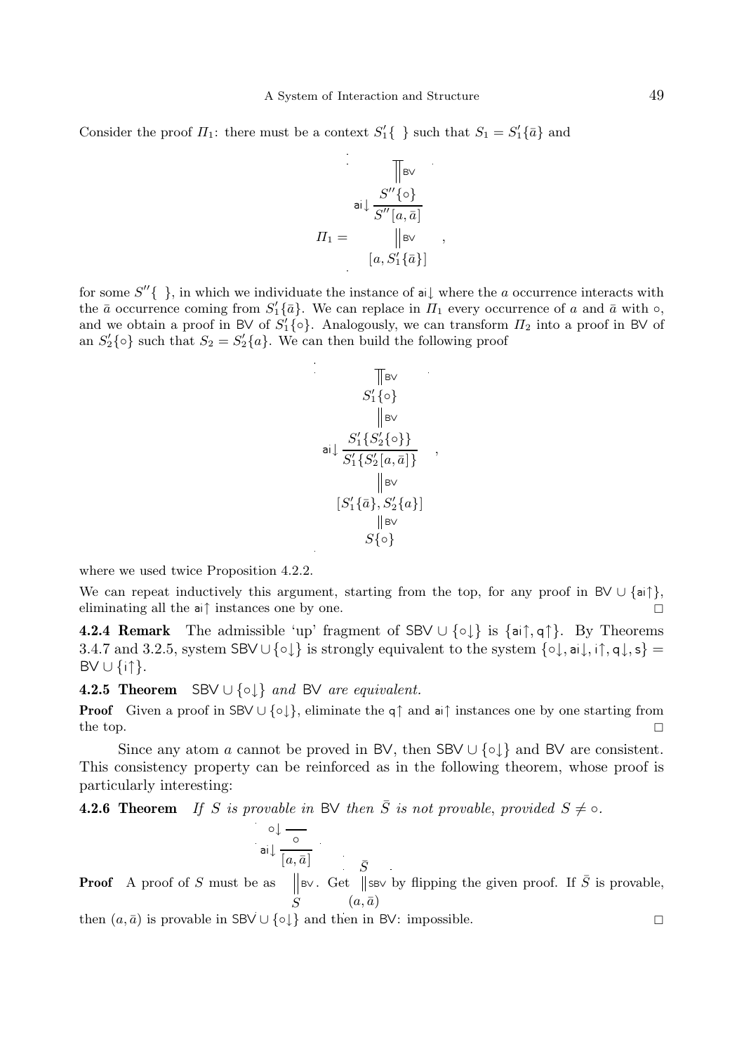Consider the proof $\Pi_1$: there must be a context $S'_1\{\ \}$ such that $S_1 = S'_1\{\bar{a}\}$ and

$$
\Pi_1 = \begin{array}{c}
\| \text{BV} \\
\mathsf{ai}{\downarrow}\,\dfrac{S''\{\circ\}}{S''[a,\bar{a}]} \\
\| \text{BV} \\
[a, S'_1\{\bar{a}\}]
\end{array} \quad ,
$$

for some $S''\{\ \}$, in which we individuate the instance of $\mathsf{ai}{\downarrow}$ where the $a$ occurrence interacts with the $\bar{a}$ occurrence coming from $S'_1\{\bar{a}\}$. We can replace in $\Pi_1$ every occurrence of $a$ and $\bar{a}$ with $\circ$, and we obtain a proof in BV of $S'_1\{\circ\}$. Analogously, we can transform $\Pi_2$ into a proof in BV of an $S'_2\{\circ\}$ such that $S_2 = S'_2\{a\}$. We can then build the following proof

$$
\begin{array}{c}
\| \text{BV} \\
S'_1\{\circ\} \\
\| \text{BV} \\
\mathsf{ai}{\downarrow}\,\dfrac{S'_1\{S'_2\{\circ\}\}}{S'_1\{S'_2[a,\bar{a}]\}} \\
\| \text{BV} \\
[S'_1\{\bar{a}\}, S'_2\{a\}] \\
\| \text{BV} \\
S\{\circ\}
\end{array} \quad ,
$$

where we used twice Proposition 4.2.2.

We can repeat inductively this argument, starting from the top, for any proof in $\text{BV} \cup \{\mathsf{ai}{\uparrow}\}$, eliminating all the $\mathsf{ai}{\uparrow}$ instances one by one. □

**4.2.4 Remark** The admissible 'up' fragment of $\text{SBV} \cup \{\circ{\downarrow}\}$ is $\{\mathsf{ai}{\uparrow}, \mathsf{q}{\uparrow}\}$. By Theorems 3.4.7 and 3.2.5, system $\text{SBV} \cup \{\circ{\downarrow}\}$ is strongly equivalent to the system $\{\circ{\downarrow}, \mathsf{ai}{\downarrow}, \mathsf{i}{\uparrow}, \mathsf{q}{\downarrow}, \mathsf{s}\} = \text{BV} \cup \{\mathsf{i}{\uparrow}\}$.

**4.2.5 Theorem** *$\text{SBV} \cup \{\circ{\downarrow}\}$ and BV are equivalent.*

**Proof** Given a proof in $\text{SBV} \cup \{\circ{\downarrow}\}$, eliminate the $\mathsf{q}{\uparrow}$ and $\mathsf{ai}{\uparrow}$ instances one by one starting from the top. □

Since any atom $a$ cannot be proved in BV, then $\text{SBV} \cup \{\circ{\downarrow}\}$ and BV are consistent. This consistency property can be reinforced as in the following theorem, whose proof is particularly interesting:

**4.2.6 Theorem** *If $S$ is provable in BV then $\bar{S}$ is not provable, provided $S \neq \circ$.*

**Proof** A proof of $S$ must be as $\begin{array}{c} \circ{\downarrow}\,\dfrac{}{\circ} \\ \mathsf{ai}{\downarrow}\,\dfrac{}{[a,\bar{a}]} \\ \| \text{BV} \\ S \end{array}$. Get $\begin{array}{c} \bar{S} \\ \| \text{SBV} \\ (a,\bar{a}) \end{array}$ by flipping the given proof. If $\bar{S}$ is provable, then $(a,\bar{a})$ is provable in $\text{SBV} \cup \{\circ{\downarrow}\}$ and then in BV: impossible. □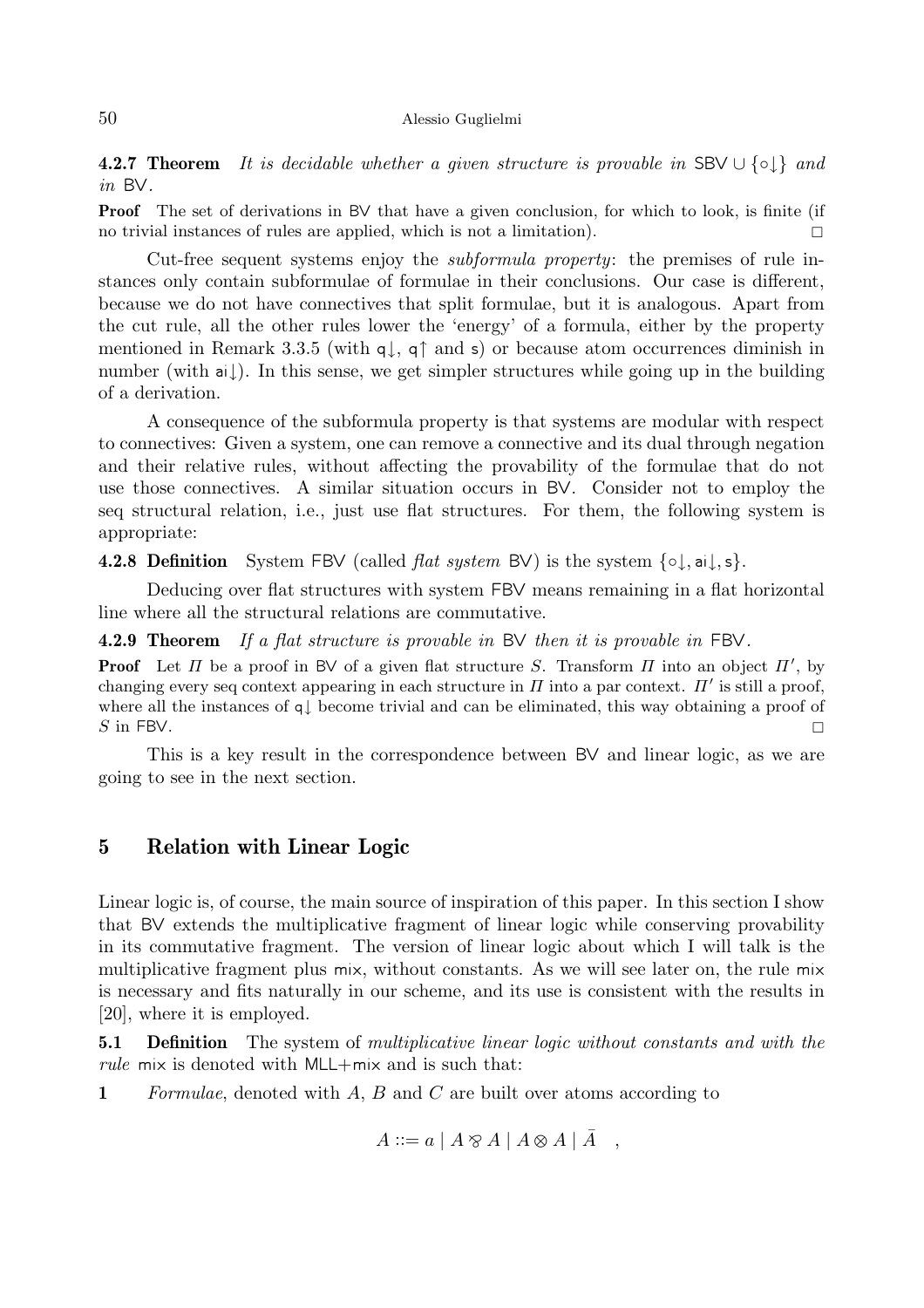**4.2.7 Theorem** *It is decidable whether a given structure is provable in* $\mathsf{SBV} \cup \{\circ\!\downarrow\}$ *and in* $\mathsf{BV}$.

**Proof** The set of derivations in BV that have a given conclusion, for which to look, is finite (if no trivial instances of rules are applied, which is not a limitation). □

Cut-free sequent systems enjoy the *subformula property*: the premises of rule instances only contain subformulae of formulae in their conclusions. Our case is different, because we do not have connectives that split formulae, but it is analogous. Apart from the cut rule, all the other rules lower the 'energy' of a formula, either by the property mentioned in Remark 3.3.5 (with $\mathsf{q}\!\downarrow$, $\mathsf{q}\!\uparrow$ and $\mathsf{s}$) or because atom occurrences diminish in number (with $\mathsf{ai}\!\downarrow$). In this sense, we get simpler structures while going up in the building of a derivation.

A consequence of the subformula property is that systems are modular with respect to connectives: Given a system, one can remove a connective and its dual through negation and their relative rules, without affecting the provability of the formulae that do not use those connectives. A similar situation occurs in BV. Consider not to employ the seq structural relation, i.e., just use flat structures. For them, the following system is appropriate:

**4.2.8 Definition** System FBV (called *flat system* BV) is the system $\{\circ\!\downarrow, \mathsf{ai}\!\downarrow, \mathsf{s}\}$.

Deducing over flat structures with system FBV means remaining in a flat horizontal line where all the structural relations are commutative.

**4.2.9 Theorem** *If a flat structure is provable in* BV *then it is provable in* FBV.

**Proof** Let $\Pi$ be a proof in BV of a given flat structure $S$. Transform $\Pi$ into an object $\Pi'$, by changing every seq context appearing in each structure in $\Pi$ into a par context. $\Pi'$ is still a proof, where all the instances of $\mathsf{q}\!\downarrow$ become trivial and can be eliminated, this way obtaining a proof of $S$ in FBV. □

This is a key result in the correspondence between BV and linear logic, as we are going to see in the next section.

## 5 Relation with Linear Logic

Linear logic is, of course, the main source of inspiration of this paper. In this section I show that BV extends the multiplicative fragment of linear logic while conserving provability in its commutative fragment. The version of linear logic about which I will talk is the multiplicative fragment plus mix, without constants. As we will see later on, the rule mix is necessary and fits naturally in our scheme, and its use is consistent with the results in [20], where it is employed.

**5.1 Definition** The system of *multiplicative linear logic without constants and with the rule* mix is denoted with MLL+mix and is such that:

**1** *Formulae*, denoted with $A$, $B$ and $C$ are built over atoms according to

$$A ::= a \mid A \mathbin{⅋} A \mid A \otimes A \mid \bar{A} \quad ,$$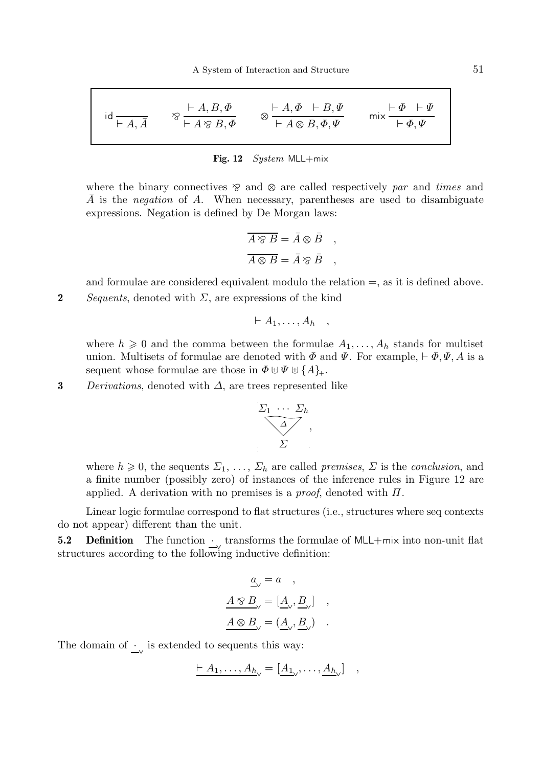$$
\mathsf{id}\,\frac{}{\vdash A, \bar{A}} \qquad \parr\,\frac{\vdash A, B, \Phi}{\vdash A \parr B, \Phi} \qquad \otimes\,\frac{\vdash A, \Phi \quad \vdash B, \Psi}{\vdash A \otimes B, \Phi, \Psi} \qquad \mathsf{mix}\,\frac{\vdash \Phi \quad \vdash \Psi}{\vdash \Phi, \Psi}
$$

**Fig. 12** *System* MLL+mix

where the binary connectives $\parr$ and $\otimes$ are called respectively *par* and *times* and $\bar{A}$ is the *negation* of $A$. When necessary, parentheses are used to disambiguate expressions. Negation is defined by De Morgan laws:

$$
\overline{A \parr B} = \bar{A} \otimes \bar{B} \quad ,
$$

$$
\overline{A \otimes B} = \bar{A} \parr \bar{B} \quad ,
$$

and formulae are considered equivalent modulo the relation $=$, as it is defined above.

**2** *Sequents*, denoted with $\Sigma$, are expressions of the kind

$$
\vdash A_1, \dots, A_h \quad ,
$$

where $h \geqslant 0$ and the comma between the formulae $A_1, \dots, A_h$ stands for multiset union. Multisets of formulae are denoted with $\Phi$ and $\Psi$. For example, $\vdash \Phi, \Psi, A$ is a sequent whose formulae are those in $\Phi \uplus \Psi \uplus \{A\}_+$.

**3** *Derivations*, denoted with $\Delta$, are trees represented like

$$
\begin{array}{c} \Sigma_1 \ \cdots \ \Sigma_h \\ \bigtriangledown \Delta \\ \Sigma \end{array} \quad ,
$$

where $h \geqslant 0$, the sequents $\Sigma_1, \dots, \Sigma_h$ are called *premises*, $\Sigma$ is the *conclusion*, and a finite number (possibly zero) of instances of the inference rules in Figure 12 are applied. A derivation with no premises is a *proof*, denoted with $\Pi$.

Linear logic formulae correspond to flat structures (i.e., structures where seq contexts do not appear) different than the unit.

**5.2 Definition** The function $\underline{\cdot}_{\vee}$ transforms the formulae of MLL+mix into non-unit flat structures according to the following inductive definition:

$$
\underline{a}_{\vee} = a \quad ,
$$

$$
\underline{A \parr B}_{\vee} = [\underline{A}_{\vee}, \underline{B}_{\vee}] \quad ,
$$

$$
\underline{A \otimes B}_{\vee} = (\underline{A}_{\vee}, \underline{B}_{\vee}) \quad .
$$

The domain of $\underline{\cdot}_{\vee}$ is extended to sequents this way:

$$
\underline{\vdash A_1, \dots, A_h}_{\vee} = [\underline{A_1}_{\vee}, \dots, \underline{A_h}_{\vee}] \quad ,
$$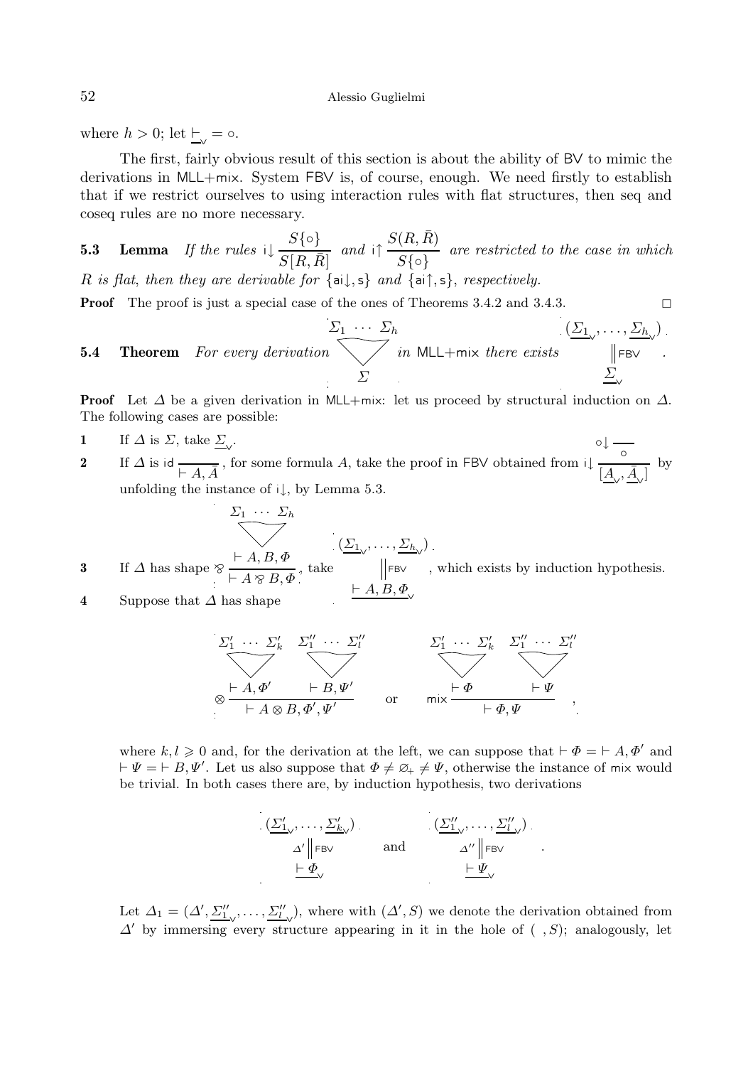where $h > 0$; let $\underline{\vdash}_{\vee} = \circ$.

The first, fairly obvious result of this section is about the ability of BV to mimic the derivations in MLL+mix. System FBV is, of course, enough. We need firstly to establish that if we restrict ourselves to using interaction rules with flat structures, then seq and coseq rules are no more necessary.

**5.3 Lemma** *If the rules* $\mathsf{i}{\downarrow}\,\dfrac{S\{\circ\}}{S[R,\bar{R}]}$ *and* $\mathsf{i}{\uparrow}\,\dfrac{S(R,\bar{R})}{S\{\circ\}}$ *are restricted to the case in which $R$ is flat, then they are derivable for* $\{\mathsf{ai}{\downarrow},\mathsf{s}\}$ *and* $\{\mathsf{ai}{\uparrow},\mathsf{s}\}$*, respectively.*

**Proof** The proof is just a special case of the ones of Theorems 3.4.2 and 3.4.3. $\square$

**5.4 Theorem** *For every derivation* $\underset{\Sigma}{\overset{\Sigma_1 \;\cdots\; \Sigma_h}{\bigtriangledown}}$ *in* MLL+mix *there exists* $\begin{array}{c}(\underline{\Sigma_1}_{\vee},\dots,\underline{\Sigma_h}_{\vee})\\ \Vert\,\mathsf{FBV}\\ \underline{\Sigma}_{\vee}\end{array}$.

**Proof** Let $\Delta$ be a given derivation in MLL+mix: let us proceed by structural induction on $\Delta$. The following cases are possible:

**1** If $\Delta$ is $\Sigma$, take $\underline{\Sigma}_{\vee}$.

**2** If $\Delta$ is $\mathsf{id}\,\dfrac{}{\vdash A,\bar{A}}$, for some formula $A$, take the proof in FBV obtained from $\mathsf{i}{\downarrow}\,\dfrac{\circ{\downarrow}\,\dfrac{}{\circ}}{[\underline{A}_{\vee},\underline{\bar{A}}_{\vee}]}$ by unfolding the instance of $\mathsf{i}{\downarrow}$, by Lemma 5.3.

**3** If $\Delta$ has shape $\invamp\,\dfrac{\overset{\Sigma_1 \;\cdots\; \Sigma_h}{\bigtriangledown}\;\vdash A,B,\Phi}{\vdash A \invamp B,\Phi}$, take $\begin{array}{c}(\underline{\Sigma_1}_{\vee},\dots,\underline{\Sigma_h}_{\vee})\\ \Vert\,\mathsf{FBV}\\ \underline{\vdash A,B,\Phi}_{\vee}\end{array}$, which exists by induction hypothesis.

**4** Suppose that $\Delta$ has shape

$$\otimes\,\dfrac{\overset{\Sigma'_1 \;\cdots\; \Sigma'_k}{\bigtriangledown}\;\vdash A,\Phi' \qquad \overset{\Sigma''_1 \;\cdots\; \Sigma''_l}{\bigtriangledown}\;\vdash B,\Psi'}{\vdash A\otimes B,\Phi',\Psi'} \qquad\text{or}\qquad \mathsf{mix}\,\dfrac{\overset{\Sigma'_1 \;\cdots\; \Sigma'_k}{\bigtriangledown}\;\vdash \Phi \qquad \overset{\Sigma''_1 \;\cdots\; \Sigma''_l}{\bigtriangledown}\;\vdash \Psi}{\vdash \Phi,\Psi}\quad,$$

where $k,l \geqslant 0$ and, for the derivation at the left, we can suppose that $\vdash\Phi = \vdash A,\Phi'$ and $\vdash\Psi = \vdash B,\Psi'$. Let us also suppose that $\Phi \neq \varnothing_{+} \neq \Psi$, otherwise the instance of mix would be trivial. In both cases there are, by induction hypothesis, two derivations

$$\begin{array}{c}(\underline{\Sigma'_1}_{\vee},\dots,\underline{\Sigma'_k}_{\vee})\\ \Delta'\,\Vert\,\mathsf{FBV}\\ \underline{\vdash\Phi}_{\vee}\end{array} \qquad\text{and}\qquad \begin{array}{c}(\underline{\Sigma''_1}_{\vee},\dots,\underline{\Sigma''_l}_{\vee})\\ \Delta''\,\Vert\,\mathsf{FBV}\\ \underline{\vdash\Psi}_{\vee}\end{array}\quad.$$

Let $\Delta_1 = (\Delta',\underline{\Sigma''_1}_{\vee},\dots,\underline{\Sigma''_l}_{\vee})$, where with $(\Delta',S)$ we denote the derivation obtained from $\Delta'$ by immersing every structure appearing in it in the hole of $(\;,S)$; analogously, let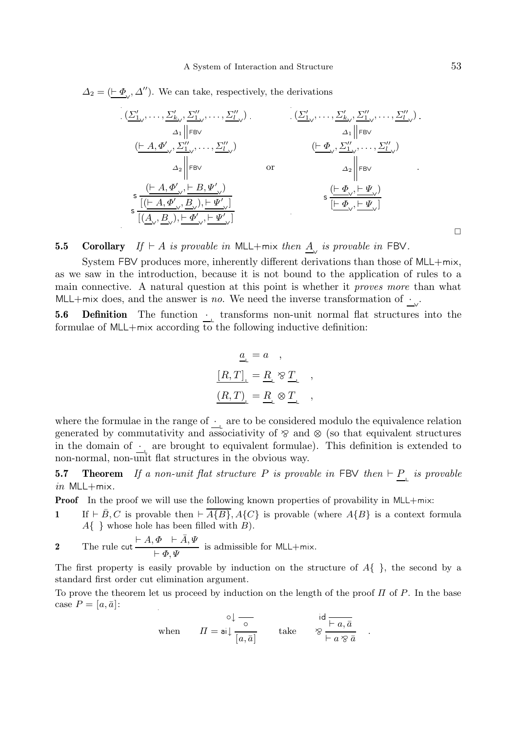$\Delta_2 = (\underline{\vdash \Phi}_{\vee}, \Delta'')$. We can take, respectively, the derivations

$$
\begin{array}{c}
(\underline{\Sigma'_1}_{\vee}, \dots, \underline{\Sigma'_k}_{\vee}, \underline{\Sigma''_1}_{\vee}, \dots, \underline{\Sigma''_l}_{\vee}) \\
\Delta_1 \Big\Vert \mathsf{FBV} \\
(\underline{\vdash A, \Phi'}_{\vee}, \underline{\Sigma''_1}_{\vee}, \dots, \underline{\Sigma''_l}_{\vee}) \\
\Delta_2 \Big\Vert \mathsf{FBV} \\
\mathsf{s}\,\dfrac{\mathsf{s}\,\dfrac{(\underline{\vdash A, \Phi'}_{\vee}, \underline{\vdash B, \Psi'}_{\vee})}{[(\underline{\vdash A, \Phi'}_{\vee}, \underline{B}_{\vee}), \underline{\vdash \Psi'}_{\vee}]}}{[(\underline{A}_{\vee}, \underline{B}_{\vee}), \underline{\vdash \Phi'}_{\vee}, \underline{\vdash \Psi'}_{\vee}]}
\end{array}
\qquad \text{or} \qquad
\begin{array}{c}
(\underline{\Sigma'_1}_{\vee}, \dots, \underline{\Sigma'_k}_{\vee}, \underline{\Sigma''_1}_{\vee}, \dots, \underline{\Sigma''_l}_{\vee}) \\
\Delta_1 \Big\Vert \mathsf{FBV} \\
(\underline{\vdash \Phi}_{\vee}, \underline{\Sigma''_1}_{\vee}, \dots, \underline{\Sigma''_l}_{\vee}) \\
\Delta_2 \Big\Vert \mathsf{FBV} \\
\mathsf{s}\,\dfrac{(\underline{\vdash \Phi}_{\vee}, \underline{\vdash \Psi}_{\vee})}{[\underline{\vdash \Phi}_{\vee}, \underline{\vdash \Psi}_{\vee}]}
\end{array}
\quad .
$$

□

**5.5 Corollary** *If* $\vdash A$ *is provable in* MLL+mix *then* $\underline{A}_{\vee}$ *is provable in* FBV.

System FBV produces more, inherently different derivations than those of MLL+mix, as we saw in the introduction, because it is not bound to the application of rules to a main connective. A natural question at this point is whether it *proves more* than what MLL+mix does, and the answer is *no*. We need the inverse transformation of $\underline{\cdot}_{\vee}$.

**5.6 Definition** The function $\underline{\cdot}_{\llcorner}$ transforms non-unit normal flat structures into the formulae of MLL+mix according to the following inductive definition:

$$
\begin{aligned}
\underline{a}_{\llcorner} &= a \quad , \\
\underline{[R,T]}_{\llcorner} &= \underline{R}_{\llcorner} \mathbin{⅋} \underline{T}_{\llcorner} \quad , \\
\underline{(R,T)}_{\llcorner} &= \underline{R}_{\llcorner} \otimes \underline{T}_{\llcorner} \quad ,
\end{aligned}
$$

where the formulae in the range of $\underline{\cdot}_{\llcorner}$ are to be considered modulo the equivalence relation generated by commutativity and associativity of ⅋ and $\otimes$ (so that equivalent structures in the domain of $\underline{\cdot}_{\llcorner}$ are brought to equivalent formulae). This definition is extended to non-normal, non-unit flat structures in the obvious way.

**5.7 Theorem** *If a non-unit flat structure* $P$ *is provable in* FBV *then* $\vdash \underline{P}_{\llcorner}$ *is provable in* MLL+mix.

**Proof** In the proof we will use the following known properties of provability in MLL+mix:

**1** If $\vdash \bar{B}, C$ is provable then $\vdash \overline{A\{B\}}, A\{C\}$ is provable (where $A\{B\}$ is a context formula $A\{\ \}$ whose hole has been filled with $B$).

**2** The rule $\mathsf{cut}\,\dfrac{\vdash A, \Phi \quad \vdash \bar{A}, \Psi}{\vdash \Phi, \Psi}$ is admissible for MLL+mix.

The first property is easily provable by induction on the structure of $A\{\ \}$, the second by a standard first order cut elimination argument.

To prove the theorem let us proceed by induction on the length of the proof $\Pi$ of $P$. In the base case $P = [a, \bar{a}]$:

$$
\text{when} \qquad \Pi = \mathsf{ai}{\downarrow}\,\dfrac{\circ{\downarrow}\,\dfrac{}{\circ}}{[a, \bar{a}]} \qquad \text{take} \qquad ⅋\,\dfrac{\mathsf{id}\,\dfrac{}{\vdash a, \bar{a}}}{\vdash a \mathbin{⅋} \bar{a}} \quad .
$$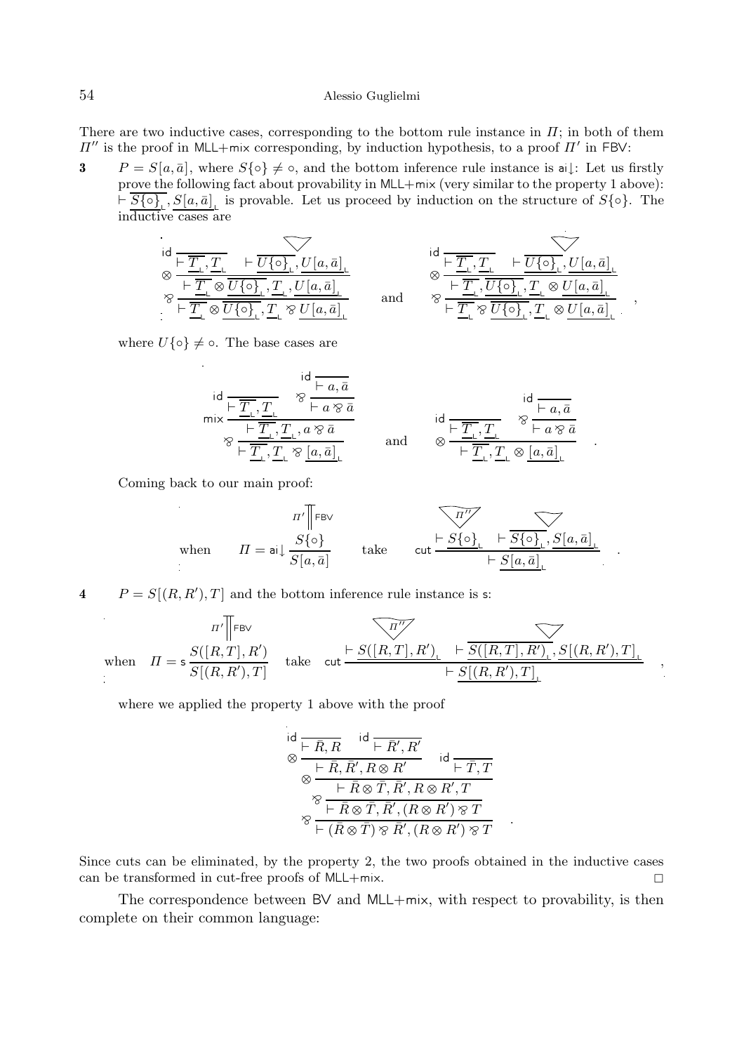There are two inductive cases, corresponding to the bottom rule instance in $\Pi$; in both of them $\Pi''$ is the proof in MLL+mix corresponding, by induction hypothesis, to a proof $\Pi'$ in FBV:

**3** $P = S[a, \bar{a}]$, where $S\{\circ\} \neq \circ$, and the bottom inference rule instance is $\mathsf{ai}\!\downarrow$: Let us firstly prove the following fact about provability in MLL+mix (very similar to the property 1 above): $\vdash \overline{\underline{S\{\circ\}}_{\llcorner}}, \underline{S[a,\bar{a}]}_{\llcorner}$ is provable. Let us proceed by induction on the structure of $S\{\circ\}$. The inductive cases are

$$
\otimes \frac{\mathsf{id}\,\dfrac{}{\vdash \overline{\underline{T}_{\llcorner}}, \underline{T}_{\llcorner}} \qquad \vdash \overline{\underline{U\{\circ\}}_{\llcorner}}, \underline{U[a,\bar{a}]}_{\llcorner}}{\bindnasrepma\,\dfrac{\vdash \overline{\underline{T}_{\llcorner}} \otimes \overline{\underline{U\{\circ\}}_{\llcorner}}, \underline{T}_{\llcorner}, \underline{U[a,\bar{a}]}_{\llcorner}}{\vdash \overline{\underline{T}_{\llcorner}} \otimes \overline{\underline{U\{\circ\}}_{\llcorner}}, \underline{T}_{\llcorner} \bindnasrepma \underline{U[a,\bar{a}]}_{\llcorner}}}
\qquad\text{and}\qquad
\otimes \frac{\mathsf{id}\,\dfrac{}{\vdash \overline{\underline{T}_{\llcorner}}, \underline{T}_{\llcorner}} \qquad \vdash \overline{\underline{U\{\circ\}}_{\llcorner}}, \underline{U[a,\bar{a}]}_{\llcorner}}{\bindnasrepma\,\dfrac{\vdash \overline{\underline{T}_{\llcorner}}, \overline{\underline{U\{\circ\}}_{\llcorner}}, \underline{T}_{\llcorner} \otimes \underline{U[a,\bar{a}]}_{\llcorner}}{\vdash \overline{\underline{T}_{\llcorner}} \bindnasrepma \overline{\underline{U\{\circ\}}_{\llcorner}}, \underline{T}_{\llcorner} \otimes \underline{U[a,\bar{a}]}_{\llcorner}}} \quad ,
$$

where $U\{\circ\} \neq \circ$. The base cases are

$$
\mathsf{mix}\,\frac{\mathsf{id}\,\dfrac{}{\vdash \overline{\underline{T}_{\llcorner}}, \underline{T}_{\llcorner}} \qquad \bindnasrepma\,\dfrac{\mathsf{id}\,\dfrac{}{\vdash a, \bar{a}}}{\vdash a \bindnasrepma \bar{a}}}{\bindnasrepma\,\dfrac{\vdash \overline{\underline{T}_{\llcorner}}, \underline{T}_{\llcorner}, a \bindnasrepma \bar{a}}{\vdash \overline{\underline{T}_{\llcorner}}, \underline{T}_{\llcorner} \bindnasrepma \underline{[a,\bar{a}]}_{\llcorner}}}
\qquad\text{and}\qquad
\otimes\,\frac{\mathsf{id}\,\dfrac{}{\vdash \overline{\underline{T}_{\llcorner}}, \underline{T}_{\llcorner}} \qquad \bindnasrepma\,\dfrac{\mathsf{id}\,\dfrac{}{\vdash a, \bar{a}}}{\vdash a \bindnasrepma \bar{a}}}{\vdash \overline{\underline{T}_{\llcorner}}, \underline{T}_{\llcorner} \otimes \underline{[a,\bar{a}]}_{\llcorner}} \quad .
$$

Coming back to our main proof:

$$
\text{when} \qquad \Pi = \mathsf{ai}\!\downarrow \frac{\overset{\Pi' \,\|\, \mathsf{FBV}}{S\{\circ\}}}{S[a,\bar{a}]} \qquad \text{take} \qquad \mathsf{cut}\,\frac{\overset{\Pi''}{\vdash \underline{S\{\circ\}}_{\llcorner}} \qquad \vdash \overline{\underline{S\{\circ\}}_{\llcorner}}, \underline{S[a,\bar{a}]}_{\llcorner}}{\vdash \underline{S[a,\bar{a}]}_{\llcorner}} \quad .
$$

**4** $P = S[(R,R'),T]$ and the bottom inference rule instance is $\mathsf{s}$:

$$
\text{when} \quad \Pi = \mathsf{s}\,\frac{\overset{\Pi' \,\|\, \mathsf{FBV}}{S([R,T],R')}}{S[(R,R'),T]} \quad \text{take} \quad \mathsf{cut}\,\frac{\overset{\Pi''}{\vdash \underline{S([R,T],R')}_{\llcorner}} \qquad \vdash \overline{\underline{S([R,T],R')}_{\llcorner}}, \underline{S[(R,R'),T]}_{\llcorner}}{\vdash \underline{S[(R,R'),T]}_{\llcorner}} \quad ,
$$

where we applied the property 1 above with the proof

$$
\bindnasrepma\,\frac{\bindnasrepma\,\dfrac{\otimes\,\dfrac{\otimes\,\dfrac{\mathsf{id}\,\dfrac{}{\vdash \bar{R}, R} \qquad \mathsf{id}\,\dfrac{}{\vdash \bar{R}', R'}}{\vdash \bar{R}, \bar{R}', R \otimes R'} \qquad \mathsf{id}\,\dfrac{}{\vdash \bar{T}, T}}{\vdash \bar{R} \otimes \bar{T}, \bar{R}', R \otimes R', T}}{\vdash \bar{R} \otimes \bar{T}, \bar{R}', (R \otimes R') \bindnasrepma T}}{\vdash (\bar{R} \otimes \bar{T}) \bindnasrepma \bar{R}', (R \otimes R') \bindnasrepma T} \quad .
$$

Since cuts can be eliminated, by the property 2, the two proofs obtained in the inductive cases can be transformed in cut-free proofs of MLL+mix. $\Box$

The correspondence between BV and MLL+mix, with respect to provability, is then complete on their common language: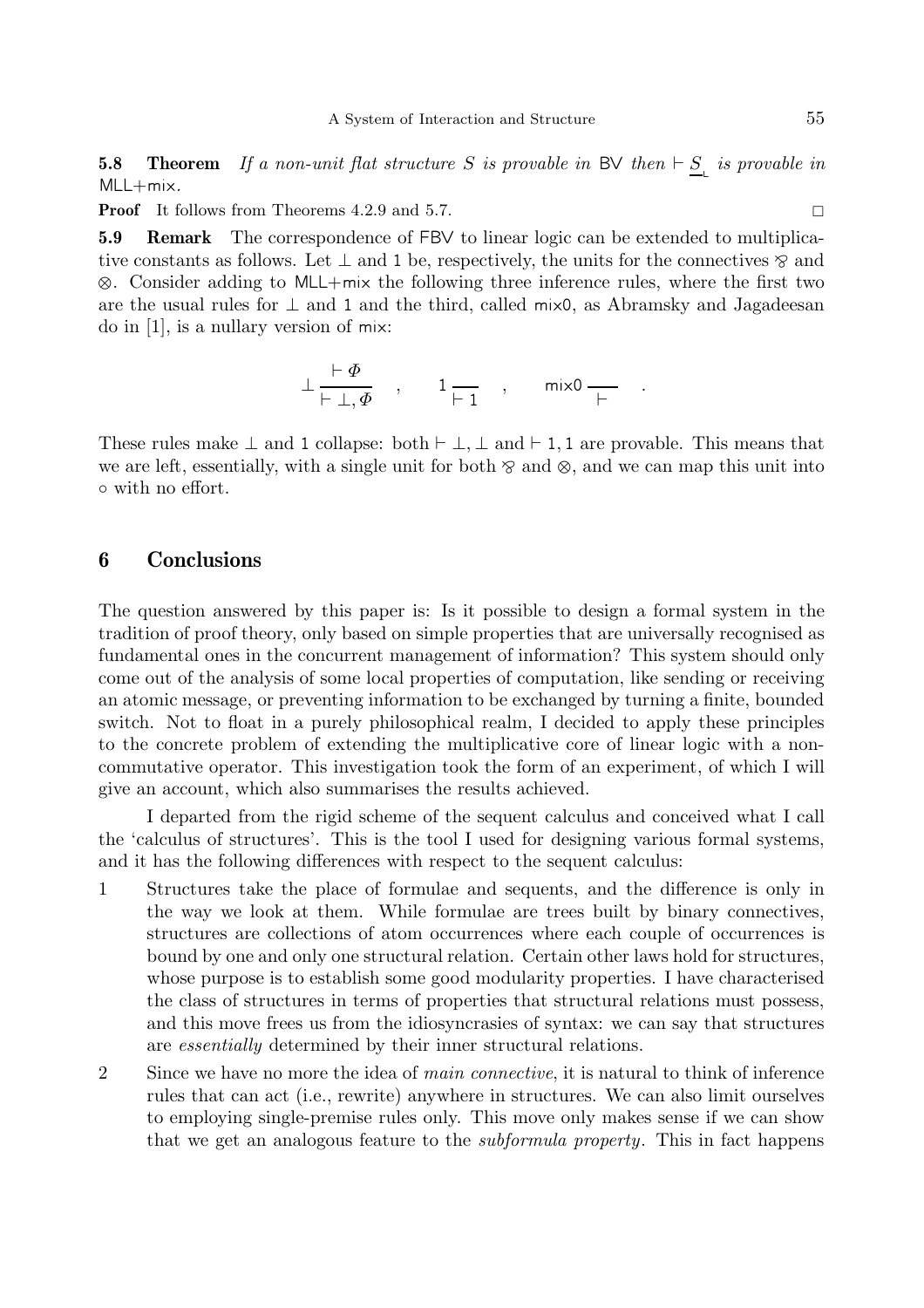**5.8 Theorem** *If a non-unit flat structure $S$ is provable in* BV *then* $\vdash \underline{S}_{\mathsf{L}}$ *is provable in* MLL+mix.

**Proof** It follows from Theorems 4.2.9 and 5.7. □

**5.9 Remark** The correspondence of FBV to linear logic can be extended to multiplicative constants as follows. Let $\perp$ and $1$ be, respectively, the units for the connectives $⅋$ and $\otimes$. Consider adding to MLL+mix the following three inference rules, where the first two are the usual rules for $\perp$ and $1$ and the third, called mix0, as Abramsky and Jagadeesan do in [1], is a nullary version of mix:

$$\perp \frac{\vdash \Phi}{\vdash \perp, \Phi} \quad , \qquad 1 \frac{}{\vdash 1} \quad , \qquad \mathsf{mix0} \frac{}{\vdash} \quad .$$

These rules make $\perp$ and $1$ collapse: both $\vdash \perp, \perp$ and $\vdash 1, 1$ are provable. This means that we are left, essentially, with a single unit for both $⅋$ and $\otimes$, and we can map this unit into $\circ$ with no effort.

## 6 Conclusions

The question answered by this paper is: Is it possible to design a formal system in the tradition of proof theory, only based on simple properties that are universally recognised as fundamental ones in the concurrent management of information? This system should only come out of the analysis of some local properties of computation, like sending or receiving an atomic message, or preventing information to be exchanged by turning a finite, bounded switch. Not to float in a purely philosophical realm, I decided to apply these principles to the concrete problem of extending the multiplicative core of linear logic with a non-commutative operator. This investigation took the form of an experiment, of which I will give an account, which also summarises the results achieved.

I departed from the rigid scheme of the sequent calculus and conceived what I call the 'calculus of structures'. This is the tool I used for designing various formal systems, and it has the following differences with respect to the sequent calculus:

1. Structures take the place of formulae and sequents, and the difference is only in the way we look at them. While formulae are trees built by binary connectives, structures are collections of atom occurrences where each couple of occurrences is bound by one and only one structural relation. Certain other laws hold for structures, whose purpose is to establish some good modularity properties. I have characterised the class of structures in terms of properties that structural relations must possess, and this move frees us from the idiosyncrasies of syntax: we can say that structures are *essentially* determined by their inner structural relations.

2. Since we have no more the idea of *main connective*, it is natural to think of inference rules that can act (i.e., rewrite) anywhere in structures. We can also limit ourselves to employing single-premise rules only. This move only makes sense if we can show that we get an analogous feature to the *subformula property*. This in fact happens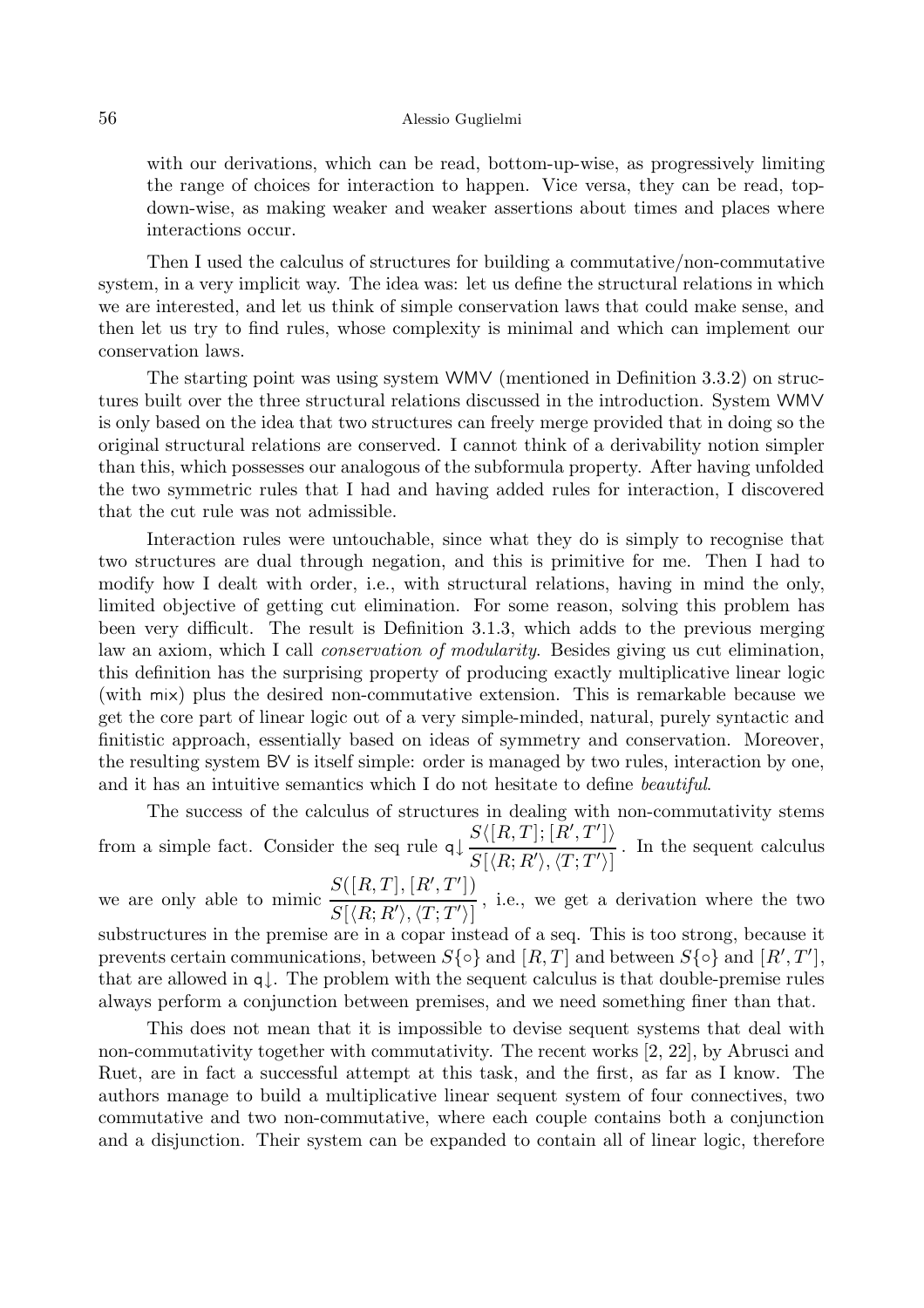with our derivations, which can be read, bottom-up-wise, as progressively limiting the range of choices for interaction to happen. Vice versa, they can be read, top-down-wise, as making weaker and weaker assertions about times and places where interactions occur.

Then I used the calculus of structures for building a commutative/non-commutative system, in a very implicit way. The idea was: let us define the structural relations in which we are interested, and let us think of simple conservation laws that could make sense, and then let us try to find rules, whose complexity is minimal and which can implement our conservation laws.

The starting point was using system WMV (mentioned in Definition 3.3.2) on structures built over the three structural relations discussed in the introduction. System WMV is only based on the idea that two structures can freely merge provided that in doing so the original structural relations are conserved. I cannot think of a derivability notion simpler than this, which possesses our analogous of the subformula property. After having unfolded the two symmetric rules that I had and having added rules for interaction, I discovered that the cut rule was not admissible.

Interaction rules were untouchable, since what they do is simply to recognise that two structures are dual through negation, and this is primitive for me. Then I had to modify how I dealt with order, i.e., with structural relations, having in mind the only, limited objective of getting cut elimination. For some reason, solving this problem has been very difficult. The result is Definition 3.1.3, which adds to the previous merging law an axiom, which I call *conservation of modularity*. Besides giving us cut elimination, this definition has the surprising property of producing exactly multiplicative linear logic (with mix) plus the desired non-commutative extension. This is remarkable because we get the core part of linear logic out of a very simple-minded, natural, purely syntactic and finitistic approach, essentially based on ideas of symmetry and conservation. Moreover, the resulting system BV is itself simple: order is managed by two rules, interaction by one, and it has an intuitive semantics which I do not hesitate to define *beautiful*.

The success of the calculus of structures in dealing with non-commutativity stems from a simple fact. Consider the seq rule $\mathsf{q}{\downarrow}\,\dfrac{S\langle[R,T];[R',T']\rangle}{S[\langle R;R'\rangle,\langle T;T'\rangle]}$. In the sequent calculus we are only able to mimic $\dfrac{S([R,T],[R',T'])}{S[\langle R;R'\rangle,\langle T;T'\rangle]}$, i.e., we get a derivation where the two substructures in the premise are in a copar instead of a seq. This is too strong, because it prevents certain communications, between $S\{\circ\}$ and $[R,T]$ and between $S\{\circ\}$ and $[R',T']$, that are allowed in $\mathsf{q}{\downarrow}$. The problem with the sequent calculus is that double-premise rules always perform a conjunction between premises, and we need something finer than that.

This does not mean that it is impossible to devise sequent systems that deal with non-commutativity together with commutativity. The recent works [2, 22], by Abrusci and Ruet, are in fact a successful attempt at this task, and the first, as far as I know. The authors manage to build a multiplicative linear sequent system of four connectives, two commutative and two non-commutative, where each couple contains both a conjunction and a disjunction. Their system can be expanded to contain all of linear logic, therefore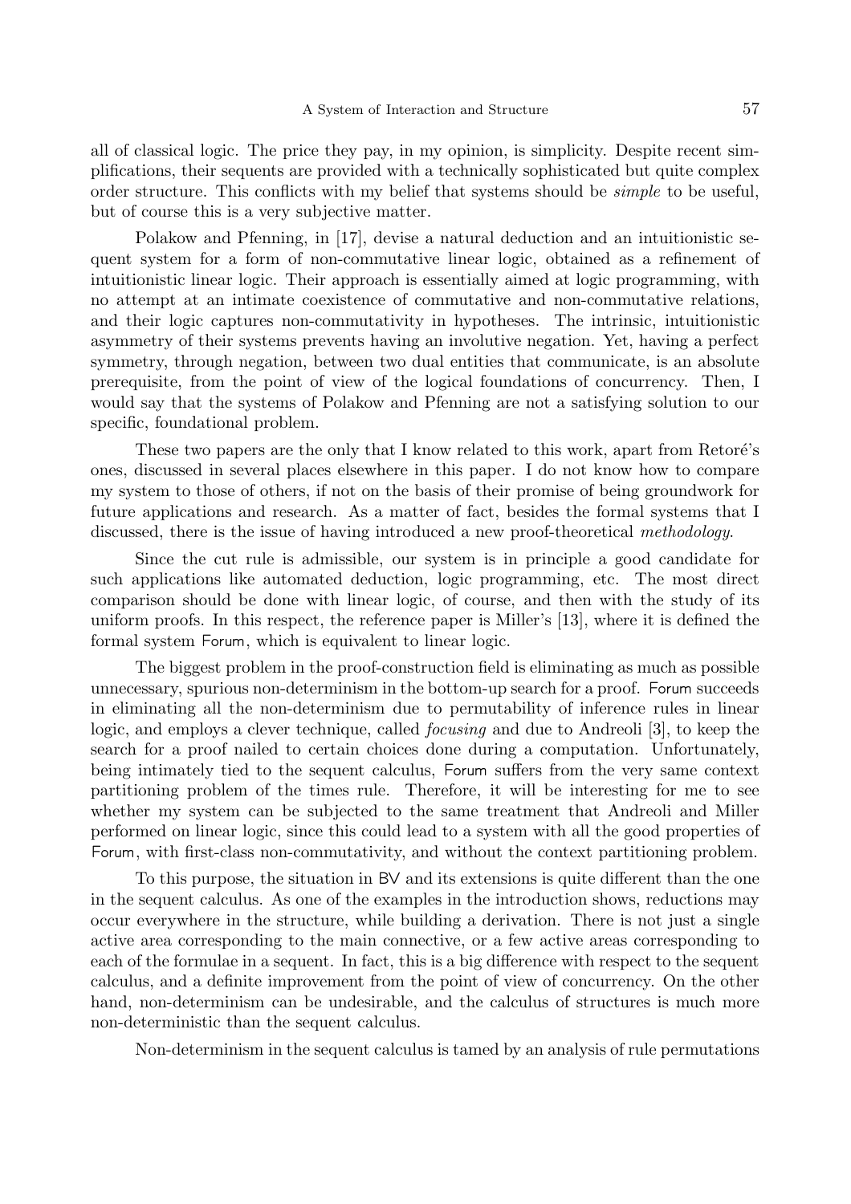all of classical logic. The price they pay, in my opinion, is simplicity. Despite recent simplifications, their sequents are provided with a technically sophisticated but quite complex order structure. This conflicts with my belief that systems should be *simple* to be useful, but of course this is a very subjective matter.

Polakow and Pfenning, in [17], devise a natural deduction and an intuitionistic sequent system for a form of non-commutative linear logic, obtained as a refinement of intuitionistic linear logic. Their approach is essentially aimed at logic programming, with no attempt at an intimate coexistence of commutative and non-commutative relations, and their logic captures non-commutativity in hypotheses. The intrinsic, intuitionistic asymmetry of their systems prevents having an involutive negation. Yet, having a perfect symmetry, through negation, between two dual entities that communicate, is an absolute prerequisite, from the point of view of the logical foundations of concurrency. Then, I would say that the systems of Polakow and Pfenning are not a satisfying solution to our specific, foundational problem.

These two papers are the only that I know related to this work, apart from Retoré's ones, discussed in several places elsewhere in this paper. I do not know how to compare my system to those of others, if not on the basis of their promise of being groundwork for future applications and research. As a matter of fact, besides the formal systems that I discussed, there is the issue of having introduced a new proof-theoretical *methodology*.

Since the cut rule is admissible, our system is in principle a good candidate for such applications like automated deduction, logic programming, etc. The most direct comparison should be done with linear logic, of course, and then with the study of its uniform proofs. In this respect, the reference paper is Miller's [13], where it is defined the formal system Forum, which is equivalent to linear logic.

The biggest problem in the proof-construction field is eliminating as much as possible unnecessary, spurious non-determinism in the bottom-up search for a proof. Forum succeeds in eliminating all the non-determinism due to permutability of inference rules in linear logic, and employs a clever technique, called *focusing* and due to Andreoli [3], to keep the search for a proof nailed to certain choices done during a computation. Unfortunately, being intimately tied to the sequent calculus, Forum suffers from the very same context partitioning problem of the times rule. Therefore, it will be interesting for me to see whether my system can be subjected to the same treatment that Andreoli and Miller performed on linear logic, since this could lead to a system with all the good properties of Forum, with first-class non-commutativity, and without the context partitioning problem.

To this purpose, the situation in BV and its extensions is quite different than the one in the sequent calculus. As one of the examples in the introduction shows, reductions may occur everywhere in the structure, while building a derivation. There is not just a single active area corresponding to the main connective, or a few active areas corresponding to each of the formulae in a sequent. In fact, this is a big difference with respect to the sequent calculus, and a definite improvement from the point of view of concurrency. On the other hand, non-determinism can be undesirable, and the calculus of structures is much more non-deterministic than the sequent calculus.

Non-determinism in the sequent calculus is tamed by an analysis of rule permutations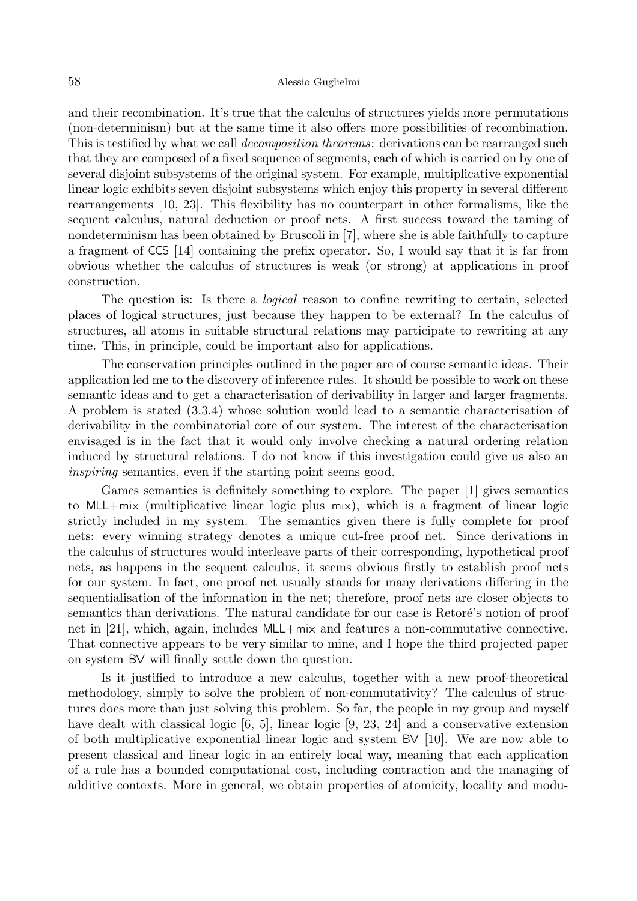and their recombination. It's true that the calculus of structures yields more permutations (non-determinism) but at the same time it also offers more possibilities of recombination. This is testified by what we call *decomposition theorems*: derivations can be rearranged such that they are composed of a fixed sequence of segments, each of which is carried on by one of several disjoint subsystems of the original system. For example, multiplicative exponential linear logic exhibits seven disjoint subsystems which enjoy this property in several different rearrangements [10, 23]. This flexibility has no counterpart in other formalisms, like the sequent calculus, natural deduction or proof nets. A first success toward the taming of nondeterminism has been obtained by Bruscoli in [7], where she is able faithfully to capture a fragment of CCS [14] containing the prefix operator. So, I would say that it is far from obvious whether the calculus of structures is weak (or strong) at applications in proof construction.

The question is: Is there a *logical* reason to confine rewriting to certain, selected places of logical structures, just because they happen to be external? In the calculus of structures, all atoms in suitable structural relations may participate to rewriting at any time. This, in principle, could be important also for applications.

The conservation principles outlined in the paper are of course semantic ideas. Their application led me to the discovery of inference rules. It should be possible to work on these semantic ideas and to get a characterisation of derivability in larger and larger fragments. A problem is stated (3.3.4) whose solution would lead to a semantic characterisation of derivability in the combinatorial core of our system. The interest of the characterisation envisaged is in the fact that it would only involve checking a natural ordering relation induced by structural relations. I do not know if this investigation could give us also an *inspiring* semantics, even if the starting point seems good.

Games semantics is definitely something to explore. The paper [1] gives semantics to MLL+mix (multiplicative linear logic plus mix), which is a fragment of linear logic strictly included in my system. The semantics given there is fully complete for proof nets: every winning strategy denotes a unique cut-free proof net. Since derivations in the calculus of structures would interleave parts of their corresponding, hypothetical proof nets, as happens in the sequent calculus, it seems obvious firstly to establish proof nets for our system. In fact, one proof net usually stands for many derivations differing in the sequentialisation of the information in the net; therefore, proof nets are closer objects to semantics than derivations. The natural candidate for our case is Retoré's notion of proof net in [21], which, again, includes MLL+mix and features a non-commutative connective. That connective appears to be very similar to mine, and I hope the third projected paper on system BV will finally settle down the question.

Is it justified to introduce a new calculus, together with a new proof-theoretical methodology, simply to solve the problem of non-commutativity? The calculus of structures does more than just solving this problem. So far, the people in my group and myself have dealt with classical logic [6, 5], linear logic [9, 23, 24] and a conservative extension of both multiplicative exponential linear logic and system BV [10]. We are now able to present classical and linear logic in an entirely local way, meaning that each application of a rule has a bounded computational cost, including contraction and the managing of additive contexts. More in general, we obtain properties of atomicity, locality and modu-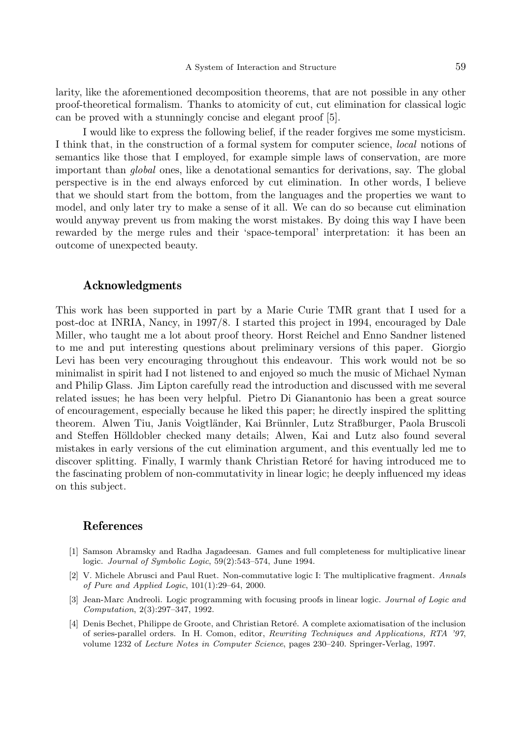larity, like the aforementioned decomposition theorems, that are not possible in any other proof-theoretical formalism. Thanks to atomicity of cut, cut elimination for classical logic can be proved with a stunningly concise and elegant proof [5].

I would like to express the following belief, if the reader forgives me some mysticism. I think that, in the construction of a formal system for computer science, *local* notions of semantics like those that I employed, for example simple laws of conservation, are more important than *global* ones, like a denotational semantics for derivations, say. The global perspective is in the end always enforced by cut elimination. In other words, I believe that we should start from the bottom, from the languages and the properties we want to model, and only later try to make a sense of it all. We can do so because cut elimination would anyway prevent us from making the worst mistakes. By doing this way I have been rewarded by the merge rules and their 'space-temporal' interpretation: it has been an outcome of unexpected beauty.

## Acknowledgments

This work has been supported in part by a Marie Curie TMR grant that I used for a post-doc at INRIA, Nancy, in 1997/8. I started this project in 1994, encouraged by Dale Miller, who taught me a lot about proof theory. Horst Reichel and Enno Sandner listened to me and put interesting questions about preliminary versions of this paper. Giorgio Levi has been very encouraging throughout this endeavour. This work would not be so minimalist in spirit had I not listened to and enjoyed so much the music of Michael Nyman and Philip Glass. Jim Lipton carefully read the introduction and discussed with me several related issues; he has been very helpful. Pietro Di Gianantonio has been a great source of encouragement, especially because he liked this paper; he directly inspired the splitting theorem. Alwen Tiu, Janis Voigtländer, Kai Brünnler, Lutz Straßburger, Paola Bruscoli and Steffen Hölldobler checked many details; Alwen, Kai and Lutz also found several mistakes in early versions of the cut elimination argument, and this eventually led me to discover splitting. Finally, I warmly thank Christian Retoré for having introduced me to the fascinating problem of non-commutativity in linear logic; he deeply influenced my ideas on this subject.

## References

[1] Samson Abramsky and Radha Jagadeesan. Games and full completeness for multiplicative linear logic. *Journal of Symbolic Logic*, 59(2):543–574, June 1994.

[2] V. Michele Abrusci and Paul Ruet. Non-commutative logic I: The multiplicative fragment. *Annals of Pure and Applied Logic*, 101(1):29–64, 2000.

[3] Jean-Marc Andreoli. Logic programming with focusing proofs in linear logic. *Journal of Logic and Computation*, 2(3):297–347, 1992.

[4] Denis Bechet, Philippe de Groote, and Christian Retoré. A complete axiomatisation of the inclusion of series-parallel orders. In H. Comon, editor, *Rewriting Techniques and Applications, RTA '97*, volume 1232 of *Lecture Notes in Computer Science*, pages 230–240. Springer-Verlag, 1997.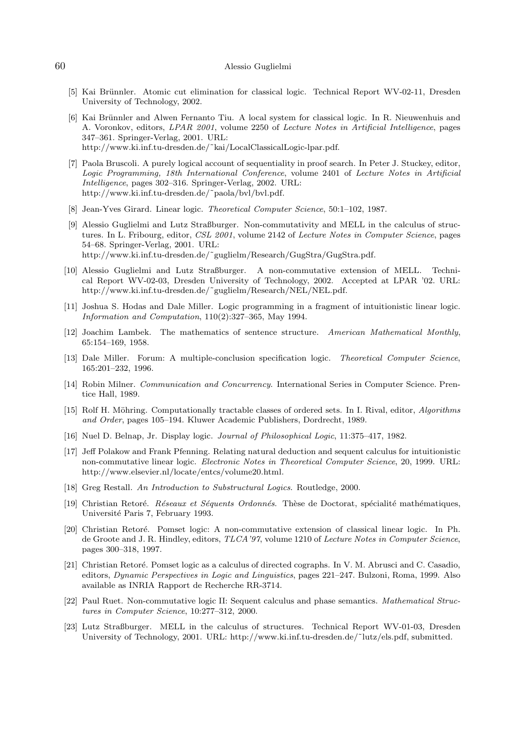[5] Kai Brünnler. Atomic cut elimination for classical logic. Technical Report WV-02-11, Dresden University of Technology, 2002.

[6] Kai Brünnler and Alwen Fernanto Tiu. A local system for classical logic. In R. Nieuwenhuis and A. Voronkov, editors, *LPAR 2001*, volume 2250 of *Lecture Notes in Artificial Intelligence*, pages 347–361. Springer-Verlag, 2001. URL: http://www.ki.inf.tu-dresden.de/˜kai/LocalClassicalLogic-lpar.pdf.

[7] Paola Bruscoli. A purely logical account of sequentiality in proof search. In Peter J. Stuckey, editor, *Logic Programming, 18th International Conference*, volume 2401 of *Lecture Notes in Artificial Intelligence*, pages 302–316. Springer-Verlag, 2002. URL: http://www.ki.inf.tu-dresden.de/˜paola/bvl/bvl.pdf.

[8] Jean-Yves Girard. Linear logic. *Theoretical Computer Science*, 50:1–102, 1987.

[9] Alessio Guglielmi and Lutz Straßburger. Non-commutativity and MELL in the calculus of structures. In L. Fribourg, editor, *CSL 2001*, volume 2142 of *Lecture Notes in Computer Science*, pages 54–68. Springer-Verlag, 2001. URL: http://www.ki.inf.tu-dresden.de/˜guglielm/Research/GugStra/GugStra.pdf.

[10] Alessio Guglielmi and Lutz Straßburger. A non-commutative extension of MELL. Technical Report WV-02-03, Dresden University of Technology, 2002. Accepted at LPAR '02. URL: http://www.ki.inf.tu-dresden.de/˜guglielm/Research/NEL/NEL.pdf.

[11] Joshua S. Hodas and Dale Miller. Logic programming in a fragment of intuitionistic linear logic. *Information and Computation*, 110(2):327–365, May 1994.

[12] Joachim Lambek. The mathematics of sentence structure. *American Mathematical Monthly*, 65:154–169, 1958.

[13] Dale Miller. Forum: A multiple-conclusion specification logic. *Theoretical Computer Science*, 165:201–232, 1996.

[14] Robin Milner. *Communication and Concurrency*. International Series in Computer Science. Prentice Hall, 1989.

[15] Rolf H. Möhring. Computationally tractable classes of ordered sets. In I. Rival, editor, *Algorithms and Order*, pages 105–194. Kluwer Academic Publishers, Dordrecht, 1989.

[16] Nuel D. Belnap, Jr. Display logic. *Journal of Philosophical Logic*, 11:375–417, 1982.

[17] Jeff Polakow and Frank Pfenning. Relating natural deduction and sequent calculus for intuitionistic non-commutative linear logic. *Electronic Notes in Theoretical Computer Science*, 20, 1999. URL: http://www.elsevier.nl/locate/entcs/volume20.html.

[18] Greg Restall. *An Introduction to Substructural Logics*. Routledge, 2000.

[19] Christian Retoré. *Réseaux et Séquents Ordonnés*. Thèse de Doctorat, spécialité mathématiques, Université Paris 7, February 1993.

[20] Christian Retoré. Pomset logic: A non-commutative extension of classical linear logic. In Ph. de Groote and J. R. Hindley, editors, *TLCA'97*, volume 1210 of *Lecture Notes in Computer Science*, pages 300–318, 1997.

[21] Christian Retoré. Pomset logic as a calculus of directed cographs. In V. M. Abrusci and C. Casadio, editors, *Dynamic Perspectives in Logic and Linguistics*, pages 221–247. Bulzoni, Roma, 1999. Also available as INRIA Rapport de Recherche RR-3714.

[22] Paul Ruet. Non-commutative logic II: Sequent calculus and phase semantics. *Mathematical Structures in Computer Science*, 10:277–312, 2000.

[23] Lutz Straßburger. MELL in the calculus of structures. Technical Report WV-01-03, Dresden University of Technology, 2001. URL: http://www.ki.inf.tu-dresden.de/˜lutz/els.pdf, submitted.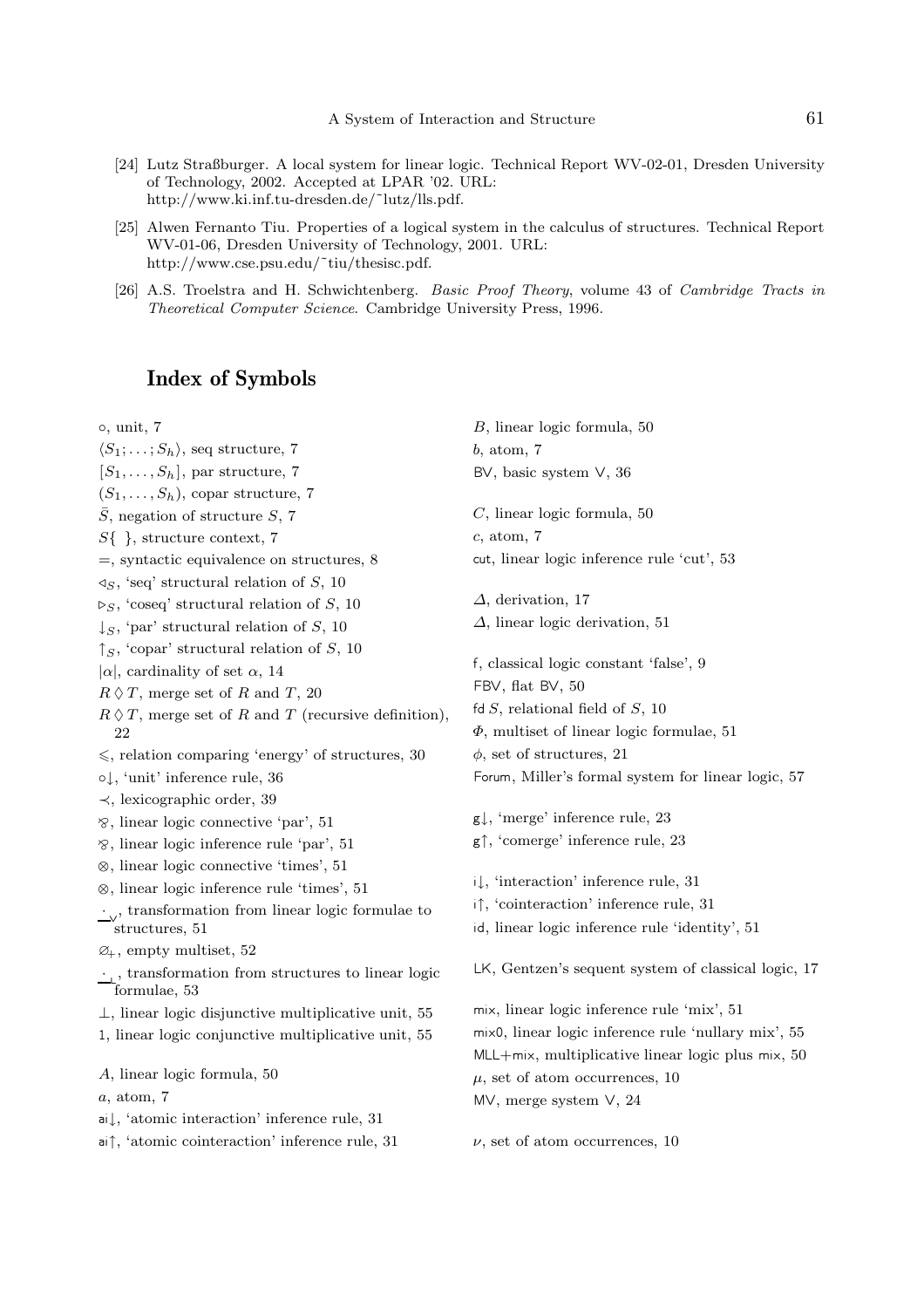[24] Lutz Straßburger. A local system for linear logic. Technical Report WV-02-01, Dresden University of Technology, 2002. Accepted at LPAR '02. URL: http://www.ki.inf.tu-dresden.de/˜lutz/lls.pdf.

[25] Alwen Fernanto Tiu. Properties of a logical system in the calculus of structures. Technical Report WV-01-06, Dresden University of Technology, 2001. URL: http://www.cse.psu.edu/˜tiu/thesisc.pdf.

[26] A.S. Troelstra and H. Schwichtenberg. *Basic Proof Theory*, volume 43 of *Cambridge Tracts in Theoretical Computer Science*. Cambridge University Press, 1996.

## Index of Symbols

$\circ$, unit, 7

$\langle S_1; \ldots ; S_h \rangle$, seq structure, 7

$[S_1, \ldots , S_h]$, par structure, 7

$(S_1, \ldots , S_h)$, copar structure, 7

$\bar{S}$, negation of structure $S$, 7

$S\{\ \}$, structure context, 7

$=$, syntactic equivalence on structures, 8

$\lhd_S$, 'seq' structural relation of $S$, 10

$\rhd_S$, 'coseq' structural relation of $S$, 10

$\downarrow_S$, 'par' structural relation of $S$, 10

$\uparrow_S$, 'copar' structural relation of $S$, 10

$|\alpha|$, cardinality of set $\alpha$, 14

$R \between T$, merge set of $R$ and $T$, 20

$R \between T$, merge set of $R$ and $T$ (recursive definition), 22

$\leqslant$, relation comparing 'energy' of structures, 30

$\circ\!\downarrow$, 'unit' inference rule, 36

$\prec$, lexicographic order, 39

$\parr$, linear logic connective 'par', 51

$\parr$, linear logic inference rule 'par', 51

$\otimes$, linear logic connective 'times', 51

$\otimes$, linear logic inference rule 'times', 51

$\underline{\cdot}_{\mathsf{V}}$, transformation from linear logic formulae to structures, 51

$\varnothing_+$, empty multiset, 52

$\underline{\cdot}_{\mathsf{L}}$, transformation from structures to linear logic formulae, 53

$\bot$, linear logic disjunctive multiplicative unit, 55

$1$, linear logic conjunctive multiplicative unit, 55

$A$, linear logic formula, 50

$a$, atom, 7

$\mathsf{ai}\!\downarrow$, 'atomic interaction' inference rule, 31

$\mathsf{ai}\!\uparrow$, 'atomic cointeraction' inference rule, 31

$B$, linear logic formula, 50

$b$, atom, 7

$\mathsf{BV}$, basic system V, 36

$C$, linear logic formula, 50

$c$, atom, 7

$\mathsf{cut}$, linear logic inference rule 'cut', 53

$\Delta$, derivation, 17

$\Delta$, linear logic derivation, 51

$\mathsf{f}$, classical logic constant 'false', 9

$\mathsf{FBV}$, flat BV, 50

$\mathsf{fd}\, S$, relational field of $S$, 10

$\Phi$, multiset of linear logic formulae, 51

$\phi$, set of structures, 21

$\mathsf{Forum}$, Miller's formal system for linear logic, 57

$\mathsf{g}\!\downarrow$, 'merge' inference rule, 23

$\mathsf{g}\!\uparrow$, 'comerge' inference rule, 23

$\mathsf{i}\!\downarrow$, 'interaction' inference rule, 31

$\mathsf{i}\!\uparrow$, 'cointeraction' inference rule, 31

$\mathsf{id}$, linear logic inference rule 'identity', 51

$\mathsf{LK}$, Gentzen's sequent system of classical logic, 17

$\mathsf{mix}$, linear logic inference rule 'mix', 51

$\mathsf{mix0}$, linear logic inference rule 'nullary mix', 55

$\mathsf{MLL{+}mix}$, multiplicative linear logic plus mix, 50

$\mu$, set of atom occurrences, 10

$\mathsf{MV}$, merge system V, 24

$\nu$, set of atom occurrences, 10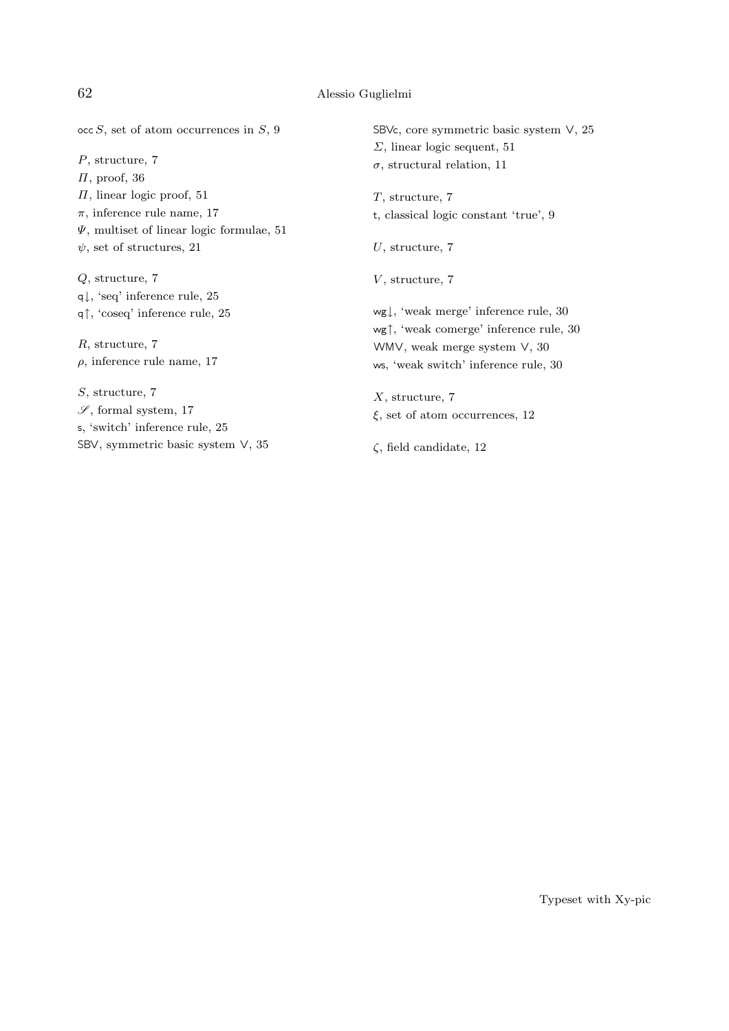$\mathsf{occ}\, S$, set of atom occurrences in $S$, 9

$P$, structure, 7
$\Pi$, proof, 36
$\Pi$, linear logic proof, 51
$\pi$, inference rule name, 17
$\Psi$, multiset of linear logic formulae, 51
$\psi$, set of structures, 21

$Q$, structure, 7
$\mathsf{q}\downarrow$, 'seq' inference rule, 25
$\mathsf{q}\uparrow$, 'coseq' inference rule, 25

$R$, structure, 7
$\rho$, inference rule name, 17

$S$, structure, 7
$\mathscr{S}$, formal system, 17
$\mathsf{s}$, 'switch' inference rule, 25
$\mathsf{SBV}$, symmetric basic system V, 35

$\mathsf{SBVc}$, core symmetric basic system V, 25
$\Sigma$, linear logic sequent, 51
$\sigma$, structural relation, 11

$T$, structure, 7
$\mathsf{t}$, classical logic constant 'true', 9

$U$, structure, 7

$V$, structure, 7

$\mathsf{wg}\downarrow$, 'weak merge' inference rule, 30
$\mathsf{wg}\uparrow$, 'weak comerge' inference rule, 30
$\mathsf{WMV}$, weak merge system V, 30
$\mathsf{ws}$, 'weak switch' inference rule, 30

$X$, structure, 7
$\xi$, set of atom occurrences, 12

$\zeta$, field candidate, 12

Typeset with Xy-pic